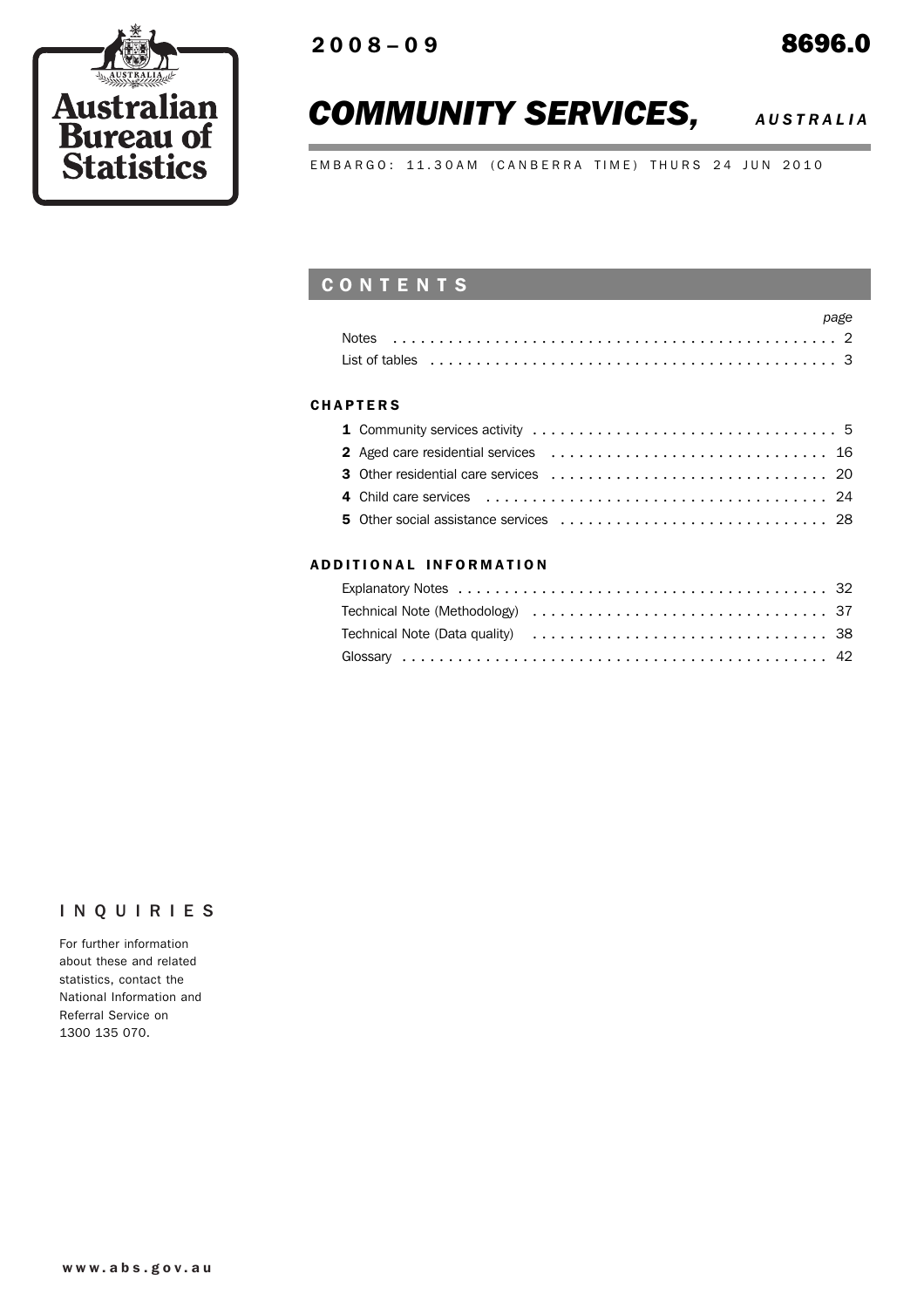Australian Bureau of Statistics

2008–09

8696.0

# COMMUNITY SERVICES, AUSTRALIA

EMBARGO: 11.30AM (CANBERRA TIME) THURS 24 JUN 2010

## CONTENTS

| | page |
|---|---|
| Notes | 2 |
| List of tables | 3 |

### CHAPTERS

| | page |
|---|---|
| **1** Community services activity | 5 |
| **2** Aged care residential services | 16 |
| **3** Other residential care services | 20 |
| **4** Child care services | 24 |
| **5** Other social assistance services | 28 |

### ADDITIONAL INFORMATION

| | page |
|---|---|
| Explanatory Notes | 32 |
| Technical Note (Methodology) | 37 |
| Technical Note (Data quality) | 38 |
| Glossary | 42 |

## INQUIRIES

For further information about these and related statistics, contact the National Information and Referral Service on 1300 135 070.

www.abs.gov.au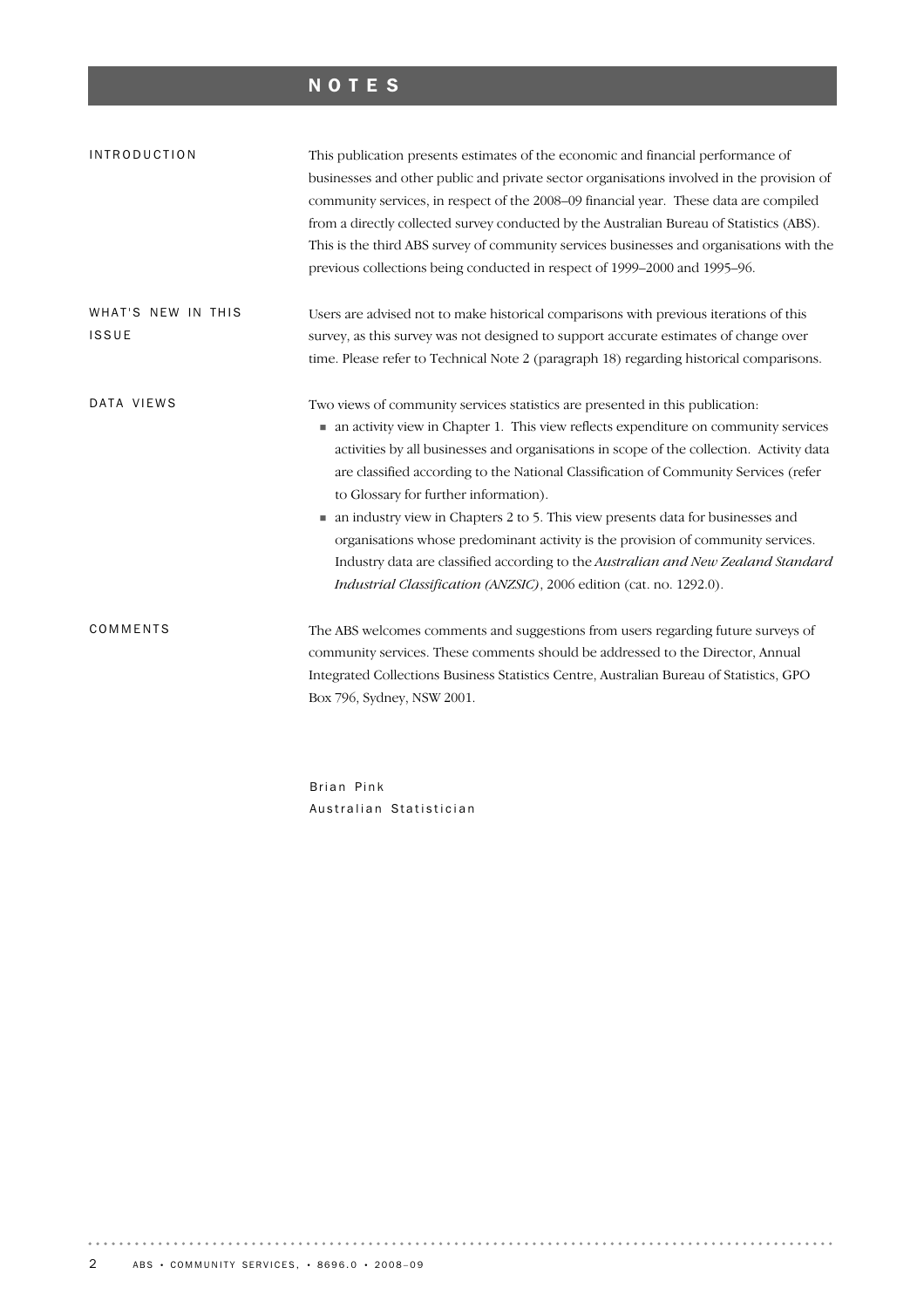# NOTES

## INTRODUCTION

This publication presents estimates of the economic and financial performance of businesses and other public and private sector organisations involved in the provision of community services, in respect of the 2008–09 financial year. These data are compiled from a directly collected survey conducted by the Australian Bureau of Statistics (ABS). This is the third ABS survey of community services businesses and organisations with the previous collections being conducted in respect of 1999–2000 and 1995–96.

## WHAT'S NEW IN THIS ISSUE

Users are advised not to make historical comparisons with previous iterations of this survey, as this survey was not designed to support accurate estimates of change over time. Please refer to Technical Note 2 (paragraph 18) regarding historical comparisons.

## DATA VIEWS

Two views of community services statistics are presented in this publication:

- an activity view in Chapter 1. This view reflects expenditure on community services activities by all businesses and organisations in scope of the collection. Activity data are classified according to the National Classification of Community Services (refer to Glossary for further information).
- an industry view in Chapters 2 to 5. This view presents data for businesses and organisations whose predominant activity is the provision of community services. Industry data are classified according to the *Australian and New Zealand Standard Industrial Classification (ANZSIC)*, 2006 edition (cat. no. 1292.0).

## COMMENTS

The ABS welcomes comments and suggestions from users regarding future surveys of community services. These comments should be addressed to the Director, Annual Integrated Collections Business Statistics Centre, Australian Bureau of Statistics, GPO Box 796, Sydney, NSW 2001.

Brian Pink
Australian Statistician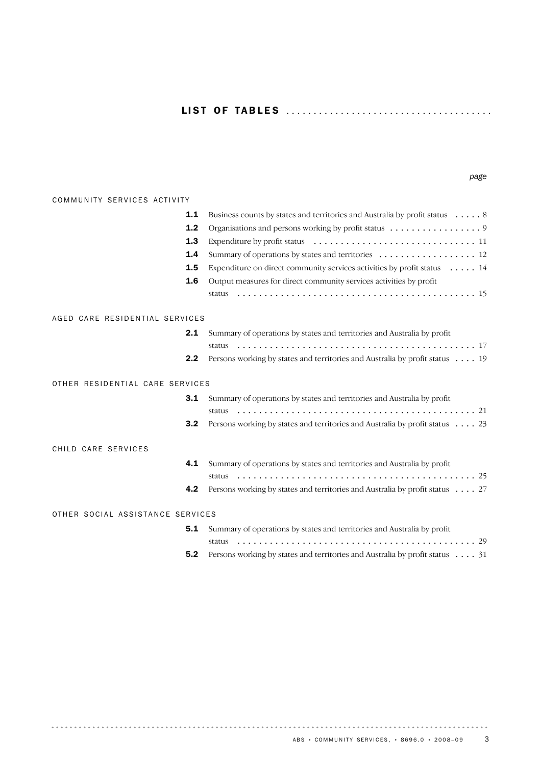# LIST OF TABLES

*page*

COMMUNITY SERVICES ACTIVITY

| | | |
|---|---|---|
| **1.1** | Business counts by states and territories and Australia by profit status | 8 |
| **1.2** | Organisations and persons working by profit status | 9 |
| **1.3** | Expenditure by profit status | 11 |
| **1.4** | Summary of operations by states and territories | 12 |
| **1.5** | Expenditure on direct community services activities by profit status | 14 |
| **1.6** | Output measures for direct community services activities by profit status | 15 |

AGED CARE RESIDENTIAL SERVICES

| | | |
|---|---|---|
| **2.1** | Summary of operations by states and territories and Australia by profit status | 17 |
| **2.2** | Persons working by states and territories and Australia by profit status | 19 |

OTHER RESIDENTIAL CARE SERVICES

| | | |
|---|---|---|
| **3.1** | Summary of operations by states and territories and Australia by profit status | 21 |
| **3.2** | Persons working by states and territories and Australia by profit status | 23 |

CHILD CARE SERVICES

| | | |
|---|---|---|
| **4.1** | Summary of operations by states and territories and Australia by profit status | 25 |
| **4.2** | Persons working by states and territories and Australia by profit status | 27 |

OTHER SOCIAL ASSISTANCE SERVICES

| | | |
|---|---|---|
| **5.1** | Summary of operations by states and territories and Australia by profit status | 29 |
| **5.2** | Persons working by states and territories and Australia by profit status | 31 |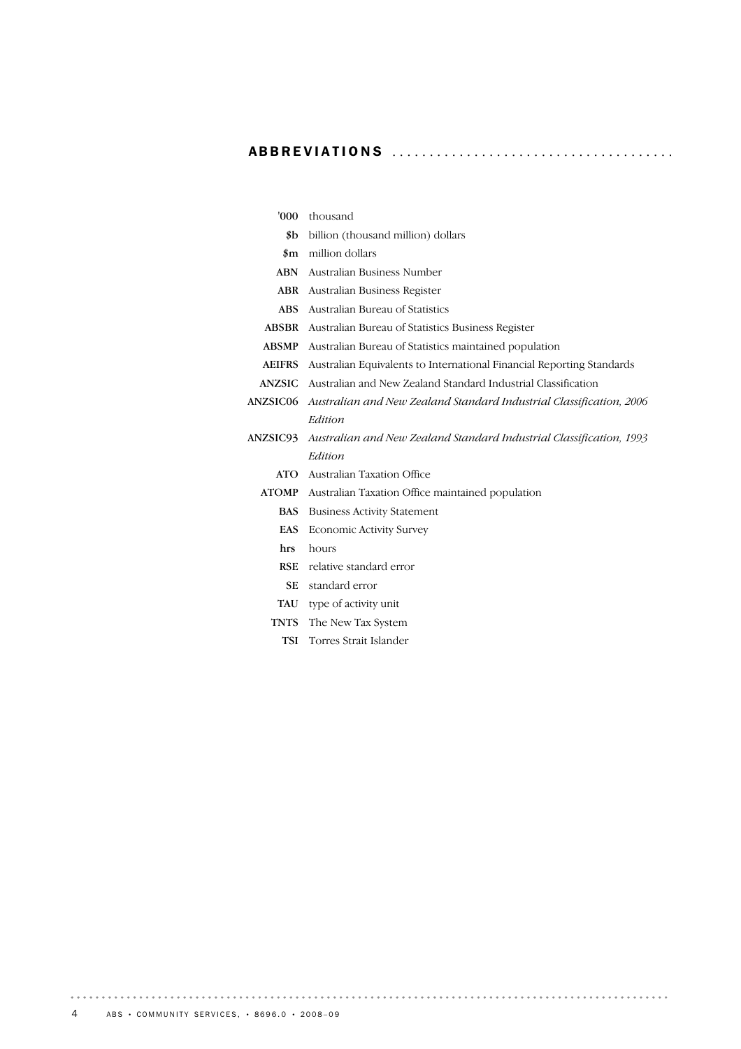# ABBREVIATIONS

| | |
|---|---|
| **'000** | thousand |
| **$b** | billion (thousand million) dollars |
| **$m** | million dollars |
| **ABN** | Australian Business Number |
| **ABR** | Australian Business Register |
| **ABS** | Australian Bureau of Statistics |
| **ABSBR** | Australian Bureau of Statistics Business Register |
| **ABSMP** | Australian Bureau of Statistics maintained population |
| **AEIFRS** | Australian Equivalents to International Financial Reporting Standards |
| **ANZSIC** | Australian and New Zealand Standard Industrial Classification |
| **ANZSIC06** | *Australian and New Zealand Standard Industrial Classification, 2006 Edition* |
| **ANZSIC93** | *Australian and New Zealand Standard Industrial Classification, 1993 Edition* |
| **ATO** | Australian Taxation Office |
| **ATOMP** | Australian Taxation Office maintained population |
| **BAS** | Business Activity Statement |
| **EAS** | Economic Activity Survey |
| **hrs** | hours |
| **RSE** | relative standard error |
| **SE** | standard error |
| **TAU** | type of activity unit |
| **TNTS** | The New Tax System |
| **TSI** | Torres Strait Islander |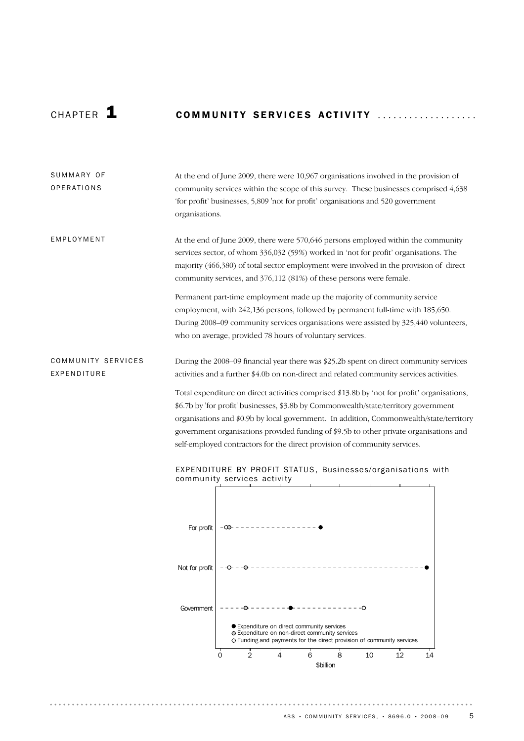# CHAPTER 1 COMMUNITY SERVICES ACTIVITY

## SUMMARY OF OPERATIONS

At the end of June 2009, there were 10,967 organisations involved in the provision of community services within the scope of this survey. These businesses comprised 4,638 'for profit' businesses, 5,809 'not for profit' organisations and 520 government organisations.

## EMPLOYMENT

At the end of June 2009, there were 570,646 persons employed within the community services sector, of whom 336,032 (59%) worked in 'not for profit' organisations. The majority (466,380) of total sector employment were involved in the provision of direct community services, and 376,112 (81%) of these persons were female.

Permanent part-time employment made up the majority of community service employment, with 242,136 persons, followed by permanent full-time with 185,650. During 2008–09 community services organisations were assisted by 325,440 volunteers, who on average, provided 78 hours of voluntary services.

## COMMUNITY SERVICES EXPENDITURE

During the 2008–09 financial year there was $25.2b spent on direct community services activities and a further $4.0b on non-direct and related community services activities.

Total expenditure on direct activities comprised $13.8b by 'not for profit' organisations, $6.7b by 'for profit' businesses, $3.8b by Commonwealth/state/territory government organisations and $0.9b by local government. In addition, Commonwealth/state/territory government organisations provided funding of $9.5b to other private organisations and self-employed contractors for the direct provision of community services.

EXPENDITURE BY PROFIT STATUS, Businesses/organisations with community services activity

- For profit
- Not for profit
- Government

● Expenditure on direct community services
◎ Expenditure on non-direct community services
○ Funding and payments for the direct provision of community services

$billion (0–14)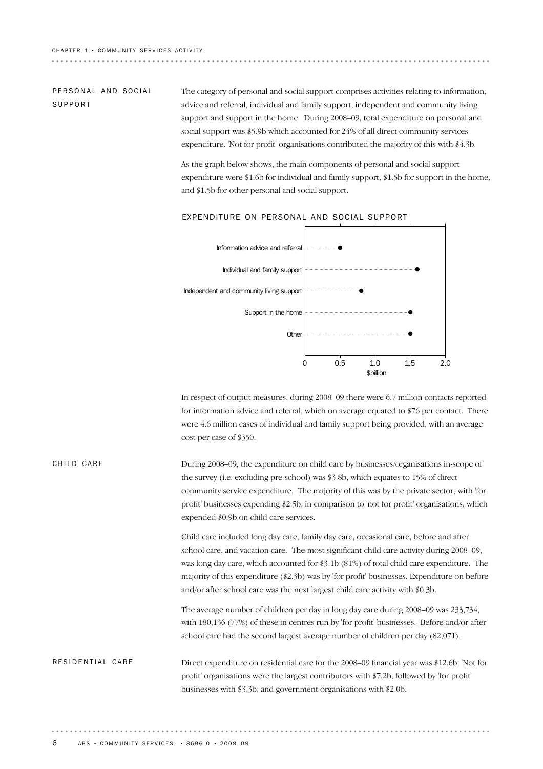## PERSONAL AND SOCIAL SUPPORT

The category of personal and social support comprises activities relating to information, advice and referral, individual and family support, independent and community living support and support in the home. During 2008–09, total expenditure on personal and social support was $5.9b which accounted for 24% of all direct community services expenditure. 'Not for profit' organisations contributed the majority of this with $4.3b.

As the graph below shows, the main components of personal and social support expenditure were $1.6b for individual and family support, $1.5b for support in the home, and $1.5b for other personal and social support.

EXPENDITURE ON PERSONAL AND SOCIAL SUPPORT

| Category | $billion |
|---|---|
| Information advice and referral | 0.5 |
| Individual and family support | 1.6 |
| Independent and community living support | 0.8 |
| Support in the home | 1.5 |
| Other | 1.5 |

In respect of output measures, during 2008–09 there were 6.7 million contacts reported for information advice and referral, which on average equated to $76 per contact. There were 4.6 million cases of individual and family support being provided, with an average cost per case of $350.

## CHILD CARE

During 2008–09, the expenditure on child care by businesses/organisations in-scope of the survey (i.e. excluding pre-school) was $3.8b, which equates to 15% of direct community service expenditure. The majority of this was by the private sector, with 'for profit' businesses expending $2.5b, in comparison to 'not for profit' organisations, which expended $0.9b on child care services.

Child care included long day care, family day care, occasional care, before and after school care, and vacation care. The most significant child care activity during 2008–09, was long day care, which accounted for $3.1b (81%) of total child care expenditure. The majority of this expenditure ($2.3b) was by 'for profit' businesses. Expenditure on before and/or after school care was the next largest child care activity with $0.3b.

The average number of children per day in long day care during 2008–09 was 233,734, with 180,136 (77%) of these in centres run by 'for profit' businesses. Before and/or after school care had the second largest average number of children per day (82,071).

## RESIDENTIAL CARE

Direct expenditure on residential care for the 2008–09 financial year was $12.6b. 'Not for profit' organisations were the largest contributors with $7.2b, followed by 'for profit' businesses with $3.3b, and government organisations with $2.0b.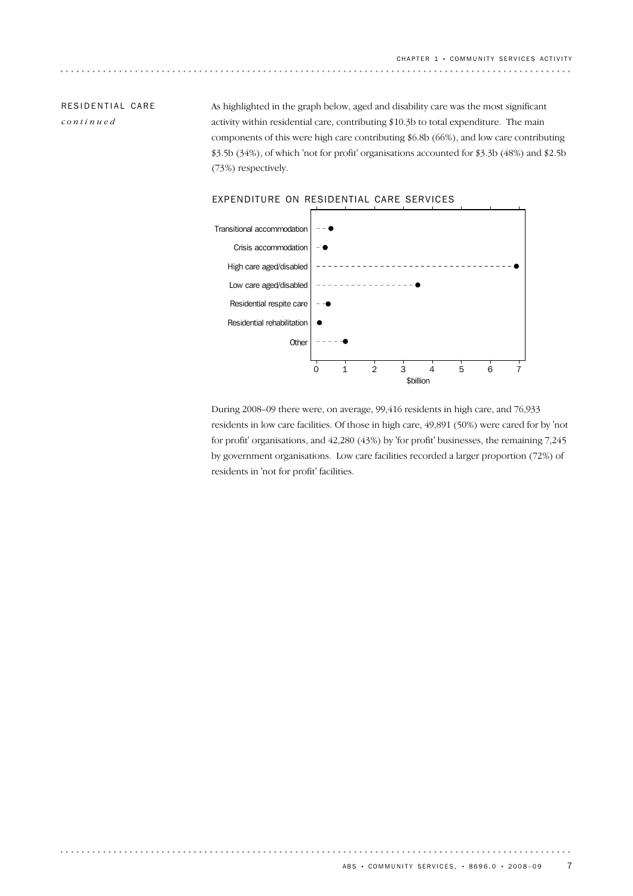## RESIDENTIAL CARE *continued*

As highlighted in the graph below, aged and disability care was the most significant activity within residential care, contributing $10.3b to total expenditure. The main components of this were high care contributing $6.8b (66%), and low care contributing $3.5b (34%), of which 'not for profit' organisations accounted for $3.3b (48%) and $2.5b (73%) respectively.

EXPENDITURE ON RESIDENTIAL CARE SERVICES

Transitional accommodation
Crisis accommodation
High care aged/disabled
Low care aged/disabled
Residential respite care
Residential rehabilitation
Other

0 1 2 3 4 5 6 7
$billion

During 2008–09 there were, on average, 99,416 residents in high care, and 76,933 residents in low care facilities. Of those in high care, 49,891 (50%) were cared for by 'not for profit' organisations, and 42,280 (43%) by 'for profit' businesses, the remaining 7,245 by government organisations. Low care facilities recorded a larger proportion (72%) of residents in 'not for profit' facilities.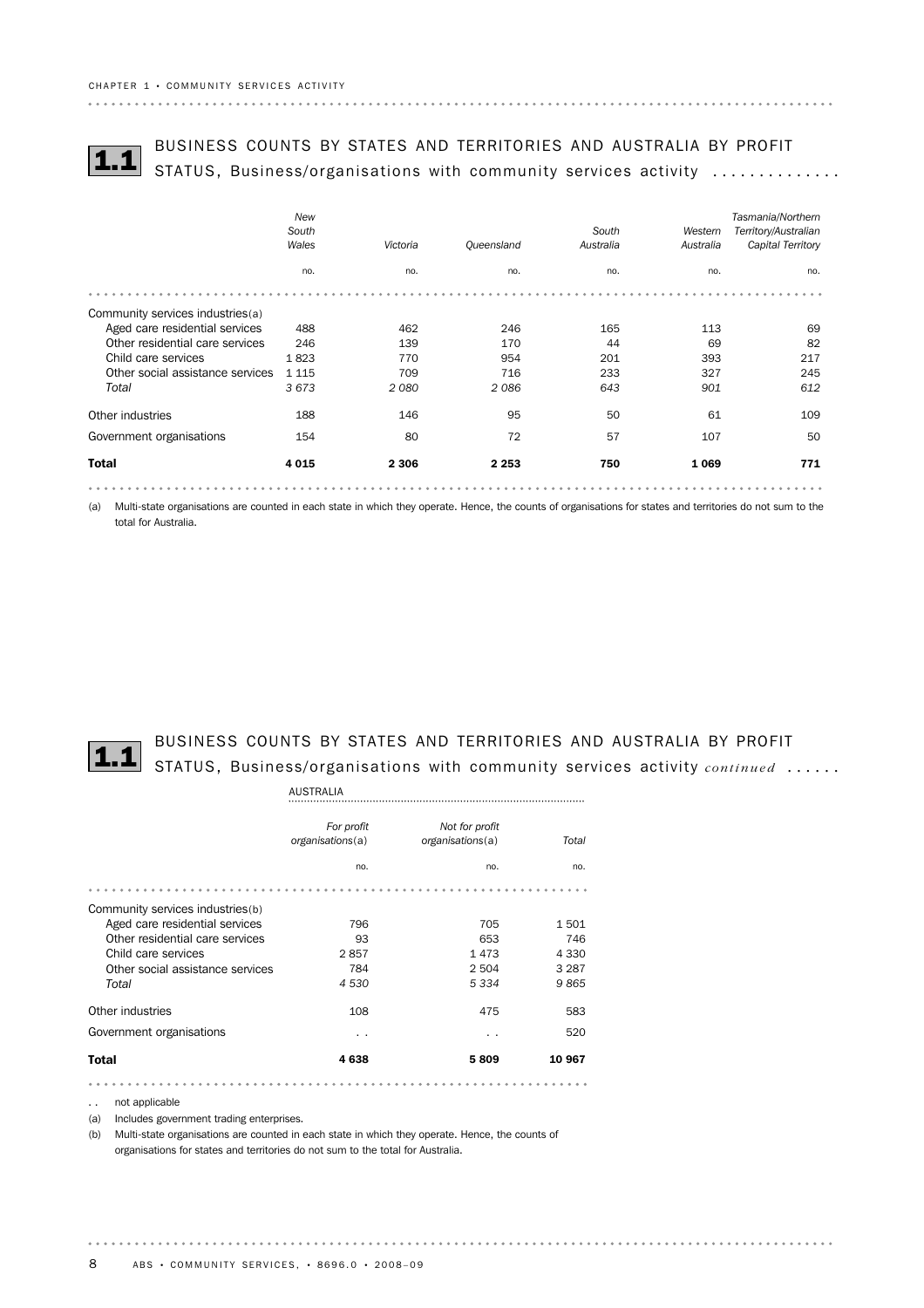## 1.1 BUSINESS COUNTS BY STATES AND TERRITORIES AND AUSTRALIA BY PROFIT STATUS, Business/organisations with community services activity

| | *New South Wales* | *Victoria* | *Queensland* | *South Australia* | *Western Australia* | *Tasmania/Northern Territory/Australian Capital Territory* |
|---|---|---|---|---|---|---|
| | no. | no. | no. | no. | no. | no. |
| Community services industries(a) | | | | | | |
| Aged care residential services | 488 | 462 | 246 | 165 | 113 | 69 |
| Other residential care services | 246 | 139 | 170 | 44 | 69 | 82 |
| Child care services | 1 823 | 770 | 954 | 201 | 393 | 217 |
| Other social assistance services | 1 115 | 709 | 716 | 233 | 327 | 245 |
| *Total* | *3 673* | *2 080* | *2 086* | *643* | *901* | *612* |
| Other industries | 188 | 146 | 95 | 50 | 61 | 109 |
| Government organisations | 154 | 80 | 72 | 57 | 107 | 50 |
| **Total** | **4 015** | **2 306** | **2 253** | **750** | **1 069** | **771** |

(a) Multi-state organisations are counted in each state in which they operate. Hence, the counts of organisations for states and territories do not sum to the total for Australia.

## 1.1 BUSINESS COUNTS BY STATES AND TERRITORIES AND AUSTRALIA BY PROFIT STATUS, Business/organisations with community services activity *continued*

| | AUSTRALIA | | |
|---|---|---|---|
| | *For profit organisations(a)* | *Not for profit organisations(a)* | *Total* |
| | no. | no. | no. |
| Community services industries(b) | | | |
| Aged care residential services | 796 | 705 | 1 501 |
| Other residential care services | 93 | 653 | 746 |
| Child care services | 2 857 | 1 473 | 4 330 |
| Other social assistance services | 784 | 2 504 | 3 287 |
| *Total* | *4 530* | *5 334* | *9 865* |
| Other industries | 108 | 475 | 583 |
| Government organisations | . . | . . | 520 |
| **Total** | **4 638** | **5 809** | **10 967** |

. . not applicable

(a) Includes government trading enterprises.

(b) Multi-state organisations are counted in each state in which they operate. Hence, the counts of organisations for states and territories do not sum to the total for Australia.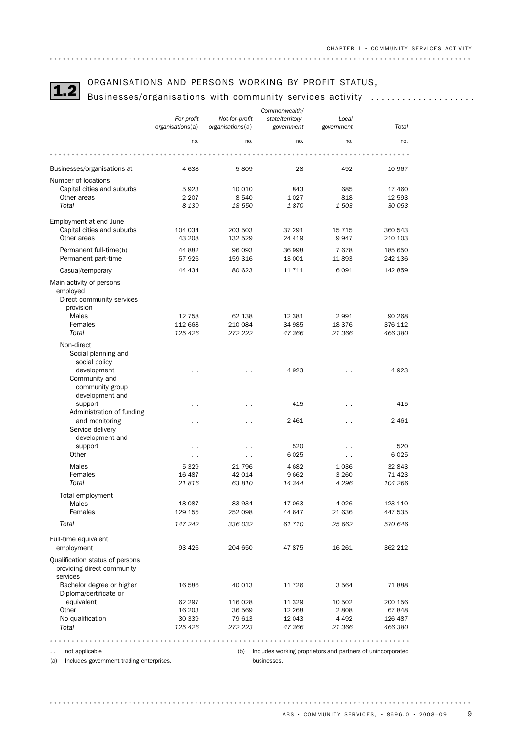## 1.2 ORGANISATIONS AND PERSONS WORKING BY PROFIT STATUS, Businesses/organisations with community services activity

| | *For profit organisations*(a) | *Not-for-profit organisations*(a) | *Commonwealth/ state/territory government* | *Local government* | *Total* |
|---|---|---|---|---|---|
| | no. | no. | no. | no. | no. |
| Businesses/organisations at | 4 638 | 5 809 | 28 | 492 | 10 967 |
| Number of locations | | | | | |
| Capital cities and suburbs | 5 923 | 10 010 | 843 | 685 | 17 460 |
| Other areas | 2 207 | 8 540 | 1 027 | 818 | 12 593 |
| *Total* | *8 130* | *18 550* | *1 870* | *1 503* | *30 053* |
| Employment at end June | | | | | |
| Capital cities and suburbs | 104 034 | 203 503 | 37 291 | 15 715 | 360 543 |
| Other areas | 43 208 | 132 529 | 24 419 | 9 947 | 210 103 |
| Permanent full-time(b) | 44 882 | 96 093 | 36 998 | 7 678 | 185 650 |
| Permanent part-time | 57 926 | 159 316 | 13 001 | 11 893 | 242 136 |
| Casual/temporary | 44 434 | 80 623 | 11 711 | 6 091 | 142 859 |
| Main activity of persons employed | | | | | |
| Direct community services provision | | | | | |
| Males | 12 758 | 62 138 | 12 381 | 2 991 | 90 268 |
| Females | 112 668 | 210 084 | 34 985 | 18 376 | 376 112 |
| *Total* | *125 426* | *272 222* | *47 366* | *21 366* | *466 380* |
| Non-direct | | | | | |
| Social planning and social policy development | . . | . . | 4 923 | . . | 4 923 |
| Community and community group development and support | . . | . . | 415 | . . | 415 |
| Administration of funding and monitoring | . . | . . | 2 461 | . . | 2 461 |
| Service delivery development and support | . . | . . | 520 | . . | 520 |
| Other | . . | . . | 6 025 | . . | 6 025 |
| Males | 5 329 | 21 796 | 4 682 | 1 036 | 32 843 |
| Females | 16 487 | 42 014 | 9 662 | 3 260 | 71 423 |
| *Total* | *21 816* | *63 810* | *14 344* | *4 296* | *104 266* |
| Total employment | | | | | |
| Males | 18 087 | 83 934 | 17 063 | 4 026 | 123 110 |
| Females | 129 155 | 252 098 | 44 647 | 21 636 | 447 535 |
| *Total* | *147 242* | *336 032* | *61 710* | *25 662* | *570 646* |
| Full-time equivalent employment | 93 426 | 204 650 | 47 875 | 16 261 | 362 212 |
| Qualification status of persons providing direct community services | | | | | |
| Bachelor degree or higher | 16 586 | 40 013 | 11 726 | 3 564 | 71 888 |
| Diploma/certificate or equivalent | 62 297 | 116 028 | 11 329 | 10 502 | 200 156 |
| Other | 16 203 | 36 569 | 12 268 | 2 808 | 67 848 |
| No qualification | 30 339 | 79 613 | 12 043 | 4 492 | 126 487 |
| *Total* | *125 426* | *272 223* | *47 366* | *21 366* | *466 380* |

. . not applicable

(a) Includes government trading enterprises.

(b) Includes working proprietors and partners of unincorporated businesses.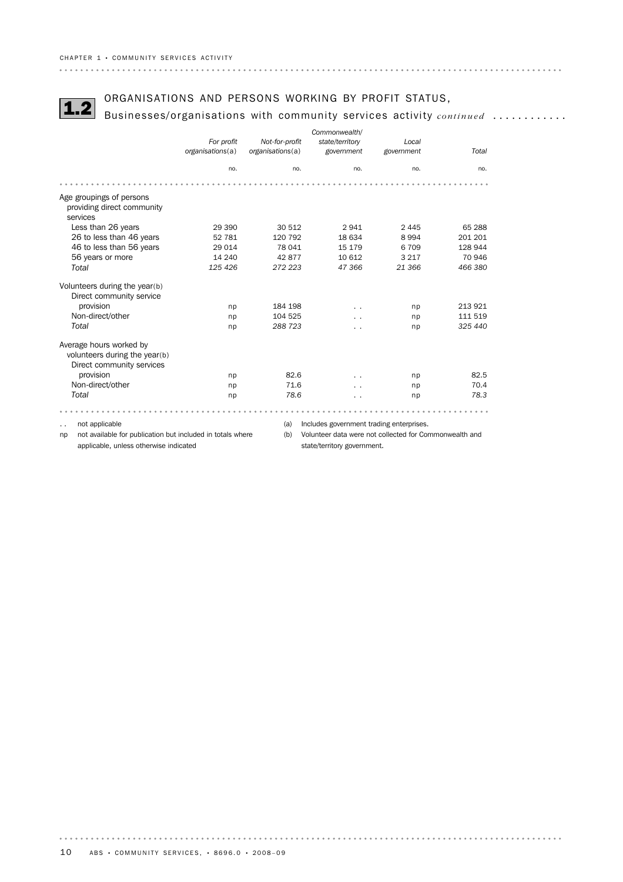## 1.2 ORGANISATIONS AND PERSONS WORKING BY PROFIT STATUS, Businesses/organisations with community services activity *continued*

| | *For profit organisations*(a) | *Not-for-profit organisations*(a) | *Commonwealth/ state/territory government* | *Local government* | *Total* |
|---|---|---|---|---|---|
| | no. | no. | no. | no. | no. |
| **Age groupings of persons providing direct community services** | | | | | |
| Less than 26 years | 29 390 | 30 512 | 2 941 | 2 445 | 65 288 |
| 26 to less than 46 years | 52 781 | 120 792 | 18 634 | 8 994 | 201 201 |
| 46 to less than 56 years | 29 014 | 78 041 | 15 179 | 6 709 | 128 944 |
| 56 years or more | 14 240 | 42 877 | 10 612 | 3 217 | 70 946 |
| *Total* | *125 426* | *272 223* | *47 366* | *21 366* | *466 380* |
| **Volunteers during the year**(b) | | | | | |
| Direct community service provision | np | 184 198 | . . | np | 213 921 |
| Non-direct/other | np | 104 525 | . . | np | 111 519 |
| *Total* | np | *288 723* | . . | np | *325 440* |
| **Average hours worked by volunteers during the year**(b) | | | | | |
| Direct community services provision | np | 82.6 | . . | np | 82.5 |
| Non-direct/other | np | 71.6 | . . | np | 70.4 |
| *Total* | np | *78.6* | . . | np | *78.3* |

. . not applicable

np not available for publication but included in totals where applicable, unless otherwise indicated

(a) Includes government trading enterprises.

(b) Volunteer data were not collected for Commonwealth and state/territory government.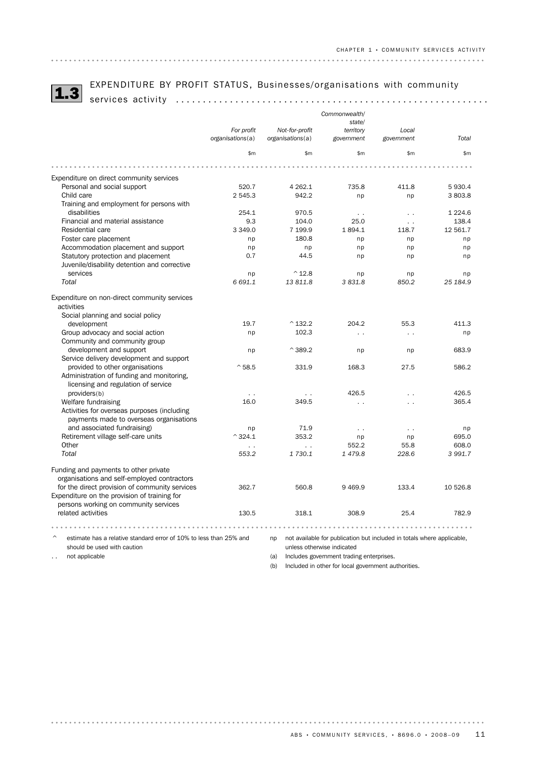## 1.3 EXPENDITURE BY PROFIT STATUS, Businesses/organisations with community services activity

| | For profit organisations(a) | Not-for-profit organisations(a) | Commonwealth/ state/ territory government | Local government | Total |
|---|---|---|---|---|---|
| | $m | $m | $m | $m | $m |
| **Expenditure on direct community services** | | | | | |
| Personal and social support | 520.7 | 4 262.1 | 735.8 | 411.8 | 5 930.4 |
| Child care | 2 545.3 | 942.2 | np | np | 3 803.8 |
| Training and employment for persons with disabilities | 254.1 | 970.5 | . . | . . | 1 224.6 |
| Financial and material assistance | 9.3 | 104.0 | 25.0 | . . | 138.4 |
| Residential care | 3 349.0 | 7 199.9 | 1 894.1 | 118.7 | 12 561.7 |
| Foster care placement | np | 180.8 | np | np | np |
| Accommodation placement and support | np | np | np | np | np |
| Statutory protection and placement | 0.7 | 44.5 | np | np | np |
| Juvenile/disability detention and corrective services | np | ^12.8 | np | np | np |
| *Total* | *6 691.1* | *13 811.8* | *3 831.8* | *850.2* | *25 184.9* |
| **Expenditure on non-direct community services activities** | | | | | |
| Social planning and social policy development | 19.7 | ^132.2 | 204.2 | 55.3 | 411.3 |
| Group advocacy and social action | np | 102.3 | . . | . . | np |
| Community and community group development and support | np | ^389.2 | np | np | 683.9 |
| Service delivery development and support provided to other organisations | ^58.5 | 331.9 | 168.3 | 27.5 | 586.2 |
| Administration of funding and monitoring, licensing and regulation of service providers(b) | . . | . . | 426.5 | . . | 426.5 |
| Welfare fundraising | 16.0 | 349.5 | . . | . . | 365.4 |
| Activities for overseas purposes (including payments made to overseas organisations and associated fundraising) | np | 71.9 | . . | . . | np |
| Retirement village self-care units | ^324.1 | 353.2 | np | np | 695.0 |
| Other | . . | . . | 552.2 | 55.8 | 608.0 |
| *Total* | *553.2* | *1 730.1* | *1 479.8* | *228.6* | *3 991.7* |
| Funding and payments to other private organisations and self-employed contractors for the direct provision of community services | 362.7 | 560.8 | 9 469.9 | 133.4 | 10 526.8 |
| Expenditure on the provision of training for persons working on community services related activities | 130.5 | 318.1 | 308.9 | 25.4 | 782.9 |

^ estimate has a relative standard error of 10% to less than 25% and should be used with caution

. . not applicable

np not available for publication but included in totals where applicable, unless otherwise indicated

(a) Includes government trading enterprises.

(b) Included in other for local government authorities.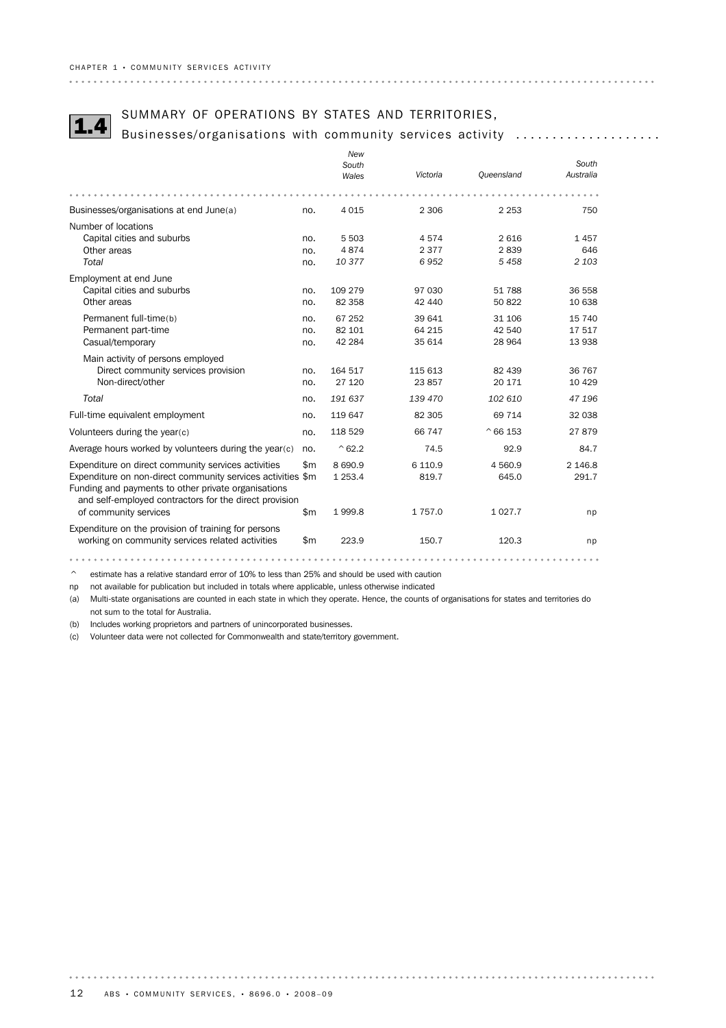## 1.4 SUMMARY OF OPERATIONS BY STATES AND TERRITORIES, Businesses/organisations with community services activity

| | | *New South Wales* | *Victoria* | *Queensland* | *South Australia* |
|---|---|---|---|---|---|
| Businesses/organisations at end June(a) | no. | 4 015 | 2 306 | 2 253 | 750 |
| Number of locations | | | | | |
| Capital cities and suburbs | no. | 5 503 | 4 574 | 2 616 | 1 457 |
| Other areas | no. | 4 874 | 2 377 | 2 839 | 646 |
| *Total* | no. | *10 377* | *6 952* | *5 458* | *2 103* |
| Employment at end June | | | | | |
| Capital cities and suburbs | no. | 109 279 | 97 030 | 51 788 | 36 558 |
| Other areas | no. | 82 358 | 42 440 | 50 822 | 10 638 |
| Permanent full-time(b) | no. | 67 252 | 39 641 | 31 106 | 15 740 |
| Permanent part-time | no. | 82 101 | 64 215 | 42 540 | 17 517 |
| Casual/temporary | no. | 42 284 | 35 614 | 28 964 | 13 938 |
| Main activity of persons employed | | | | | |
| Direct community services provision | no. | 164 517 | 115 613 | 82 439 | 36 767 |
| Non-direct/other | no. | 27 120 | 23 857 | 20 171 | 10 429 |
| *Total* | no. | *191 637* | *139 470* | *102 610* | *47 196* |
| Full-time equivalent employment | no. | 119 647 | 82 305 | 69 714 | 32 038 |
| Volunteers during the year(c) | no. | 118 529 | 66 747 | ^66 153 | 27 879 |
| Average hours worked by volunteers during the year(c) | no. | ^62.2 | 74.5 | 92.9 | 84.7 |
| Expenditure on direct community services activities | $m | 8 690.9 | 6 110.9 | 4 560.9 | 2 146.8 |
| Expenditure on non-direct community services activities | $m | 1 253.4 | 819.7 | 645.0 | 291.7 |
| Funding and payments to other private organisations and self-employed contractors for the direct provision of community services | $m | 1 999.8 | 1 757.0 | 1 027.7 | np |
| Expenditure on the provision of training for persons working on community services related activities | $m | 223.9 | 150.7 | 120.3 | np |

^ estimate has a relative standard error of 10% to less than 25% and should be used with caution

np not available for publication but included in totals where applicable, unless otherwise indicated

(a) Multi-state organisations are counted in each state in which they operate. Hence, the counts of organisations for states and territories do not sum to the total for Australia.

(b) Includes working proprietors and partners of unincorporated businesses.

(c) Volunteer data were not collected for Commonwealth and state/territory government.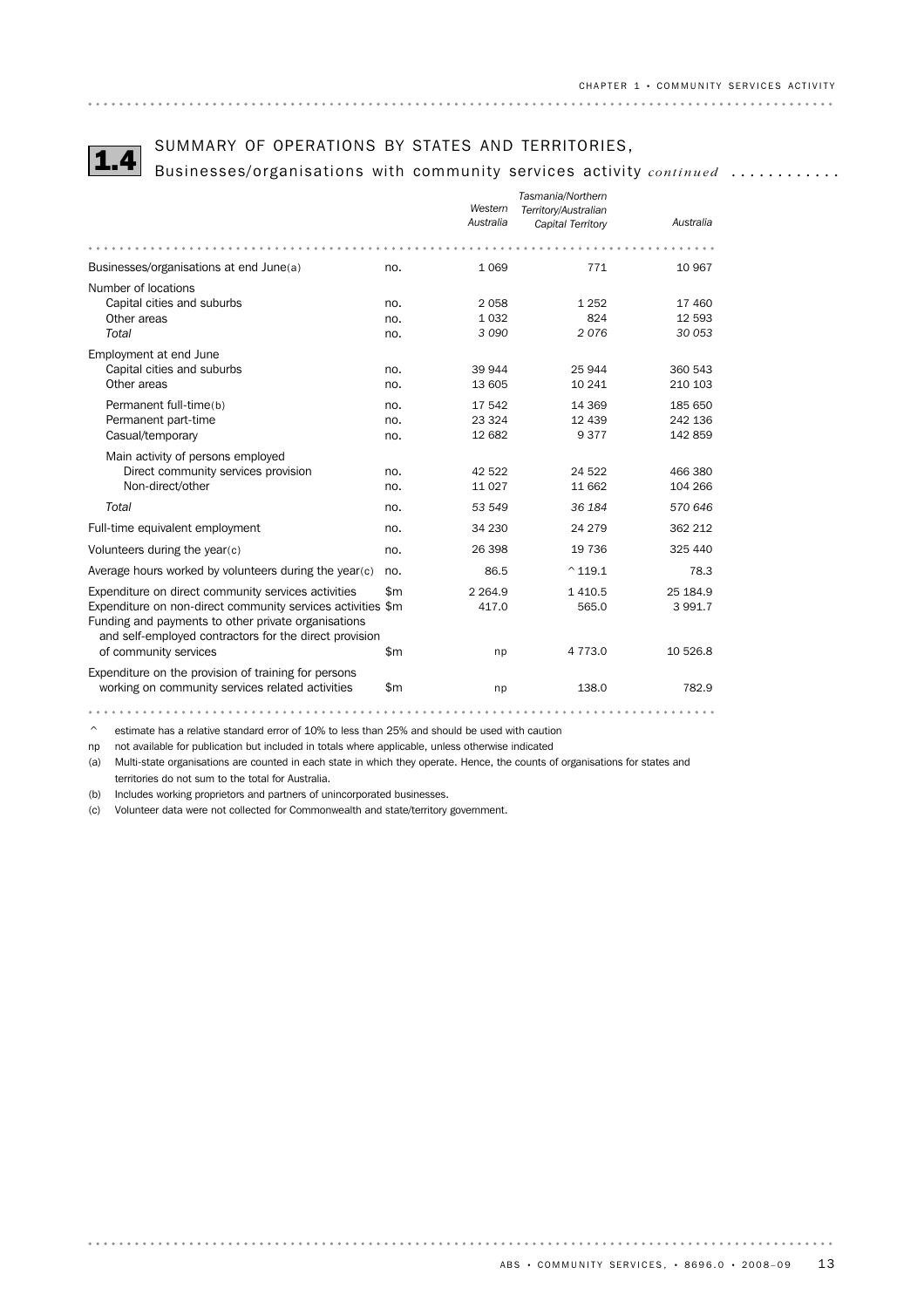## 1.4 SUMMARY OF OPERATIONS BY STATES AND TERRITORIES, Businesses/organisations with community services activity *continued*

| | | *Western Australia* | *Tasmania/Northern Territory/Australian Capital Territory* | *Australia* |
|---|---|---|---|---|
| Businesses/organisations at end June(a) | no. | 1 069 | 771 | 10 967 |
| Number of locations | | | | |
| Capital cities and suburbs | no. | 2 058 | 1 252 | 17 460 |
| Other areas | no. | 1 032 | 824 | 12 593 |
| *Total* | no. | *3 090* | *2 076* | *30 053* |
| Employment at end June | | | | |
| Capital cities and suburbs | no. | 39 944 | 25 944 | 360 543 |
| Other areas | no. | 13 605 | 10 241 | 210 103 |
| Permanent full-time(b) | no. | 17 542 | 14 369 | 185 650 |
| Permanent part-time | no. | 23 324 | 12 439 | 242 136 |
| Casual/temporary | no. | 12 682 | 9 377 | 142 859 |
| Main activity of persons employed | | | | |
| Direct community services provision | no. | 42 522 | 24 522 | 466 380 |
| Non-direct/other | no. | 11 027 | 11 662 | 104 266 |
| *Total* | no. | *53 549* | *36 184* | *570 646* |
| Full-time equivalent employment | no. | 34 230 | 24 279 | 362 212 |
| Volunteers during the year(c) | no. | 26 398 | 19 736 | 325 440 |
| Average hours worked by volunteers during the year(c) | no. | 86.5 | ^ 119.1 | 78.3 |
| Expenditure on direct community services activities | $m | 2 264.9 | 1 410.5 | 25 184.9 |
| Expenditure on non-direct community services activities | $m | 417.0 | 565.0 | 3 991.7 |
| Funding and payments to other private organisations and self-employed contractors for the direct provision of community services | $m | np | 4 773.0 | 10 526.8 |
| Expenditure on the provision of training for persons working on community services related activities | $m | np | 138.0 | 782.9 |

^ estimate has a relative standard error of 10% to less than 25% and should be used with caution

np not available for publication but included in totals where applicable, unless otherwise indicated

(a) Multi-state organisations are counted in each state in which they operate. Hence, the counts of organisations for states and territories do not sum to the total for Australia.

(b) Includes working proprietors and partners of unincorporated businesses.

(c) Volunteer data were not collected for Commonwealth and state/territory government.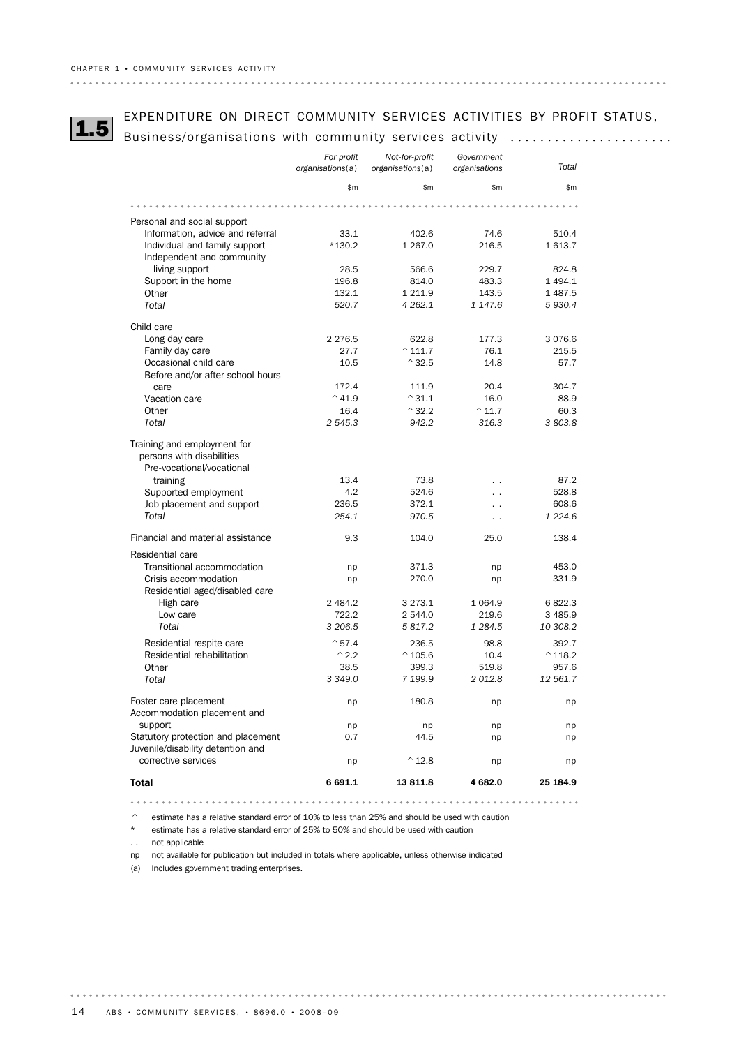## 1.5 EXPENDITURE ON DIRECT COMMUNITY SERVICES ACTIVITIES BY PROFIT STATUS, Business/organisations with community services activity

| | For profit organisations(a) | Not-for-profit organisations(a) | Government organisations | Total |
|---|---|---|---|---|
| | $m | $m | $m | $m |
| **Personal and social support** | | | | |
| Information, advice and referral | 33.1 | 402.6 | 74.6 | 510.4 |
| Individual and family support | *130.2 | 1 267.0 | 216.5 | 1 613.7 |
| Independent and community living support | 28.5 | 566.6 | 229.7 | 824.8 |
| Support in the home | 196.8 | 814.0 | 483.3 | 1 494.1 |
| Other | 132.1 | 1 211.9 | 143.5 | 1 487.5 |
| *Total* | *520.7* | *4 262.1* | *1 147.6* | *5 930.4* |
| **Child care** | | | | |
| Long day care | 2 276.5 | 622.8 | 177.3 | 3 076.6 |
| Family day care | 27.7 | ^111.7 | 76.1 | 215.5 |
| Occasional child care | 10.5 | ^32.5 | 14.8 | 57.7 |
| Before and/or after school hours care | 172.4 | 111.9 | 20.4 | 304.7 |
| Vacation care | ^41.9 | ^31.1 | 16.0 | 88.9 |
| Other | 16.4 | ^32.2 | ^11.7 | 60.3 |
| *Total* | *2 545.3* | *942.2* | *316.3* | *3 803.8* |
| **Training and employment for persons with disabilities** | | | | |
| Pre-vocational/vocational training | 13.4 | 73.8 | . . | 87.2 |
| Supported employment | 4.2 | 524.6 | . . | 528.8 |
| Job placement and support | 236.5 | 372.1 | . . | 608.6 |
| *Total* | *254.1* | *970.5* | *. .* | *1 224.6* |
| **Financial and material assistance** | 9.3 | 104.0 | 25.0 | 138.4 |
| **Residential care** | | | | |
| Transitional accommodation | np | 371.3 | np | 453.0 |
| Crisis accommodation | np | 270.0 | np | 331.9 |
| Residential aged/disabled care | | | | |
| High care | 2 484.2 | 3 273.1 | 1 064.9 | 6 822.3 |
| Low care | 722.2 | 2 544.0 | 219.6 | 3 485.9 |
| *Total* | *3 206.5* | *5 817.2* | *1 284.5* | *10 308.2* |
| Residential respite care | ^57.4 | 236.5 | 98.8 | 392.7 |
| Residential rehabilitation | ^2.2 | ^105.6 | 10.4 | ^118.2 |
| Other | 38.5 | 399.3 | 519.8 | 957.6 |
| *Total* | *3 349.0* | *7 199.9* | *2 012.8* | *12 561.7* |
| Foster care placement | np | 180.8 | np | np |
| Accommodation placement and support | np | np | np | np |
| Statutory protection and placement | 0.7 | 44.5 | np | np |
| Juvenile/disability detention and corrective services | np | ^12.8 | np | np |
| **Total** | **6 691.1** | **13 811.8** | **4 682.0** | **25 184.9** |

^ estimate has a relative standard error of 10% to less than 25% and should be used with caution

* estimate has a relative standard error of 25% to 50% and should be used with caution

. . not applicable

np not available for publication but included in totals where applicable, unless otherwise indicated

(a) Includes government trading enterprises.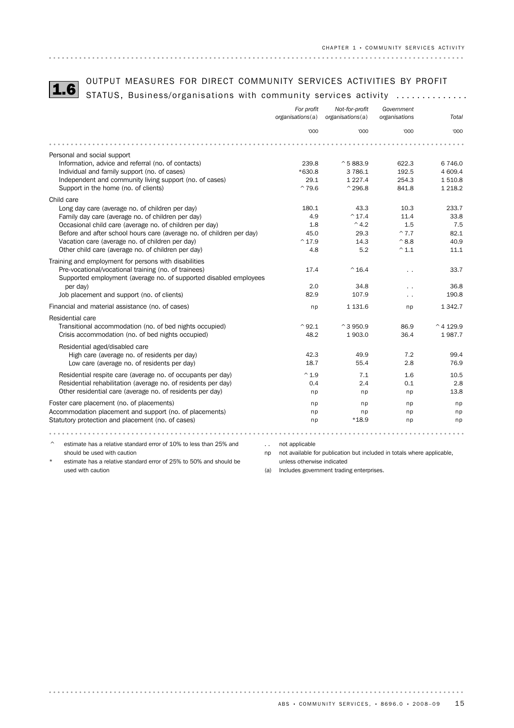## 1.6 OUTPUT MEASURES FOR DIRECT COMMUNITY SERVICES ACTIVITIES BY PROFIT STATUS, Business/organisations with community services activity

| | For profit organisations(a) | Not-for-profit organisations(a) | Government organisations | Total |
|---|---|---|---|---|
| | '000 | '000 | '000 | '000 |
| **Personal and social support** | | | | |
| Information, advice and referral (no. of contacts) | 239.8 | ^5 883.9 | 622.3 | 6 746.0 |
| Individual and family support (no. of cases) | *630.8 | 3 786.1 | 192.5 | 4 609.4 |
| Independent and community living support (no. of cases) | 29.1 | 1 227.4 | 254.3 | 1 510.8 |
| Support in the home (no. of clients) | ^79.6 | ^296.8 | 841.8 | 1 218.2 |
| **Child care** | | | | |
| Long day care (average no. of children per day) | 180.1 | 43.3 | 10.3 | 233.7 |
| Family day care (average no. of children per day) | 4.9 | ^17.4 | 11.4 | 33.8 |
| Occasional child care (average no. of children per day) | 1.8 | ^4.2 | 1.5 | 7.5 |
| Before and after school hours care (average no. of children per day) | 45.0 | 29.3 | ^7.7 | 82.1 |
| Vacation care (average no. of children per day) | ^17.9 | 14.3 | ^8.8 | 40.9 |
| Other child care (average no. of children per day) | 4.8 | 5.2 | ^1.1 | 11.1 |
| **Training and employment for persons with disabilities** | | | | |
| Pre-vocational/vocational training (no. of trainees) | 17.4 | ^16.4 | .. | 33.7 |
| Supported employment (average no. of supported disabled employees per day) | 2.0 | 34.8 | .. | 36.8 |
| Job placement and support (no. of clients) | 82.9 | 107.9 | .. | 190.8 |
| **Financial and material assistance (no. of cases)** | np | 1 131.6 | np | 1 342.7 |
| **Residential care** | | | | |
| Transitional accommodation (no. of bed nights occupied) | ^92.1 | ^3 950.9 | 86.9 | ^4 129.9 |
| Crisis accommodation (no. of bed nights occupied) | 48.2 | 1 903.0 | 36.4 | 1 987.7 |
| Residential aged/disabled care | | | | |
| High care (average no. of residents per day) | 42.3 | 49.9 | 7.2 | 99.4 |
| Low care (average no. of residents per day) | 18.7 | 55.4 | 2.8 | 76.9 |
| Residential respite care (average no. of occupants per day) | ^1.9 | 7.1 | 1.6 | 10.5 |
| Residential rehabilitation (average no. of residents per day) | 0.4 | 2.4 | 0.1 | 2.8 |
| Other residential care (average no. of residents per day) | np | np | np | 13.8 |
| **Foster care placement (no. of placements)** | np | np | np | np |
| **Accommodation placement and support (no. of placements)** | np | np | np | np |
| **Statutory protection and placement (no. of cases)** | np | *18.9 | np | np |

^ estimate has a relative standard error of 10% to less than 25% and should be used with caution

* estimate has a relative standard error of 25% to 50% and should be used with caution

.. not applicable

np not available for publication but included in totals where applicable, unless otherwise indicated

(a) Includes government trading enterprises.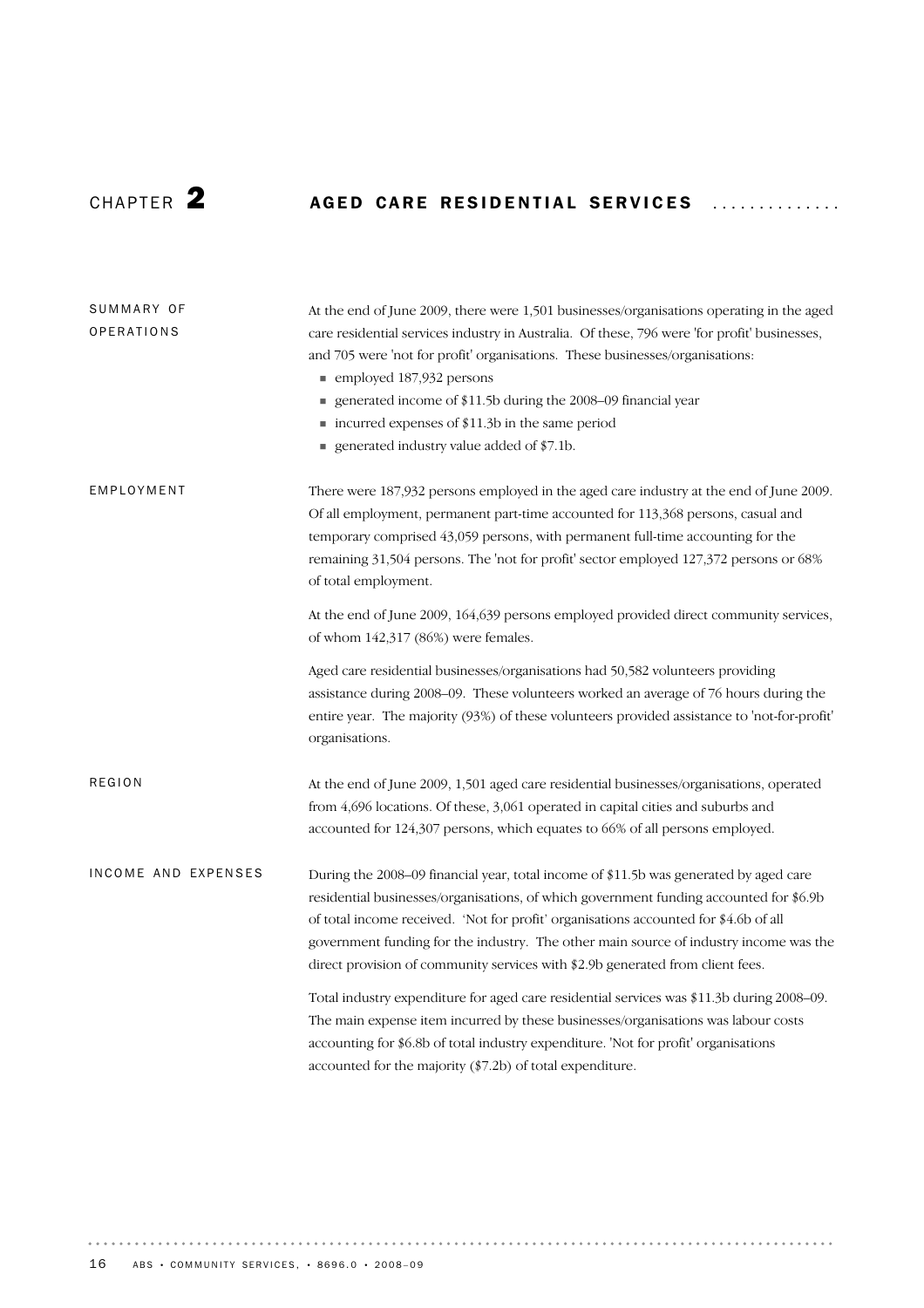# CHAPTER 2 AGED CARE RESIDENTIAL SERVICES

## SUMMARY OF OPERATIONS

At the end of June 2009, there were 1,501 businesses/organisations operating in the aged care residential services industry in Australia. Of these, 796 were 'for profit' businesses, and 705 were 'not for profit' organisations. These businesses/organisations:

- employed 187,932 persons
- generated income of $11.5b during the 2008–09 financial year
- incurred expenses of $11.3b in the same period
- generated industry value added of $7.1b.

## EMPLOYMENT

There were 187,932 persons employed in the aged care industry at the end of June 2009. Of all employment, permanent part-time accounted for 113,368 persons, casual and temporary comprised 43,059 persons, with permanent full-time accounting for the remaining 31,504 persons. The 'not for profit' sector employed 127,372 persons or 68% of total employment.

At the end of June 2009, 164,639 persons employed provided direct community services, of whom 142,317 (86%) were females.

Aged care residential businesses/organisations had 50,582 volunteers providing assistance during 2008–09. These volunteers worked an average of 76 hours during the entire year. The majority (93%) of these volunteers provided assistance to 'not-for-profit' organisations.

## REGION

At the end of June 2009, 1,501 aged care residential businesses/organisations, operated from 4,696 locations. Of these, 3,061 operated in capital cities and suburbs and accounted for 124,307 persons, which equates to 66% of all persons employed.

## INCOME AND EXPENSES

During the 2008–09 financial year, total income of $11.5b was generated by aged care residential businesses/organisations, of which government funding accounted for $6.9b of total income received. 'Not for profit' organisations accounted for $4.6b of all government funding for the industry. The other main source of industry income was the direct provision of community services with $2.9b generated from client fees.

Total industry expenditure for aged care residential services was $11.3b during 2008–09. The main expense item incurred by these businesses/organisations was labour costs accounting for $6.8b of total industry expenditure. 'Not for profit' organisations accounted for the majority ($7.2b) of total expenditure.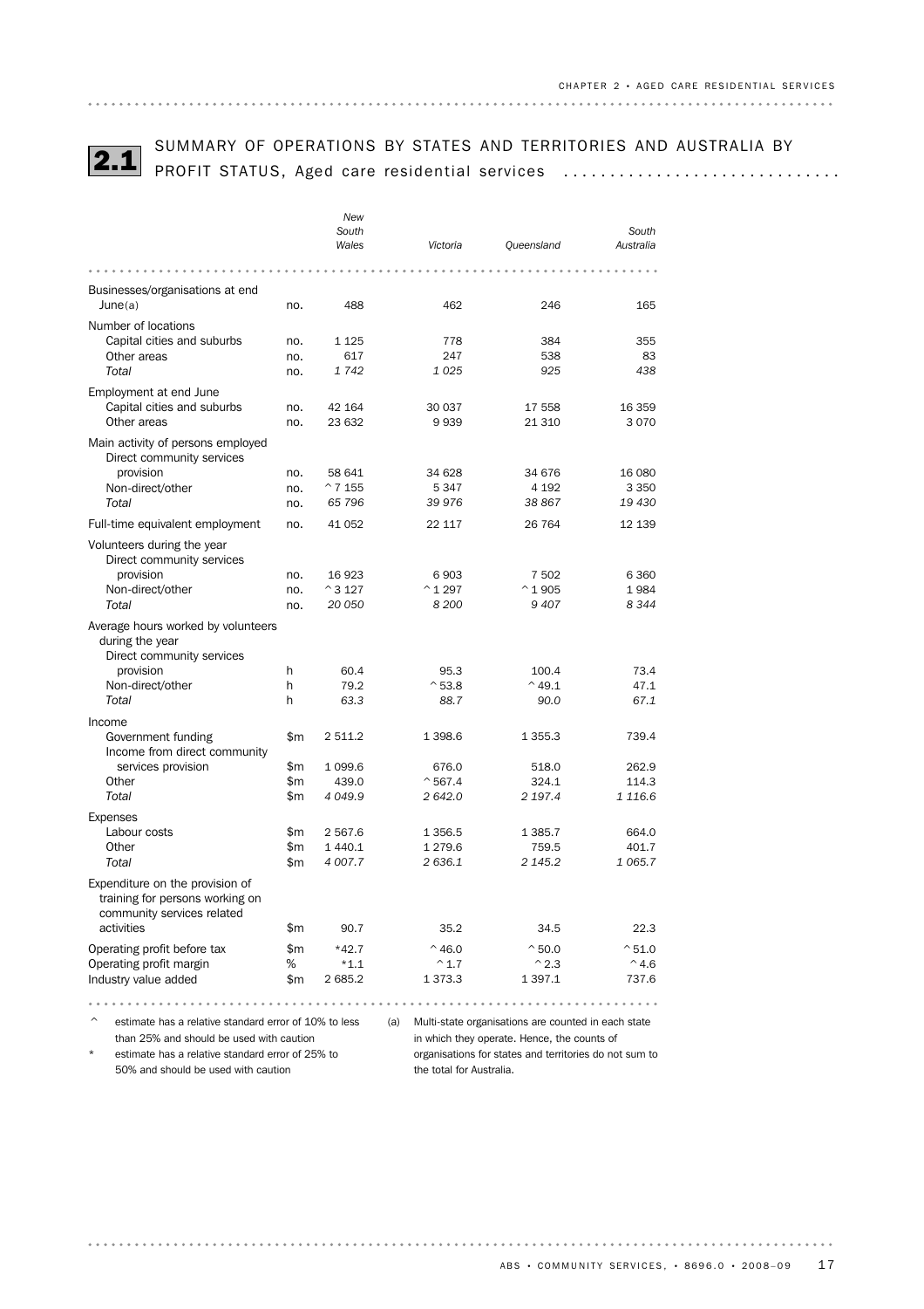## 2.1 SUMMARY OF OPERATIONS BY STATES AND TERRITORIES AND AUSTRALIA BY PROFIT STATUS, Aged care residential services

| | | *New South Wales* | *Victoria* | *Queensland* | *South Australia* |
|---|---|---|---|---|---|
| Businesses/organisations at end June(a) | no. | 488 | 462 | 246 | 165 |
| **Number of locations** | | | | | |
| Capital cities and suburbs | no. | 1 125 | 778 | 384 | 355 |
| Other areas | no. | 617 | 247 | 538 | 83 |
| *Total* | no. | *1 742* | *1 025* | *925* | *438* |
| **Employment at end June** | | | | | |
| Capital cities and suburbs | no. | 42 164 | 30 037 | 17 558 | 16 359 |
| Other areas | no. | 23 632 | 9 939 | 21 310 | 3 070 |
| **Main activity of persons employed** | | | | | |
| Direct community services provision | no. | 58 641 | 34 628 | 34 676 | 16 080 |
| Non-direct/other | no. | ^7 155 | 5 347 | 4 192 | 3 350 |
| *Total* | no. | *65 796* | *39 976* | *38 867* | *19 430* |
| Full-time equivalent employment | no. | 41 052 | 22 117 | 26 764 | 12 139 |
| **Volunteers during the year** | | | | | |
| Direct community services provision | no. | 16 923 | 6 903 | 7 502 | 6 360 |
| Non-direct/other | no. | ^3 127 | ^1 297 | ^1 905 | 1 984 |
| *Total* | no. | *20 050* | *8 200* | *9 407* | *8 344* |
| **Average hours worked by volunteers during the year** | | | | | |
| Direct community services provision | h | 60.4 | 95.3 | 100.4 | 73.4 |
| Non-direct/other | h | 79.2 | ^53.8 | ^49.1 | 47.1 |
| *Total* | h | *63.3* | *88.7* | *90.0* | *67.1* |
| **Income** | | | | | |
| Government funding | $m | 2 511.2 | 1 398.6 | 1 355.3 | 739.4 |
| Income from direct community services provision | $m | 1 099.6 | 676.0 | 518.0 | 262.9 |
| Other | $m | 439.0 | ^567.4 | 324.1 | 114.3 |
| *Total* | $m | *4 049.9* | *2 642.0* | *2 197.4* | *1 116.6* |
| **Expenses** | | | | | |
| Labour costs | $m | 2 567.6 | 1 356.5 | 1 385.7 | 664.0 |
| Other | $m | 1 440.1 | 1 279.6 | 759.5 | 401.7 |
| *Total* | $m | *4 007.7* | *2 636.1* | *2 145.2* | *1 065.7* |
| Expenditure on the provision of training for persons working on community services related activities | $m | 90.7 | 35.2 | 34.5 | 22.3 |
| Operating profit before tax | $m | *42.7 | ^46.0 | ^50.0 | ^51.0 |
| Operating profit margin | % | *1.1 | ^1.7 | ^2.3 | ^4.6 |
| Industry value added | $m | 2 685.2 | 1 373.3 | 1 397.1 | 737.6 |

^ estimate has a relative standard error of 10% to less than 25% and should be used with caution

* estimate has a relative standard error of 25% to 50% and should be used with caution

(a) Multi-state organisations are counted in each state in which they operate. Hence, the counts of organisations for states and territories do not sum to the total for Australia.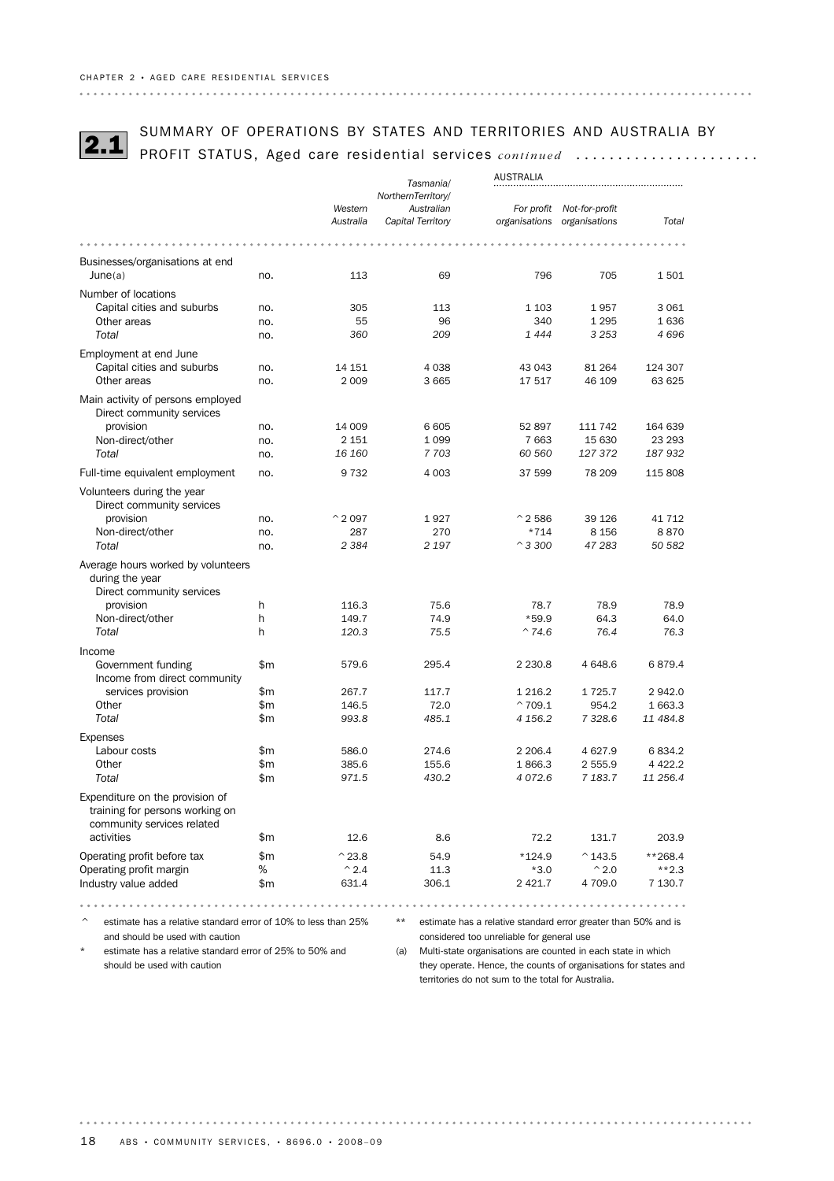## 2.1 SUMMARY OF OPERATIONS BY STATES AND TERRITORIES AND AUSTRALIA BY PROFIT STATUS, Aged care residential services *continued*

| | | Western Australia | Tasmania/ NorthernTerritory/ Australian Capital Territory | AUSTRALIA | | |
|---|---|---|---|---|---|---|
| | | | | For profit organisations | Not-for-profit organisations | Total |
| Businesses/organisations at end June(a) | no. | 113 | 69 | 796 | 705 | 1 501 |
| **Number of locations** | | | | | | |
| Capital cities and suburbs | no. | 305 | 113 | 1 103 | 1 957 | 3 061 |
| Other areas | no. | 55 | 96 | 340 | 1 295 | 1 636 |
| *Total* | no. | *360* | *209* | *1 444* | *3 253* | *4 696* |
| **Employment at end June** | | | | | | |
| Capital cities and suburbs | no. | 14 151 | 4 038 | 43 043 | 81 264 | 124 307 |
| Other areas | no. | 2 009 | 3 665 | 17 517 | 46 109 | 63 625 |
| **Main activity of persons employed** | | | | | | |
| Direct community services provision | no. | 14 009 | 6 605 | 52 897 | 111 742 | 164 639 |
| Non-direct/other | no. | 2 151 | 1 099 | 7 663 | 15 630 | 23 293 |
| *Total* | no. | *16 160* | *7 703* | *60 560* | *127 372* | *187 932* |
| Full-time equivalent employment | no. | 9 732 | 4 003 | 37 599 | 78 209 | 115 808 |
| **Volunteers during the year** | | | | | | |
| Direct community services provision | no. | ^2 097 | 1 927 | ^2 586 | 39 126 | 41 712 |
| Non-direct/other | no. | 287 | 270 | *714 | 8 156 | 8 870 |
| *Total* | no. | *2 384* | *2 197* | *^3 300* | *47 283* | *50 582* |
| **Average hours worked by volunteers during the year** | | | | | | |
| Direct community services provision | h | 116.3 | 75.6 | 78.7 | 78.9 | 78.9 |
| Non-direct/other | h | 149.7 | 74.9 | *59.9 | 64.3 | 64.0 |
| *Total* | h | *120.3* | *75.5* | *^74.6* | *76.4* | *76.3* |
| **Income** | | | | | | |
| Government funding | $m | 579.6 | 295.4 | 2 230.8 | 4 648.6 | 6 879.4 |
| Income from direct community services provision | $m | 267.7 | 117.7 | 1 216.2 | 1 725.7 | 2 942.0 |
| Other | $m | 146.5 | 72.0 | ^709.1 | 954.2 | 1 663.3 |
| *Total* | $m | *993.8* | *485.1* | *4 156.2* | *7 328.6* | *11 484.8* |
| **Expenses** | | | | | | |
| Labour costs | $m | 586.0 | 274.6 | 2 206.4 | 4 627.9 | 6 834.2 |
| Other | $m | 385.6 | 155.6 | 1 866.3 | 2 555.9 | 4 422.2 |
| *Total* | $m | *971.5* | *430.2* | *4 072.6* | *7 183.7* | *11 256.4* |
| Expenditure on the provision of training for persons working on community services related activities | $m | 12.6 | 8.6 | 72.2 | 131.7 | 203.9 |
| Operating profit before tax | $m | ^23.8 | 54.9 | *124.9 | ^143.5 | **268.4 |
| Operating profit margin | % | ^2.4 | 11.3 | *3.0 | ^2.0 | **2.3 |
| Industry value added | $m | 631.4 | 306.1 | 2 421.7 | 4 709.0 | 7 130.7 |

^ estimate has a relative standard error of 10% to less than 25% and should be used with caution

\* estimate has a relative standard error of 25% to 50% and should be used with caution

** estimate has a relative standard error greater than 50% and is considered too unreliable for general use

(a) Multi-state organisations are counted in each state in which they operate. Hence, the counts of organisations for states and territories do not sum to the total for Australia.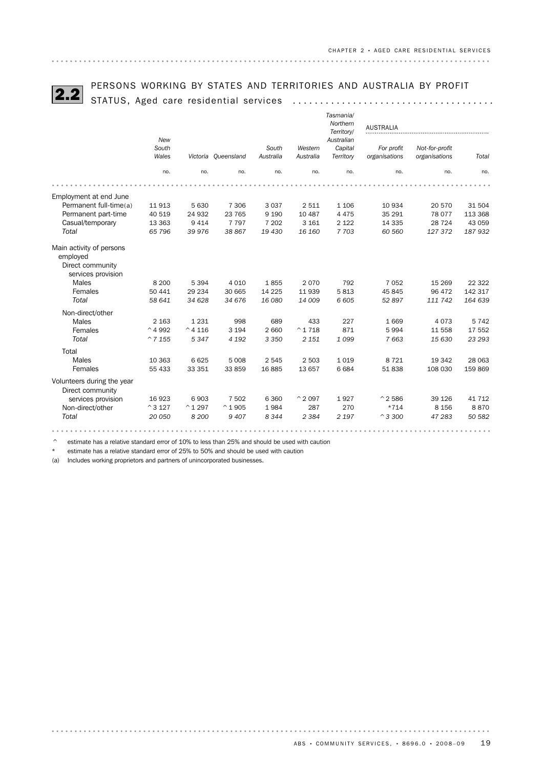## 2.2 PERSONS WORKING BY STATES AND TERRITORIES AND AUSTRALIA BY PROFIT STATUS, Aged care residential services

| | New South Wales | Victoria | Queensland | South Australia | Western Australia | Tasmania/ Northern Territory/ Australian Capital Territory | AUSTRALIA | | |
|---|---|---|---|---|---|---|---|---|---|
| | | | | | | | For profit organisations | Not-for-profit organisations | Total |
| | no. | no. | no. | no. | no. | no. | no. | no. | no. |
| **Employment at end June** | | | | | | | | | |
| Permanent full-time(a) | 11 913 | 5 630 | 7 306 | 3 037 | 2 511 | 1 106 | 10 934 | 20 570 | 31 504 |
| Permanent part-time | 40 519 | 24 932 | 23 765 | 9 190 | 10 487 | 4 475 | 35 291 | 78 077 | 113 368 |
| Casual/temporary | 13 363 | 9 414 | 7 797 | 7 202 | 3 161 | 2 122 | 14 335 | 28 724 | 43 059 |
| *Total* | *65 796* | *39 976* | *38 867* | *19 430* | *16 160* | *7 703* | *60 560* | *127 372* | *187 932* |
| **Main activity of persons employed** | | | | | | | | | |
| Direct community services provision | | | | | | | | | |
| Males | 8 200 | 5 394 | 4 010 | 1 855 | 2 070 | 792 | 7 052 | 15 269 | 22 322 |
| Females | 50 441 | 29 234 | 30 665 | 14 225 | 11 939 | 5 813 | 45 845 | 96 472 | 142 317 |
| *Total* | *58 641* | *34 628* | *34 676* | *16 080* | *14 009* | *6 605* | *52 897* | *111 742* | *164 639* |
| Non-direct/other | | | | | | | | | |
| Males | 2 163 | 1 231 | 998 | 689 | 433 | 227 | 1 669 | 4 073 | 5 742 |
| Females | ^4 992 | ^4 116 | 3 194 | 2 660 | ^1 718 | 871 | 5 994 | 11 558 | 17 552 |
| *Total* | *^7 155* | *5 347* | *4 192* | *3 350* | *2 151* | *1 099* | *7 663* | *15 630* | *23 293* |
| Total | | | | | | | | | |
| Males | 10 363 | 6 625 | 5 008 | 2 545 | 2 503 | 1 019 | 8 721 | 19 342 | 28 063 |
| Females | 55 433 | 33 351 | 33 859 | 16 885 | 13 657 | 6 684 | 51 838 | 108 030 | 159 869 |
| **Volunteers during the year** | | | | | | | | | |
| Direct community services provision | 16 923 | 6 903 | 7 502 | 6 360 | ^2 097 | 1 927 | ^2 586 | 39 126 | 41 712 |
| Non-direct/other | ^3 127 | ^1 297 | ^1 905 | 1 984 | 287 | 270 | *714 | 8 156 | 8 870 |
| *Total* | *20 050* | *8 200* | *9 407* | *8 344* | *2 384* | *2 197* | *^3 300* | *47 283* | *50 582* |

^ estimate has a relative standard error of 10% to less than 25% and should be used with caution

* estimate has a relative standard error of 25% to 50% and should be used with caution

(a) Includes working proprietors and partners of unincorporated businesses.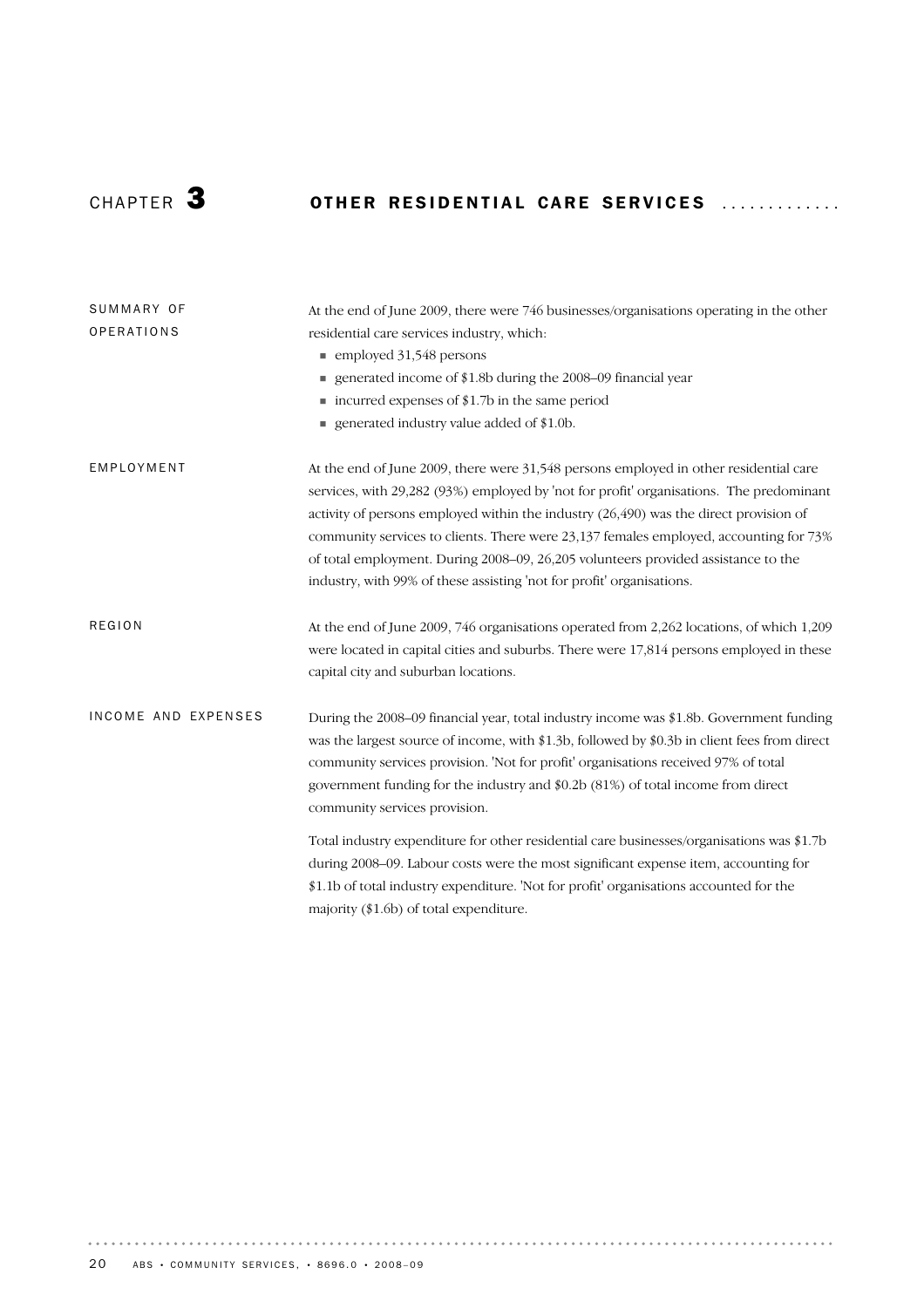# CHAPTER 3 OTHER RESIDENTIAL CARE SERVICES

## SUMMARY OF OPERATIONS

At the end of June 2009, there were 746 businesses/organisations operating in the other residential care services industry, which:

- employed 31,548 persons
- generated income of $1.8b during the 2008–09 financial year
- incurred expenses of $1.7b in the same period
- generated industry value added of $1.0b.

## EMPLOYMENT

At the end of June 2009, there were 31,548 persons employed in other residential care services, with 29,282 (93%) employed by 'not for profit' organisations. The predominant activity of persons employed within the industry (26,490) was the direct provision of community services to clients. There were 23,137 females employed, accounting for 73% of total employment. During 2008–09, 26,205 volunteers provided assistance to the industry, with 99% of these assisting 'not for profit' organisations.

## REGION

At the end of June 2009, 746 organisations operated from 2,262 locations, of which 1,209 were located in capital cities and suburbs. There were 17,814 persons employed in these capital city and suburban locations.

## INCOME AND EXPENSES

During the 2008–09 financial year, total industry income was $1.8b. Government funding was the largest source of income, with $1.3b, followed by $0.3b in client fees from direct community services provision. 'Not for profit' organisations received 97% of total government funding for the industry and $0.2b (81%) of total income from direct community services provision.

Total industry expenditure for other residential care businesses/organisations was $1.7b during 2008–09. Labour costs were the most significant expense item, accounting for $1.1b of total industry expenditure. 'Not for profit' organisations accounted for the majority ($1.6b) of total expenditure.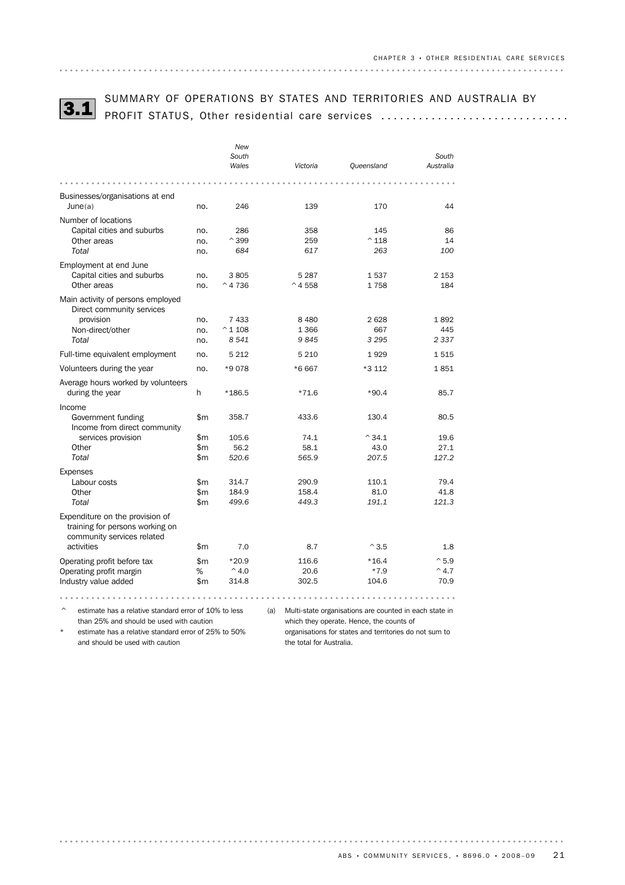## 3.1 SUMMARY OF OPERATIONS BY STATES AND TERRITORIES AND AUSTRALIA BY PROFIT STATUS, Other residential care services

| | | New South Wales | Victoria | Queensland | South Australia |
|---|---|---|---|---|---|
| Businesses/organisations at end June(a) | no. | 246 | 139 | 170 | 44 |
| **Number of locations** | | | | | |
| Capital cities and suburbs | no. | 286 | 358 | 145 | 86 |
| Other areas | no. | ^399 | 259 | ^118 | 14 |
| *Total* | no. | *684* | *617* | *263* | *100* |
| **Employment at end June** | | | | | |
| Capital cities and suburbs | no. | 3 805 | 5 287 | 1 537 | 2 153 |
| Other areas | no. | ^4 736 | ^4 558 | 1 758 | 184 |
| **Main activity of persons employed** | | | | | |
| Direct community services provision | no. | 7 433 | 8 480 | 2 628 | 1 892 |
| Non-direct/other | no. | ^1 108 | 1 366 | 667 | 445 |
| *Total* | no. | *8 541* | *9 845* | *3 295* | *2 337* |
| Full-time equivalent employment | no. | 5 212 | 5 210 | 1 929 | 1 515 |
| Volunteers during the year | no. | *9 078 | *6 667 | *3 112 | 1 851 |
| Average hours worked by volunteers during the year | h | *186.5 | *71.6 | *90.4 | 85.7 |
| **Income** | | | | | |
| Government funding | $m | 358.7 | 433.6 | 130.4 | 80.5 |
| Income from direct community services provision | $m | 105.6 | 74.1 | ^34.1 | 19.6 |
| Other | $m | 56.2 | 58.1 | 43.0 | 27.1 |
| *Total* | $m | *520.6* | *565.9* | *207.5* | *127.2* |
| **Expenses** | | | | | |
| Labour costs | $m | 314.7 | 290.9 | 110.1 | 79.4 |
| Other | $m | 184.9 | 158.4 | 81.0 | 41.8 |
| *Total* | $m | *499.6* | *449.3* | *191.1* | *121.3* |
| Expenditure on the provision of training for persons working on community services related activities | $m | 7.0 | 8.7 | ^3.5 | 1.8 |
| Operating profit before tax | $m | *20.9 | 116.6 | *16.4 | ^5.9 |
| Operating profit margin | % | ^4.0 | 20.6 | *7.9 | ^4.7 |
| Industry value added | $m | 314.8 | 302.5 | 104.6 | 70.9 |

^ estimate has a relative standard error of 10% to less than 25% and should be used with caution

* estimate has a relative standard error of 25% to 50% and should be used with caution

(a) Multi-state organisations are counted in each state in which they operate. Hence, the counts of organisations for states and territories do not sum to the total for Australia.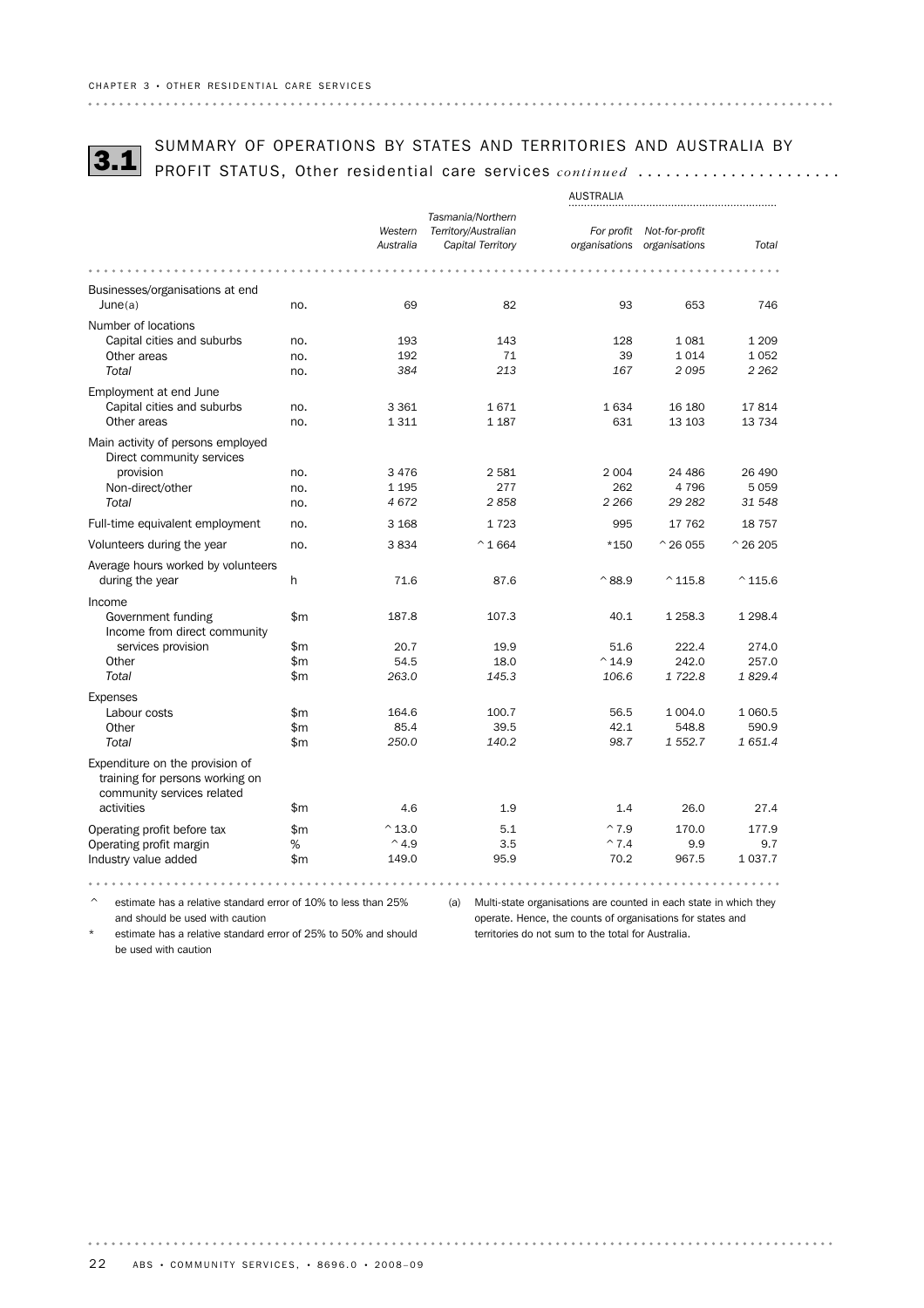## 3.1 SUMMARY OF OPERATIONS BY STATES AND TERRITORIES AND AUSTRALIA BY PROFIT STATUS, Other residential care services *continued*

| | | Western Australia | Tasmania/Northern Territory/Australian Capital Territory | AUSTRALIA | | |
|---|---|---|---|---|---|---|
| | | | | For profit organisations | Not-for-profit organisations | Total |
| Businesses/organisations at end June(a) | no. | 69 | 82 | 93 | 653 | 746 |
| **Number of locations** | | | | | | |
| Capital cities and suburbs | no. | 193 | 143 | 128 | 1 081 | 1 209 |
| Other areas | no. | 192 | 71 | 39 | 1 014 | 1 052 |
| *Total* | no. | *384* | *213* | *167* | *2 095* | *2 262* |
| **Employment at end June** | | | | | | |
| Capital cities and suburbs | no. | 3 361 | 1 671 | 1 634 | 16 180 | 17 814 |
| Other areas | no. | 1 311 | 1 187 | 631 | 13 103 | 13 734 |
| **Main activity of persons employed** | | | | | | |
| Direct community services provision | no. | 3 476 | 2 581 | 2 004 | 24 486 | 26 490 |
| Non-direct/other | no. | 1 195 | 277 | 262 | 4 796 | 5 059 |
| *Total* | no. | *4 672* | *2 858* | *2 266* | *29 282* | *31 548* |
| Full-time equivalent employment | no. | 3 168 | 1 723 | 995 | 17 762 | 18 757 |
| Volunteers during the year | no. | 3 834 | ^1 664 | *150 | ^26 055 | ^26 205 |
| Average hours worked by volunteers during the year | h | 71.6 | 87.6 | ^88.9 | ^115.8 | ^115.6 |
| **Income** | | | | | | |
| Government funding | $m | 187.8 | 107.3 | 40.1 | 1 258.3 | 1 298.4 |
| Income from direct community services provision | $m | 20.7 | 19.9 | 51.6 | 222.4 | 274.0 |
| Other | $m | 54.5 | 18.0 | ^14.9 | 242.0 | 257.0 |
| *Total* | $m | *263.0* | *145.3* | *106.6* | *1 722.8* | *1 829.4* |
| **Expenses** | | | | | | |
| Labour costs | $m | 164.6 | 100.7 | 56.5 | 1 004.0 | 1 060.5 |
| Other | $m | 85.4 | 39.5 | 42.1 | 548.8 | 590.9 |
| *Total* | $m | *250.0* | *140.2* | *98.7* | *1 552.7* | *1 651.4* |
| Expenditure on the provision of training for persons working on community services related activities | $m | 4.6 | 1.9 | 1.4 | 26.0 | 27.4 |
| Operating profit before tax | $m | ^13.0 | 5.1 | ^7.9 | 170.0 | 177.9 |
| Operating profit margin | % | ^4.9 | 3.5 | ^7.4 | 9.9 | 9.7 |
| Industry value added | $m | 149.0 | 95.9 | 70.2 | 967.5 | 1 037.7 |

^ estimate has a relative standard error of 10% to less than 25% and should be used with caution

\* estimate has a relative standard error of 25% to 50% and should be used with caution

(a) Multi-state organisations are counted in each state in which they operate. Hence, the counts of organisations for states and territories do not sum to the total for Australia.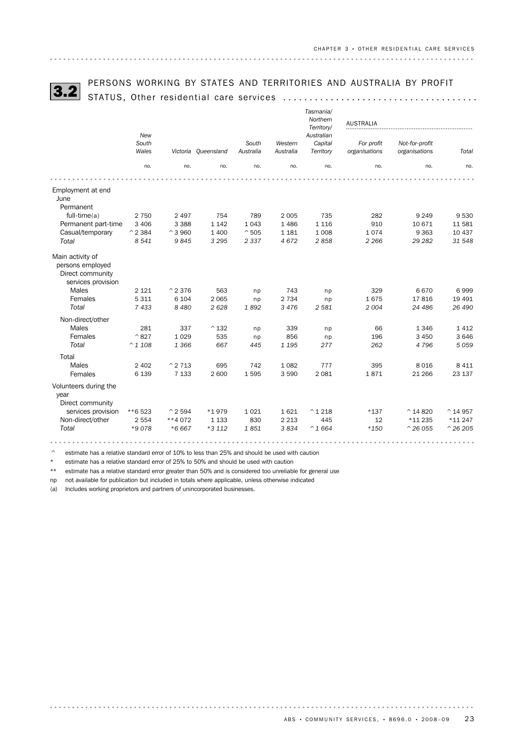## 3.2 PERSONS WORKING BY STATES AND TERRITORIES AND AUSTRALIA BY PROFIT STATUS, Other residential care services

| | New South Wales | Victoria | Queensland | South Australia | Western Australia | Tasmania/ Northern Territory/ Australian Capital Territory | AUSTRALIA For profit organisations | AUSTRALIA Not-for-profit organisations | AUSTRALIA Total |
|---|---|---|---|---|---|---|---|---|---|
| | no. | no. | no. | no. | no. | no. | no. | no. | no. |
| **Employment at end June** | | | | | | | | | |
| Permanent full-time(a) | 2 750 | 2 497 | 754 | 789 | 2 005 | 735 | 282 | 9 249 | 9 530 |
| Permanent part-time | 3 406 | 3 388 | 1 142 | 1 043 | 1 486 | 1 116 | 910 | 10 671 | 11 581 |
| Casual/temporary | ^2 384 | ^3 960 | 1 400 | ^505 | 1 181 | 1 008 | 1 074 | 9 363 | 10 437 |
| *Total* | *8 541* | *9 845* | *3 295* | *2 337* | *4 672* | *2 858* | *2 266* | *29 282* | *31 548* |
| **Main activity of persons employed** | | | | | | | | | |
| Direct community services provision | | | | | | | | | |
| Males | 2 121 | ^2 376 | 563 | np | 743 | np | 329 | 6 670 | 6 999 |
| Females | 5 311 | 6 104 | 2 065 | np | 2 734 | np | 1 675 | 17 816 | 19 491 |
| *Total* | *7 433* | *8 480* | *2 628* | *1 892* | *3 476* | *2 581* | *2 004* | *24 486* | *26 490* |
| Non-direct/other | | | | | | | | | |
| Males | 281 | 337 | ^132 | np | 339 | np | 66 | 1 346 | 1 412 |
| Females | ^827 | 1 029 | 535 | np | 856 | np | 196 | 3 450 | 3 646 |
| *Total* | *^1 108* | *1 366* | *667* | *445* | *1 195* | *277* | *262* | *4 796* | *5 059* |
| Total | | | | | | | | | |
| Males | 2 402 | ^2 713 | 695 | 742 | 1 082 | 777 | 395 | 8 016 | 8 411 |
| Females | 6 139 | 7 133 | 2 600 | 1 595 | 3 590 | 2 081 | 1 871 | 21 266 | 23 137 |
| **Volunteers during the year** | | | | | | | | | |
| Direct community services provision | **6 523 | ^2 594 | *1 979 | 1 021 | 1 621 | ^1 218 | *137 | ^14 820 | ^14 957 |
| Non-direct/other | 2 554 | **4 072 | 1 133 | 830 | 2 213 | 445 | 12 | *11 235 | *11 247 |
| *Total* | *9 078 | *6 667 | *3 112 | *1 851* | *3 834* | *^1 664* | *150 | *^26 055* | *^26 205* |

^ estimate has a relative standard error of 10% to less than 25% and should be used with caution

\* estimate has a relative standard error of 25% to 50% and should be used with caution

\** estimate has a relative standard error greater than 50% and is considered too unreliable for general use

np not available for publication but included in totals where applicable, unless otherwise indicated

(a) Includes working proprietors and partners of unincorporated businesses.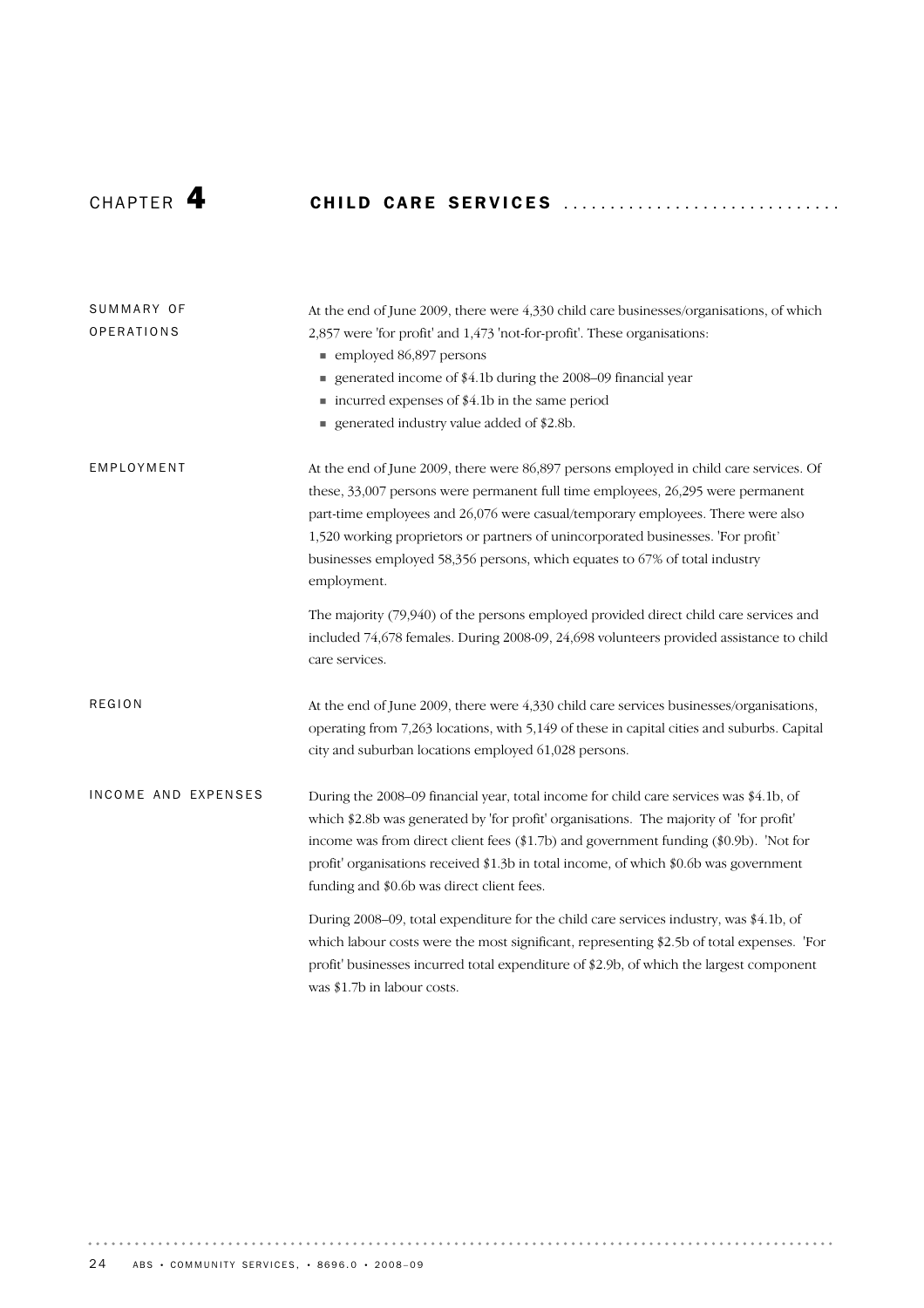# CHAPTER 4 CHILD CARE SERVICES

## SUMMARY OF OPERATIONS

At the end of June 2009, there were 4,330 child care businesses/organisations, of which 2,857 were 'for profit' and 1,473 'not-for-profit'. These organisations:

- employed 86,897 persons
- generated income of $4.1b during the 2008–09 financial year
- incurred expenses of $4.1b in the same period
- generated industry value added of $2.8b.

## EMPLOYMENT

At the end of June 2009, there were 86,897 persons employed in child care services. Of these, 33,007 persons were permanent full time employees, 26,295 were permanent part-time employees and 26,076 were casual/temporary employees. There were also 1,520 working proprietors or partners of unincorporated businesses. 'For profit' businesses employed 58,356 persons, which equates to 67% of total industry employment.

The majority (79,940) of the persons employed provided direct child care services and included 74,678 females. During 2008-09, 24,698 volunteers provided assistance to child care services.

## REGION

At the end of June 2009, there were 4,330 child care services businesses/organisations, operating from 7,263 locations, with 5,149 of these in capital cities and suburbs. Capital city and suburban locations employed 61,028 persons.

## INCOME AND EXPENSES

During the 2008–09 financial year, total income for child care services was $4.1b, of which $2.8b was generated by 'for profit' organisations. The majority of 'for profit' income was from direct client fees ($1.7b) and government funding ($0.9b). 'Not for profit' organisations received $1.3b in total income, of which $0.6b was government funding and $0.6b was direct client fees.

During 2008–09, total expenditure for the child care services industry, was $4.1b, of which labour costs were the most significant, representing $2.5b of total expenses. 'For profit' businesses incurred total expenditure of $2.9b, of which the largest component was $1.7b in labour costs.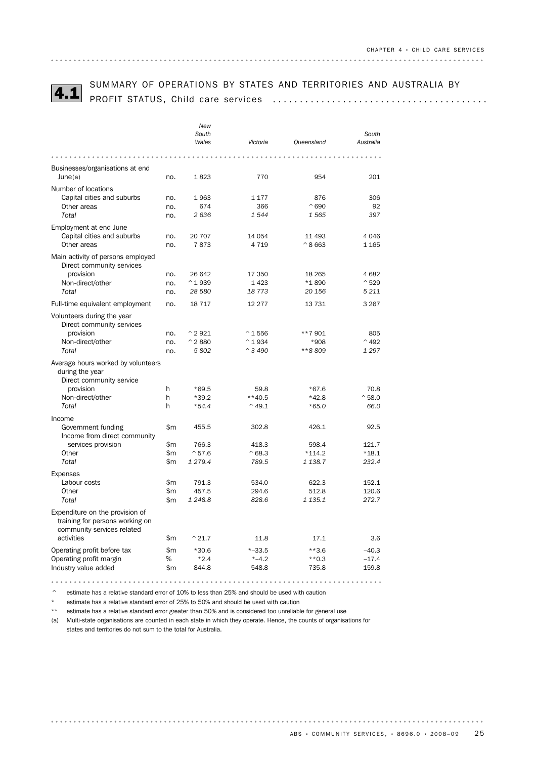# 4.1 SUMMARY OF OPERATIONS BY STATES AND TERRITORIES AND AUSTRALIA BY PROFIT STATUS, Child care services

| | | *New South Wales* | *Victoria* | *Queensland* | *South Australia* |
|---|---|---|---|---|---|
| Businesses/organisations at end June(a) | no. | 1 823 | 770 | 954 | 201 |
| **Number of locations** | | | | | |
| Capital cities and suburbs | no. | 1 963 | 1 177 | 876 | 306 |
| Other areas | no. | 674 | 366 | ^690 | 92 |
| *Total* | no. | *2 636* | *1 544* | *1 565* | *397* |
| **Employment at end June** | | | | | |
| Capital cities and suburbs | no. | 20 707 | 14 054 | 11 493 | 4 046 |
| Other areas | no. | 7 873 | 4 719 | ^8 663 | 1 165 |
| **Main activity of persons employed** | | | | | |
| Direct community services provision | no. | 26 642 | 17 350 | 18 265 | 4 682 |
| Non-direct/other | no. | ^1 939 | 1 423 | *1 890 | ^529 |
| *Total* | no. | *28 580* | *18 773* | *20 156* | *5 211* |
| Full-time equivalent employment | no. | 18 717 | 12 277 | 13 731 | 3 267 |
| **Volunteers during the year** | | | | | |
| Direct community services provision | no. | ^2 921 | ^1 556 | **7 901 | 805 |
| Non-direct/other | no. | ^2 880 | ^1 934 | *908 | ^492 |
| *Total* | no. | *5 802* | *^3 490* | ***8 809* | *1 297* |
| **Average hours worked by volunteers during the year** | | | | | |
| Direct community service provision | h | *69.5 | 59.8 | *67.6 | 70.8 |
| Non-direct/other | h | *39.2 | **40.5 | *42.8 | ^58.0 |
| *Total* | h | **54.4* | *^49.1* | **65.0* | *66.0* |
| **Income** | | | | | |
| Government funding | $m | 455.5 | 302.8 | 426.1 | 92.5 |
| Income from direct community services provision | $m | 766.3 | 418.3 | 598.4 | 121.7 |
| Other | $m | ^57.6 | ^68.3 | *114.2 | *18.1 |
| *Total* | $m | *1 279.4* | *789.5* | *1 138.7* | *232.4* |
| **Expenses** | | | | | |
| Labour costs | $m | 791.3 | 534.0 | 622.3 | 152.1 |
| Other | $m | 457.5 | 294.6 | 512.8 | 120.6 |
| *Total* | $m | *1 248.8* | *828.6* | *1 135.1* | *272.7* |
| Expenditure on the provision of training for persons working on community services related activities | $m | ^21.7 | 11.8 | 17.1 | 3.6 |
| Operating profit before tax | $m | *30.6 | *–33.5 | **3.6 | –40.3 |
| Operating profit margin | % | *2.4 | *–4.2 | **0.3 | –17.4 |
| Industry value added | $m | 844.8 | 548.8 | 735.8 | 159.8 |

^ estimate has a relative standard error of 10% to less than 25% and should be used with caution

\* estimate has a relative standard error of 25% to 50% and should be used with caution

** estimate has a relative standard error greater than 50% and is considered too unreliable for general use

(a) Multi-state organisations are counted in each state in which they operate. Hence, the counts of organisations for states and territories do not sum to the total for Australia.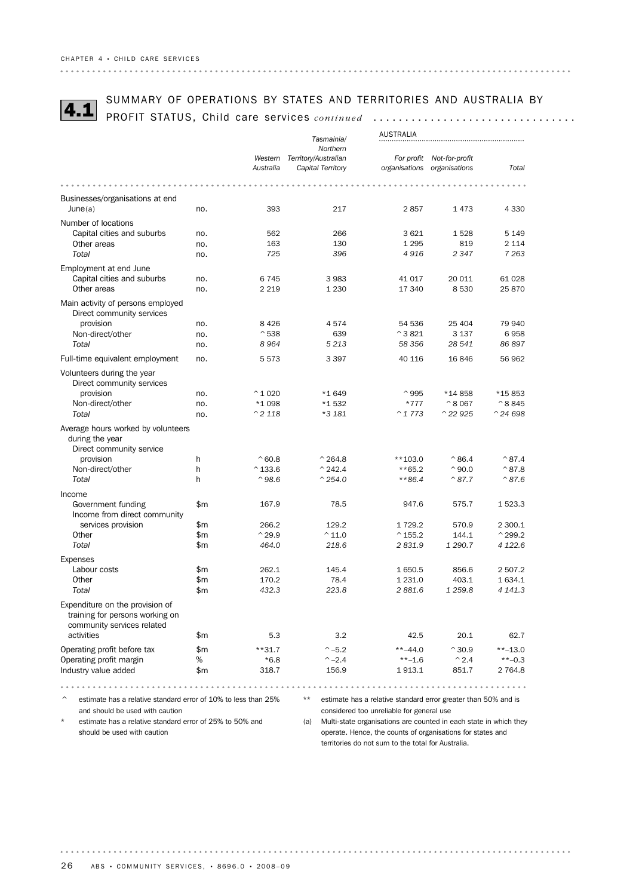## 4.1 SUMMARY OF OPERATIONS BY STATES AND TERRITORIES AND AUSTRALIA BY PROFIT STATUS, Child care services *continued*

| | | Western Australia | Tasmainia/ Northern Territory/Australian Capital Territory | AUSTRALIA For profit organisations | Not-for-profit organisations | Total |
|---|---|---|---|---|---|---|
| Businesses/organisations at end June(a) | no. | 393 | 217 | 2 857 | 1 473 | 4 330 |
| **Number of locations** | | | | | | |
| Capital cities and suburbs | no. | 562 | 266 | 3 621 | 1 528 | 5 149 |
| Other areas | no. | 163 | 130 | 1 295 | 819 | 2 114 |
| *Total* | no. | *725* | *396* | *4 916* | *2 347* | *7 263* |
| **Employment at end June** | | | | | | |
| Capital cities and suburbs | no. | 6 745 | 3 983 | 41 017 | 20 011 | 61 028 |
| Other areas | no. | 2 219 | 1 230 | 17 340 | 8 530 | 25 870 |
| **Main activity of persons employed** | | | | | | |
| Direct community services provision | no. | 8 426 | 4 574 | 54 536 | 25 404 | 79 940 |
| Non-direct/other | no. | ^538 | 639 | ^3 821 | 3 137 | 6 958 |
| *Total* | no. | *8 964* | *5 213* | *58 356* | *28 541* | *86 897* |
| Full-time equivalent employment | no. | 5 573 | 3 397 | 40 116 | 16 846 | 56 962 |
| **Volunteers during the year** | | | | | | |
| Direct community services provision | no. | ^1 020 | *1 649 | ^995 | *14 858 | *15 853 |
| Non-direct/other | no. | *1 098 | *1 532 | *777 | ^8 067 | ^8 845 |
| *Total* | no. | *^2 118* | *\*3 181* | *^1 773* | *^22 925* | *^24 698* |
| **Average hours worked by volunteers during the year** | | | | | | |
| Direct community service provision | h | ^60.8 | ^264.8 | **103.0 | ^86.4 | ^87.4 |
| Non-direct/other | h | ^133.6 | ^242.4 | **65.2 | ^90.0 | ^87.8 |
| *Total* | h | *^98.6* | *^254.0* | *\*\*86.4* | *^87.7* | *^87.6* |
| **Income** | | | | | | |
| Government funding | $m | 167.9 | 78.5 | 947.6 | 575.7 | 1 523.3 |
| Income from direct community services provision | $m | 266.2 | 129.2 | 1 729.2 | 570.9 | 2 300.1 |
| Other | $m | ^29.9 | ^11.0 | ^155.2 | 144.1 | ^299.2 |
| *Total* | $m | *464.0* | *218.6* | *2 831.9* | *1 290.7* | *4 122.6* |
| **Expenses** | | | | | | |
| Labour costs | $m | 262.1 | 145.4 | 1 650.5 | 856.6 | 2 507.2 |
| Other | $m | 170.2 | 78.4 | 1 231.0 | 403.1 | 1 634.1 |
| *Total* | $m | *432.3* | *223.8* | *2 881.6* | *1 259.8* | *4 141.3* |
| Expenditure on the provision of training for persons working on community services related activities | $m | 5.3 | 3.2 | 42.5 | 20.1 | 62.7 |
| Operating profit before tax | $m | **31.7 | ^–5.2 | **–44.0 | ^30.9 | **–13.0 |
| Operating profit margin | % | *6.8 | ^–2.4 | **–1.6 | ^2.4 | **–0.3 |
| Industry value added | $m | 318.7 | 156.9 | 1 913.1 | 851.7 | 2 764.8 |

^ estimate has a relative standard error of 10% to less than 25% and should be used with caution

\* estimate has a relative standard error of 25% to 50% and should be used with caution

\*\* estimate has a relative standard error greater than 50% and is considered too unreliable for general use

(a) Multi-state organisations are counted in each state in which they operate. Hence, the counts of organisations for states and territories do not sum to the total for Australia.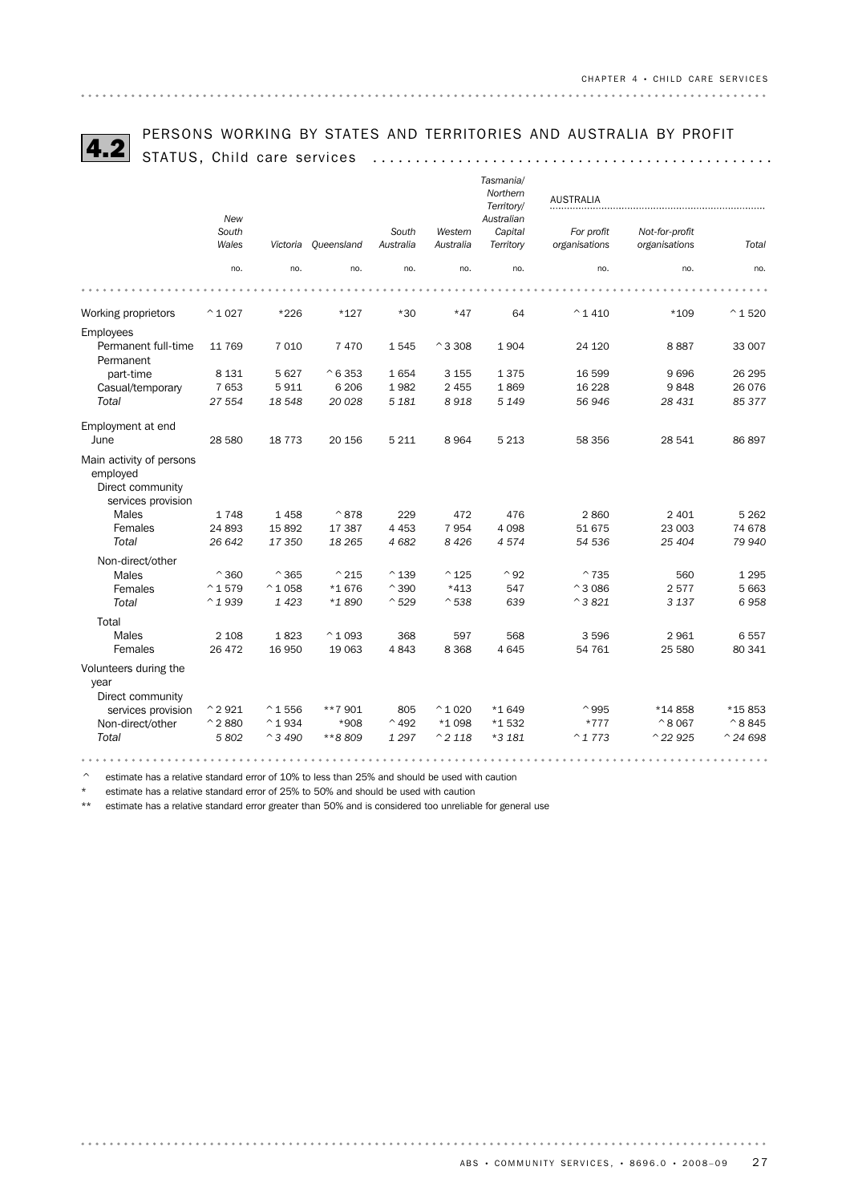## 4.2 PERSONS WORKING BY STATES AND TERRITORIES AND AUSTRALIA BY PROFIT STATUS, Child care services

| | New South Wales | Victoria | Queensland | South Australia | Western Australia | Tasmania/ Northern Territory/ Australian Capital Territory | AUSTRALIA For profit organisations | Not-for-profit organisations | Total |
|---|---|---|---|---|---|---|---|---|---|
| | no. | no. | no. | no. | no. | no. | no. | no. | no. |
| Working proprietors | ^1 027 | *226 | *127 | *30 | *47 | 64 | ^1 410 | *109 | ^1 520 |
| **Employees** | | | | | | | | | |
| Permanent full-time | 11 769 | 7 010 | 7 470 | 1 545 | ^3 308 | 1 904 | 24 120 | 8 887 | 33 007 |
| Permanent part-time | 8 131 | 5 627 | ^6 353 | 1 654 | 3 155 | 1 375 | 16 599 | 9 696 | 26 295 |
| Casual/temporary | 7 653 | 5 911 | 6 206 | 1 982 | 2 455 | 1 869 | 16 228 | 9 848 | 26 076 |
| *Total* | *27 554* | *18 548* | *20 028* | *5 181* | *8 918* | *5 149* | *56 946* | *28 431* | *85 377* |
| Employment at end June | 28 580 | 18 773 | 20 156 | 5 211 | 8 964 | 5 213 | 58 356 | 28 541 | 86 897 |
| **Main activity of persons employed** | | | | | | | | | |
| Direct community services provision | | | | | | | | | |
| Males | 1 748 | 1 458 | ^878 | 229 | 472 | 476 | 2 860 | 2 401 | 5 262 |
| Females | 24 893 | 15 892 | 17 387 | 4 453 | 7 954 | 4 098 | 51 675 | 23 003 | 74 678 |
| *Total* | *26 642* | *17 350* | *18 265* | *4 682* | *8 426* | *4 574* | *54 536* | *25 404* | *79 940* |
| Non-direct/other | | | | | | | | | |
| Males | ^360 | ^365 | ^215 | ^139 | ^125 | ^92 | ^735 | 560 | 1 295 |
| Females | ^1 579 | ^1 058 | *1 676 | ^390 | *413 | 547 | ^3 086 | 2 577 | 5 663 |
| *Total* | *^1 939* | *1 423* | *\*1 890* | *^529* | *^538* | *639* | *^3 821* | *3 137* | *6 958* |
| Total | | | | | | | | | |
| Males | 2 108 | 1 823 | ^1 093 | 368 | 597 | 568 | 3 596 | 2 961 | 6 557 |
| Females | 26 472 | 16 950 | 19 063 | 4 843 | 8 368 | 4 645 | 54 761 | 25 580 | 80 341 |
| **Volunteers during the year** | | | | | | | | | |
| Direct community services provision | ^2 921 | ^1 556 | **7 901 | 805 | ^1 020 | *1 649 | ^995 | *14 858 | *15 853 |
| Non-direct/other | ^2 880 | ^1 934 | *908 | ^492 | *1 098 | *1 532 | *777 | ^8 067 | ^8 845 |
| *Total* | *5 802* | *^3 490* | *\*\*8 809* | *1 297* | *^2 118* | *\*3 181* | *^1 773* | *^22 925* | *^24 698* |

^ estimate has a relative standard error of 10% to less than 25% and should be used with caution

\* estimate has a relative standard error of 25% to 50% and should be used with caution

\*\* estimate has a relative standard error greater than 50% and is considered too unreliable for general use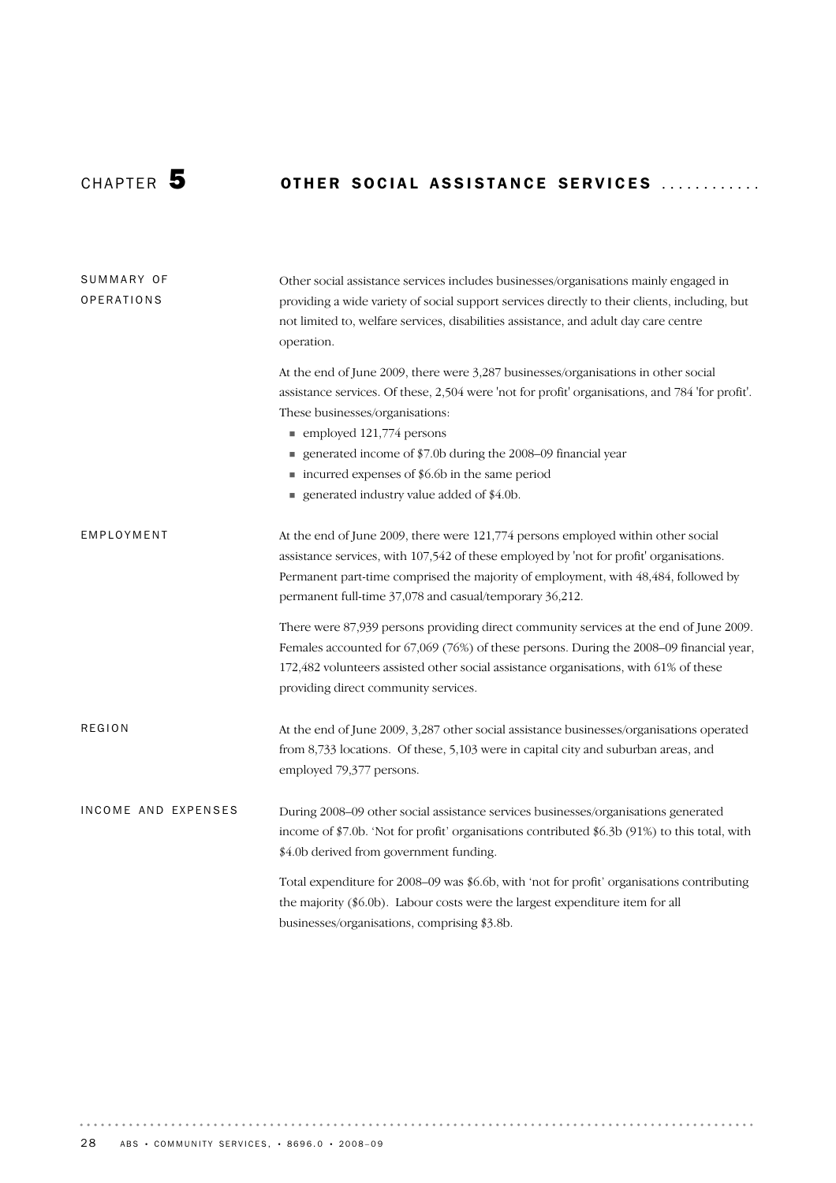# CHAPTER 5 OTHER SOCIAL ASSISTANCE SERVICES

## SUMMARY OF OPERATIONS

Other social assistance services includes businesses/organisations mainly engaged in providing a wide variety of social support services directly to their clients, including, but not limited to, welfare services, disabilities assistance, and adult day care centre operation.

At the end of June 2009, there were 3,287 businesses/organisations in other social assistance services. Of these, 2,504 were 'not for profit' organisations, and 784 'for profit'. These businesses/organisations:

- employed 121,774 persons
- generated income of $7.0b during the 2008–09 financial year
- incurred expenses of $6.6b in the same period
- generated industry value added of $4.0b.

## EMPLOYMENT

At the end of June 2009, there were 121,774 persons employed within other social assistance services, with 107,542 of these employed by 'not for profit' organisations. Permanent part-time comprised the majority of employment, with 48,484, followed by permanent full-time 37,078 and casual/temporary 36,212.

There were 87,939 persons providing direct community services at the end of June 2009. Females accounted for 67,069 (76%) of these persons. During the 2008–09 financial year, 172,482 volunteers assisted other social assistance organisations, with 61% of these providing direct community services.

## REGION

At the end of June 2009, 3,287 other social assistance businesses/organisations operated from 8,733 locations. Of these, 5,103 were in capital city and suburban areas, and employed 79,377 persons.

## INCOME AND EXPENSES

During 2008–09 other social assistance services businesses/organisations generated income of $7.0b. 'Not for profit' organisations contributed $6.3b (91%) to this total, with $4.0b derived from government funding.

Total expenditure for 2008–09 was $6.6b, with 'not for profit' organisations contributing the majority ($6.0b). Labour costs were the largest expenditure item for all businesses/organisations, comprising $3.8b.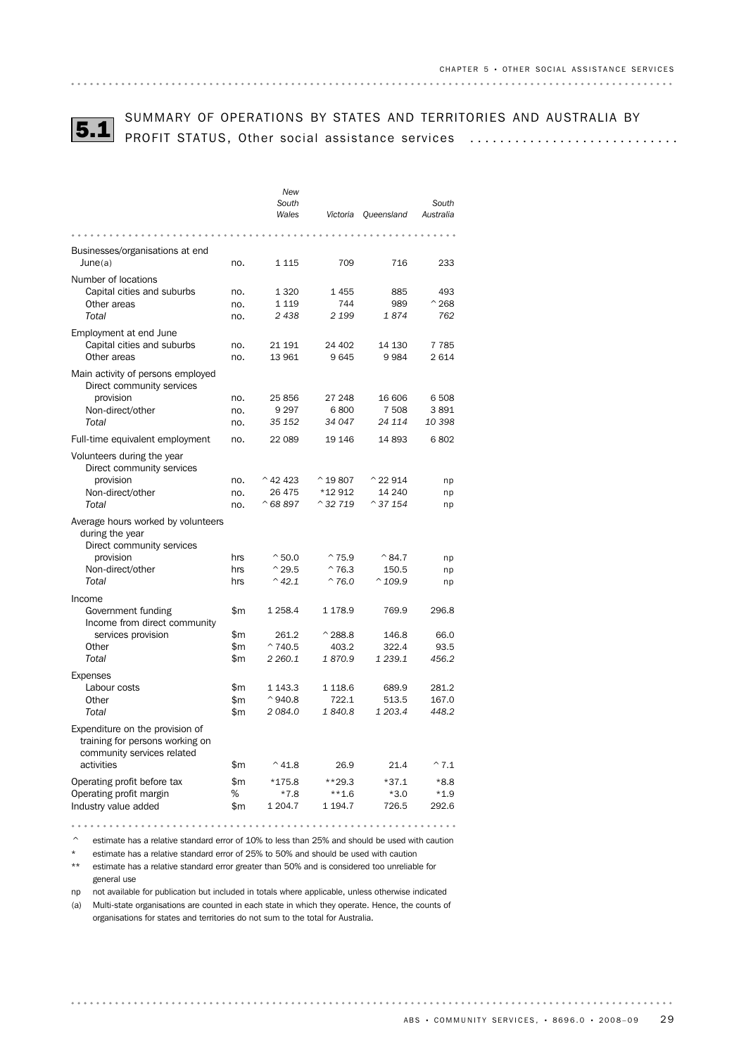## 5.1 SUMMARY OF OPERATIONS BY STATES AND TERRITORIES AND AUSTRALIA BY PROFIT STATUS, Other social assistance services

| | | *New South Wales* | *Victoria* | *Queensland* | *South Australia* |
|---|---|---|---|---|---|
| Businesses/organisations at end June(a) | no. | 1 115 | 709 | 716 | 233 |
| **Number of locations** | | | | | |
| Capital cities and suburbs | no. | 1 320 | 1 455 | 885 | 493 |
| Other areas | no. | 1 119 | 744 | 989 | ^268 |
| *Total* | no. | *2 438* | *2 199* | *1 874* | *762* |
| **Employment at end June** | | | | | |
| Capital cities and suburbs | no. | 21 191 | 24 402 | 14 130 | 7 785 |
| Other areas | no. | 13 961 | 9 645 | 9 984 | 2 614 |
| **Main activity of persons employed** | | | | | |
| Direct community services provision | no. | 25 856 | 27 248 | 16 606 | 6 508 |
| Non-direct/other | no. | 9 297 | 6 800 | 7 508 | 3 891 |
| *Total* | no. | *35 152* | *34 047* | *24 114* | *10 398* |
| Full-time equivalent employment | no. | 22 089 | 19 146 | 14 893 | 6 802 |
| **Volunteers during the year** | | | | | |
| Direct community services provision | no. | ^42 423 | ^19 807 | ^22 914 | np |
| Non-direct/other | no. | 26 475 | *12 912 | 14 240 | np |
| *Total* | no. | *^68 897* | *^32 719* | *^37 154* | np |
| **Average hours worked by volunteers during the year** | | | | | |
| Direct community services provision | hrs | ^50.0 | ^75.9 | ^84.7 | np |
| Non-direct/other | hrs | ^29.5 | ^76.3 | 150.5 | np |
| *Total* | hrs | *^42.1* | *^76.0* | *^109.9* | np |
| **Income** | | | | | |
| Government funding | $m | 1 258.4 | 1 178.9 | 769.9 | 296.8 |
| Income from direct community services provision | $m | 261.2 | ^288.8 | 146.8 | 66.0 |
| Other | $m | ^740.5 | 403.2 | 322.4 | 93.5 |
| *Total* | $m | *2 260.1* | *1 870.9* | *1 239.1* | *456.2* |
| **Expenses** | | | | | |
| Labour costs | $m | 1 143.3 | 1 118.6 | 689.9 | 281.2 |
| Other | $m | ^940.8 | 722.1 | 513.5 | 167.0 |
| *Total* | $m | *2 084.0* | *1 840.8* | *1 203.4* | *448.2* |
| Expenditure on the provision of training for persons working on community services related activities | $m | ^41.8 | 26.9 | 21.4 | ^7.1 |
| Operating profit before tax | $m | *175.8 | **29.3 | *37.1 | *8.8 |
| Operating profit margin | % | *7.8 | **1.6 | *3.0 | *1.9 |
| Industry value added | $m | 1 204.7 | 1 194.7 | 726.5 | 292.6 |

^ estimate has a relative standard error of 10% to less than 25% and should be used with caution

\* estimate has a relative standard error of 25% to 50% and should be used with caution

** estimate has a relative standard error greater than 50% and is considered too unreliable for general use

np not available for publication but included in totals where applicable, unless otherwise indicated

(a) Multi-state organisations are counted in each state in which they operate. Hence, the counts of organisations for states and territories do not sum to the total for Australia.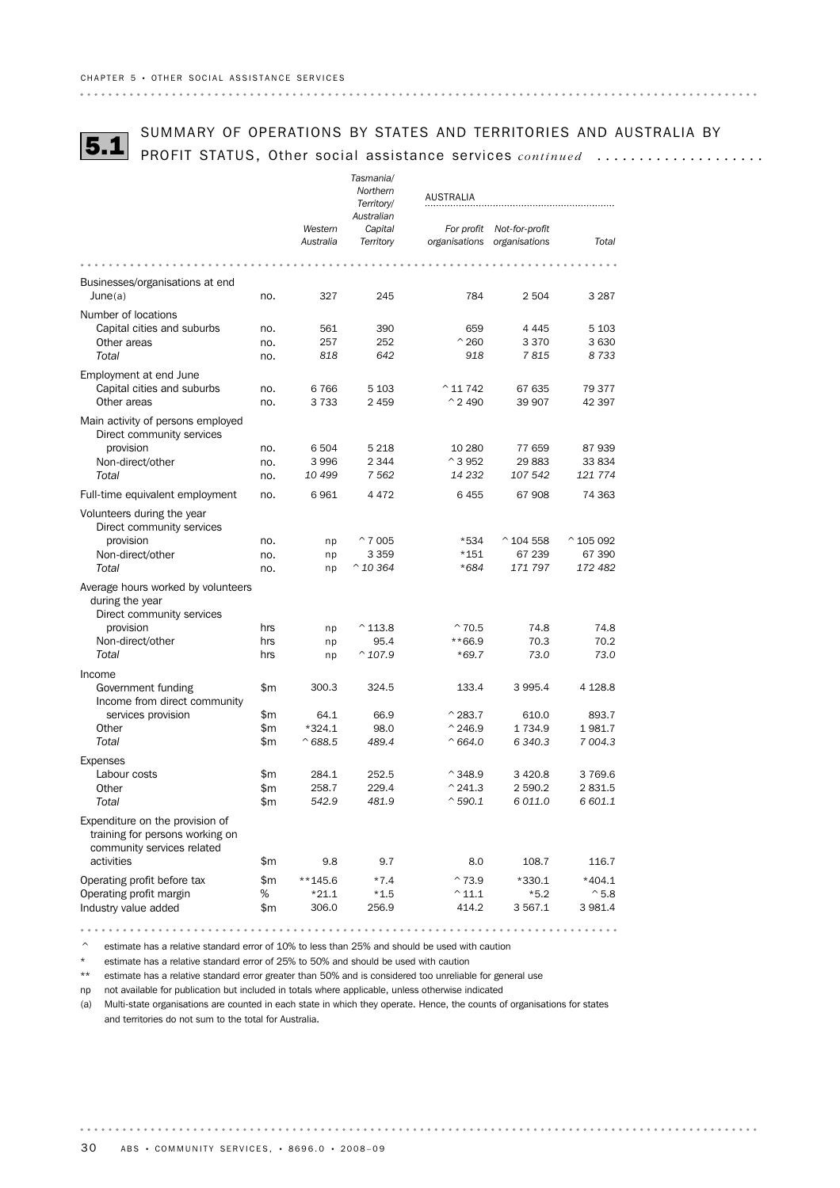## 5.1 SUMMARY OF OPERATIONS BY STATES AND TERRITORIES AND AUSTRALIA BY PROFIT STATUS, Other social assistance services *continued*

| | | Western Australia | Tasmania/ Northern Territory/ Australian Capital Territory | AUSTRALIA For profit organisations | Not-for-profit organisations | Total |
|---|---|---|---|---|---|---|
| Businesses/organisations at end June(a) | no. | 327 | 245 | 784 | 2 504 | 3 287 |
| **Number of locations** | | | | | | |
| Capital cities and suburbs | no. | 561 | 390 | 659 | 4 445 | 5 103 |
| Other areas | no. | 257 | 252 | ^260 | 3 370 | 3 630 |
| *Total* | no. | *818* | *642* | *918* | *7 815* | *8 733* |
| **Employment at end June** | | | | | | |
| Capital cities and suburbs | no. | 6 766 | 5 103 | ^11 742 | 67 635 | 79 377 |
| Other areas | no. | 3 733 | 2 459 | ^2 490 | 39 907 | 42 397 |
| **Main activity of persons employed** | | | | | | |
| Direct community services provision | no. | 6 504 | 5 218 | 10 280 | 77 659 | 87 939 |
| Non-direct/other | no. | 3 996 | 2 344 | ^3 952 | 29 883 | 33 834 |
| *Total* | no. | *10 499* | *7 562* | *14 232* | *107 542* | *121 774* |
| Full-time equivalent employment | no. | 6 961 | 4 472 | 6 455 | 67 908 | 74 363 |
| **Volunteers during the year** | | | | | | |
| Direct community services provision | no. | np | ^7 005 | *534 | ^104 558 | ^105 092 |
| Non-direct/other | no. | np | 3 359 | *151 | 67 239 | 67 390 |
| *Total* | no. | np | *^10 364* | *\*684* | *171 797* | *172 482* |
| **Average hours worked by volunteers during the year** | | | | | | |
| Direct community services provision | hrs | np | ^113.8 | ^70.5 | 74.8 | 74.8 |
| Non-direct/other | hrs | np | 95.4 | **66.9 | 70.3 | 70.2 |
| *Total* | hrs | np | *^107.9* | *\*69.7* | *73.0* | *73.0* |
| **Income** | | | | | | |
| Government funding | $m | 300.3 | 324.5 | 133.4 | 3 995.4 | 4 128.8 |
| Income from direct community services provision | $m | 64.1 | 66.9 | ^283.7 | 610.0 | 893.7 |
| Other | $m | *324.1 | 98.0 | ^246.9 | 1 734.9 | 1 981.7 |
| *Total* | $m | *^688.5* | *489.4* | *^664.0* | *6 340.3* | *7 004.3* |
| **Expenses** | | | | | | |
| Labour costs | $m | 284.1 | 252.5 | ^348.9 | 3 420.8 | 3 769.6 |
| Other | $m | 258.7 | 229.4 | ^241.3 | 2 590.2 | 2 831.5 |
| *Total* | $m | *542.9* | *481.9* | *^590.1* | *6 011.0* | *6 601.1* |
| Expenditure on the provision of training for persons working on community services related activities | $m | 9.8 | 9.7 | 8.0 | 108.7 | 116.7 |
| Operating profit before tax | $m | **145.6 | *7.4 | ^73.9 | *330.1 | *404.1 |
| Operating profit margin | % | *21.1 | *1.5 | ^11.1 | *5.2 | ^5.8 |
| Industry value added | $m | 306.0 | 256.9 | 414.2 | 3 567.1 | 3 981.4 |

^ estimate has a relative standard error of 10% to less than 25% and should be used with caution

\* estimate has a relative standard error of 25% to 50% and should be used with caution

** estimate has a relative standard error greater than 50% and is considered too unreliable for general use

np not available for publication but included in totals where applicable, unless otherwise indicated

(a) Multi-state organisations are counted in each state in which they operate. Hence, the counts of organisations for states and territories do not sum to the total for Australia.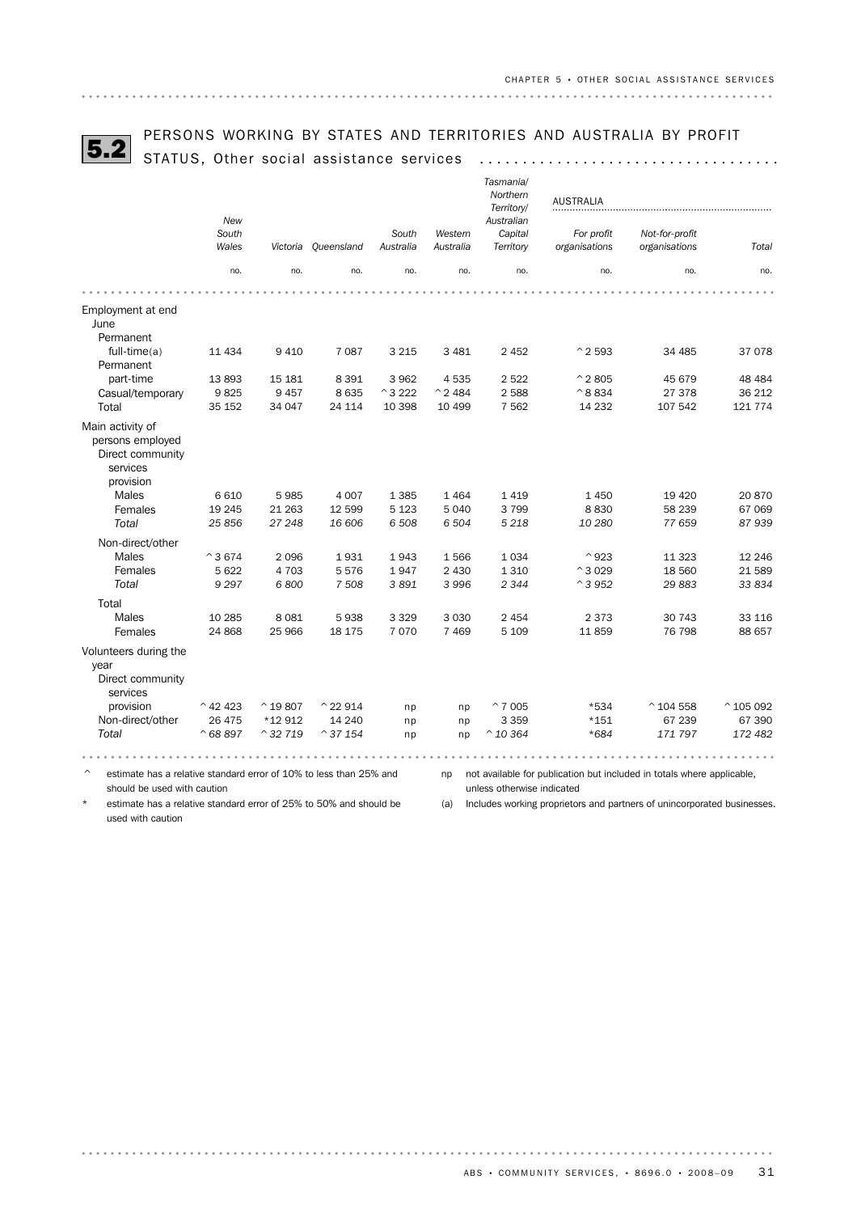## 5.2 PERSONS WORKING BY STATES AND TERRITORIES AND AUSTRALIA BY PROFIT STATUS, Other social assistance services

| | New South Wales | Victoria | Queensland | South Australia | Western Australia | Tasmania/ Northern Territory/ Australian Capital Territory | AUSTRALIA | | |
|---|---|---|---|---|---|---|---|---|---|
| | | | | | | | For profit organisations | Not-for-profit organisations | Total |
| | no. | no. | no. | no. | no. | no. | no. | no. | no. |
| **Employment at end June** | | | | | | | | | |
| Permanent full-time(a) | 11 434 | 9 410 | 7 087 | 3 215 | 3 481 | 2 452 | ^2 593 | 34 485 | 37 078 |
| Permanent part-time | 13 893 | 15 181 | 8 391 | 3 962 | 4 535 | 2 522 | ^2 805 | 45 679 | 48 484 |
| Casual/temporary | 9 825 | 9 457 | 8 635 | ^3 222 | ^2 484 | 2 588 | ^8 834 | 27 378 | 36 212 |
| Total | 35 152 | 34 047 | 24 114 | 10 398 | 10 499 | 7 562 | 14 232 | 107 542 | 121 774 |
| **Main activity of persons employed** | | | | | | | | | |
| Direct community services provision | | | | | | | | | |
| Males | 6 610 | 5 985 | 4 007 | 1 385 | 1 464 | 1 419 | 1 450 | 19 420 | 20 870 |
| Females | 19 245 | 21 263 | 12 599 | 5 123 | 5 040 | 3 799 | 8 830 | 58 239 | 67 069 |
| *Total* | *25 856* | *27 248* | *16 606* | *6 508* | *6 504* | *5 218* | *10 280* | *77 659* | *87 939* |
| Non-direct/other | | | | | | | | | |
| Males | ^3 674 | 2 096 | 1 931 | 1 943 | 1 566 | 1 034 | ^923 | 11 323 | 12 246 |
| Females | 5 622 | 4 703 | 5 576 | 1 947 | 2 430 | 1 310 | ^3 029 | 18 560 | 21 589 |
| *Total* | *9 297* | *6 800* | *7 508* | *3 891* | *3 996* | *2 344* | *^3 952* | *29 883* | *33 834* |
| Total | | | | | | | | | |
| Males | 10 285 | 8 081 | 5 938 | 3 329 | 3 030 | 2 454 | 2 373 | 30 743 | 33 116 |
| Females | 24 868 | 25 966 | 18 175 | 7 070 | 7 469 | 5 109 | 11 859 | 76 798 | 88 657 |
| **Volunteers during the year** | | | | | | | | | |
| Direct community services provision | ^42 423 | ^19 807 | ^22 914 | np | np | ^7 005 | *534 | ^104 558 | ^105 092 |
| Non-direct/other | 26 475 | *12 912 | 14 240 | np | np | 3 359 | *151 | 67 239 | 67 390 |
| *Total* | *^68 897* | *^32 719* | *^37 154* | np | np | *^10 364* | **684* | *171 797* | *172 482* |

^ estimate has a relative standard error of 10% to less than 25% and should be used with caution

* estimate has a relative standard error of 25% to 50% and should be used with caution

np not available for publication but included in totals where applicable, unless otherwise indicated

(a) Includes working proprietors and partners of unincorporated businesses.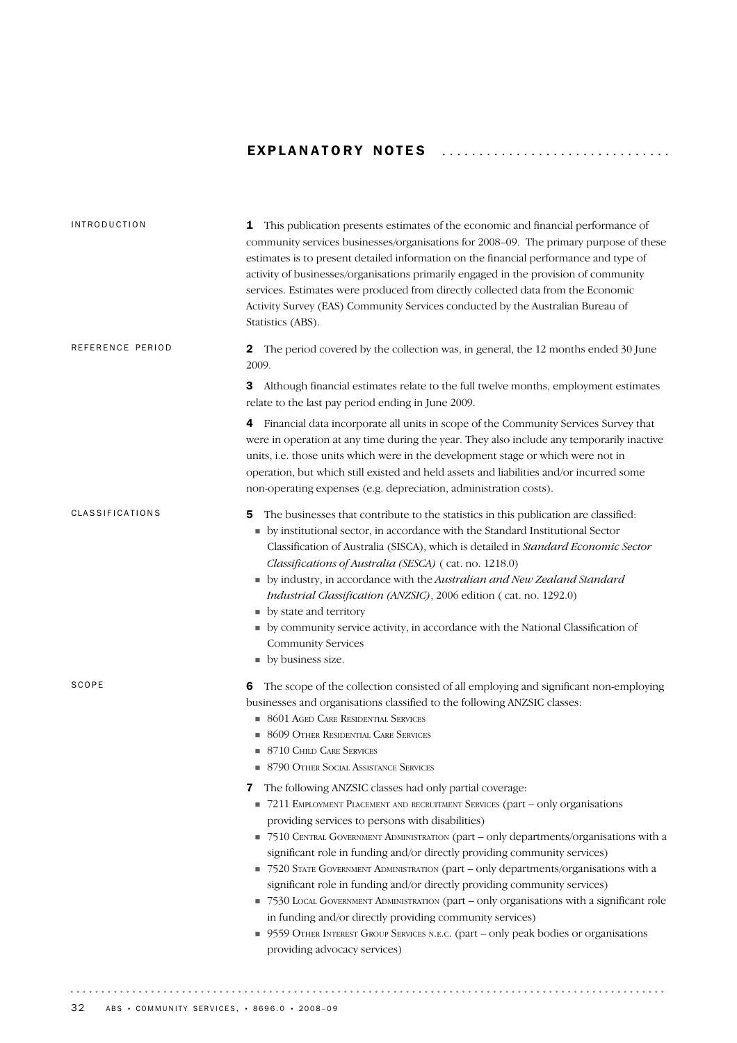# EXPLANATORY NOTES

## INTRODUCTION

**1** This publication presents estimates of the economic and financial performance of community services businesses/organisations for 2008–09. The primary purpose of these estimates is to present detailed information on the financial performance and type of activity of businesses/organisations primarily engaged in the provision of community services. Estimates were produced from directly collected data from the Economic Activity Survey (EAS) Community Services conducted by the Australian Bureau of Statistics (ABS).

## REFERENCE PERIOD

**2** The period covered by the collection was, in general, the 12 months ended 30 June 2009.

**3** Although financial estimates relate to the full twelve months, employment estimates relate to the last pay period ending in June 2009.

**4** Financial data incorporate all units in scope of the Community Services Survey that were in operation at any time during the year. They also include any temporarily inactive units, i.e. those units which were in the development stage or which were not in operation, but which still existed and held assets and liabilities and/or incurred some non-operating expenses (e.g. depreciation, administration costs).

## CLASSIFICATIONS

**5** The businesses that contribute to the statistics in this publication are classified:

- by institutional sector, in accordance with the Standard Institutional Sector Classification of Australia (SISCA), which is detailed in *Standard Economic Sector Classifications of Australia (SESCA)* ( cat. no. 1218.0)
- by industry, in accordance with the *Australian and New Zealand Standard Industrial Classification (ANZSIC)*, 2006 edition ( cat. no. 1292.0)
- by state and territory
- by community service activity, in accordance with the National Classification of Community Services
- by business size.

## SCOPE

**6** The scope of the collection consisted of all employing and significant non-employing businesses and organisations classified to the following ANZSIC classes:

- 8601 Aged Care Residential Services
- 8609 Other Residential Care Services
- 8710 Child Care Services
- 8790 Other Social Assistance Services

**7** The following ANZSIC classes had only partial coverage:

- 7211 Employment Placement and recruitment Services (part – only organisations providing services to persons with disabilities)
- 7510 Central Government Administration (part – only departments/organisations with a significant role in funding and/or directly providing community services)
- 7520 State Government Administration (part – only departments/organisations with a significant role in funding and/or directly providing community services)
- 7530 Local Government Administration (part – only organisations with a significant role in funding and/or directly providing community services)
- 9559 Other Interest Group Services n.e.c. (part – only peak bodies or organisations providing advocacy services)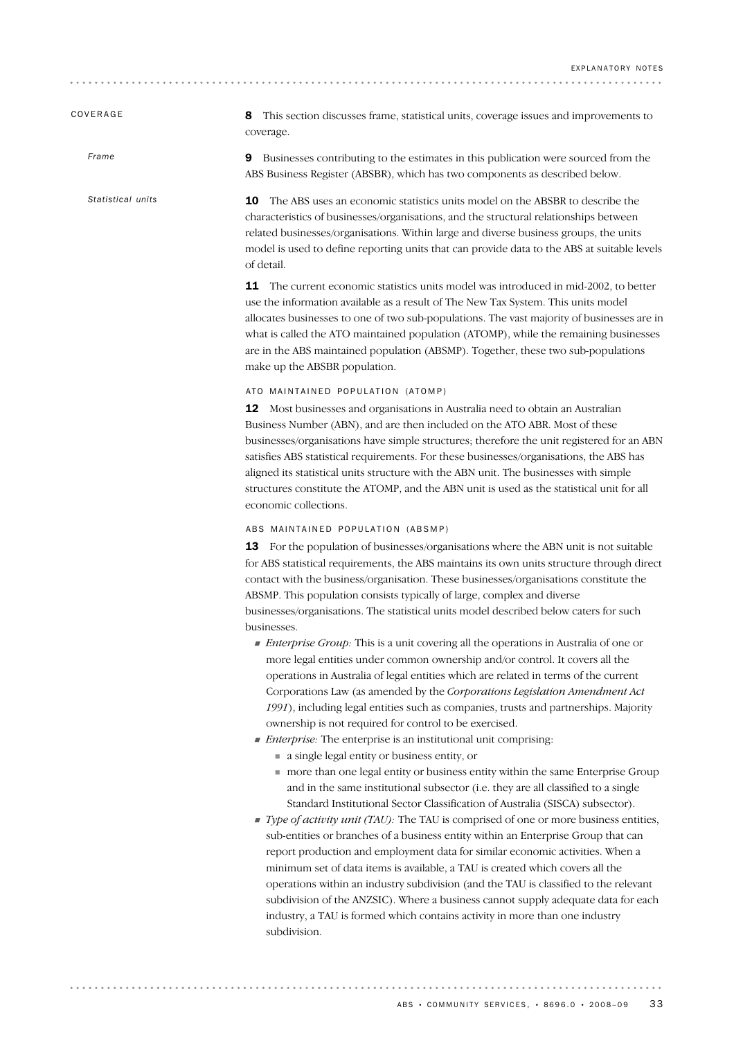## COVERAGE

**8** This section discusses frame, statistical units, coverage issues and improvements to coverage.

### *Frame*

**9** Businesses contributing to the estimates in this publication were sourced from the ABS Business Register (ABSBR), which has two components as described below.

### *Statistical units*

**10** The ABS uses an economic statistics units model on the ABSBR to describe the characteristics of businesses/organisations, and the structural relationships between related businesses/organisations. Within large and diverse business groups, the units model is used to define reporting units that can provide data to the ABS at suitable levels of detail.

**11** The current economic statistics units model was introduced in mid-2002, to better use the information available as a result of The New Tax System. This units model allocates businesses to one of two sub-populations. The vast majority of businesses are in what is called the ATO maintained population (ATOMP), while the remaining businesses are in the ABS maintained population (ABSMP). Together, these two sub-populations make up the ABSBR population.

#### ATO MAINTAINED POPULATION (ATOMP)

**12** Most businesses and organisations in Australia need to obtain an Australian Business Number (ABN), and are then included on the ATO ABR. Most of these businesses/organisations have simple structures; therefore the unit registered for an ABN satisfies ABS statistical requirements. For these businesses/organisations, the ABS has aligned its statistical units structure with the ABN unit. The businesses with simple structures constitute the ATOMP, and the ABN unit is used as the statistical unit for all economic collections.

#### ABS MAINTAINED POPULATION (ABSMP)

**13** For the population of businesses/organisations where the ABN unit is not suitable for ABS statistical requirements, the ABS maintains its own units structure through direct contact with the business/organisation. These businesses/organisations constitute the ABSMP. This population consists typically of large, complex and diverse businesses/organisations. The statistical units model described below caters for such businesses.

- *Enterprise Group:* This is a unit covering all the operations in Australia of one or more legal entities under common ownership and/or control. It covers all the operations in Australia of legal entities which are related in terms of the current Corporations Law (as amended by the *Corporations Legislation Amendment Act 1991*), including legal entities such as companies, trusts and partnerships. Majority ownership is not required for control to be exercised.
- *Enterprise:* The enterprise is an institutional unit comprising:
  - a single legal entity or business entity, or
  - more than one legal entity or business entity within the same Enterprise Group and in the same institutional subsector (i.e. they are all classified to a single Standard Institutional Sector Classification of Australia (SISCA) subsector).
- *Type of activity unit (TAU):* The TAU is comprised of one or more business entities, sub-entities or branches of a business entity within an Enterprise Group that can report production and employment data for similar economic activities. When a minimum set of data items is available, a TAU is created which covers all the operations within an industry subdivision (and the TAU is classified to the relevant subdivision of the ANZSIC). Where a business cannot supply adequate data for each industry, a TAU is formed which contains activity in more than one industry subdivision.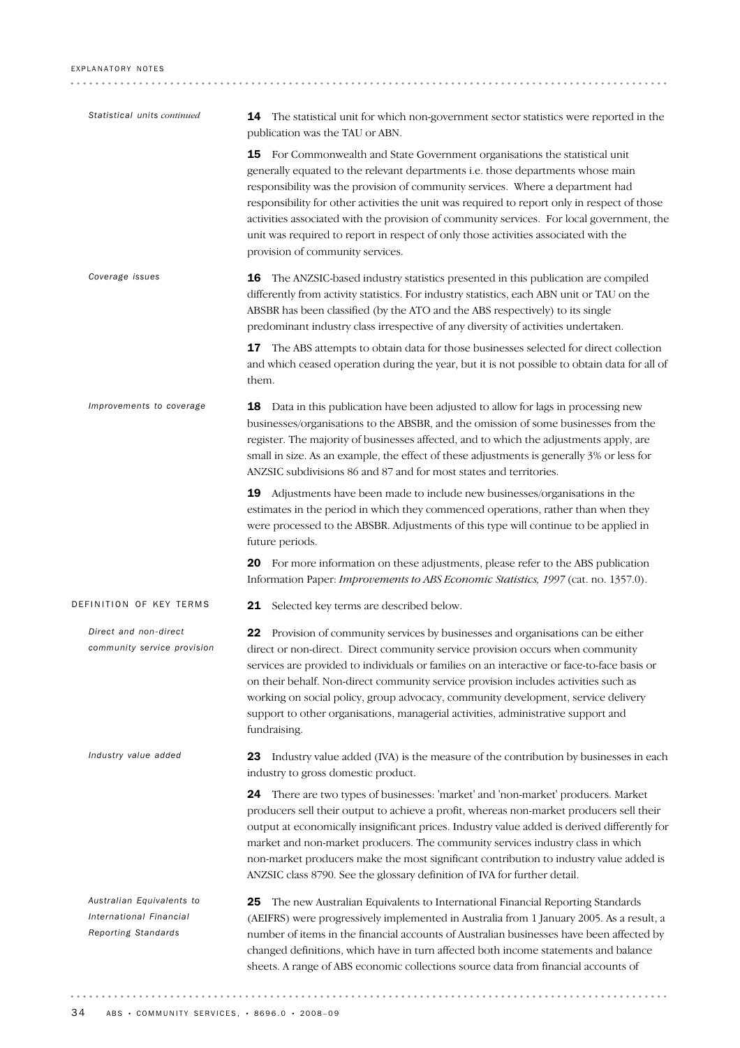*Statistical units continued*

**14** The statistical unit for which non-government sector statistics were reported in the publication was the TAU or ABN.

**15** For Commonwealth and State Government organisations the statistical unit generally equated to the relevant departments i.e. those departments whose main responsibility was the provision of community services. Where a department had responsibility for other activities the unit was required to report only in respect of those activities associated with the provision of community services. For local government, the unit was required to report in respect of only those activities associated with the provision of community services.

*Coverage issues*

**16** The ANZSIC-based industry statistics presented in this publication are compiled differently from activity statistics. For industry statistics, each ABN unit or TAU on the ABSBR has been classified (by the ATO and the ABS respectively) to its single predominant industry class irrespective of any diversity of activities undertaken.

**17** The ABS attempts to obtain data for those businesses selected for direct collection and which ceased operation during the year, but it is not possible to obtain data for all of them.

*Improvements to coverage*

**18** Data in this publication have been adjusted to allow for lags in processing new businesses/organisations to the ABSBR, and the omission of some businesses from the register. The majority of businesses affected, and to which the adjustments apply, are small in size. As an example, the effect of these adjustments is generally 3% or less for ANZSIC subdivisions 86 and 87 and for most states and territories.

**19** Adjustments have been made to include new businesses/organisations in the estimates in the period in which they commenced operations, rather than when they were processed to the ABSBR. Adjustments of this type will continue to be applied in future periods.

**20** For more information on these adjustments, please refer to the ABS publication Information Paper: *Improvements to ABS Economic Statistics, 1997* (cat. no. 1357.0).

## DEFINITION OF KEY TERMS

**21** Selected key terms are described below.

*Direct and non-direct community service provision*

**22** Provision of community services by businesses and organisations can be either direct or non-direct. Direct community service provision occurs when community services are provided to individuals or families on an interactive or face-to-face basis or on their behalf. Non-direct community service provision includes activities such as working on social policy, group advocacy, community development, service delivery support to other organisations, managerial activities, administrative support and fundraising.

*Industry value added*

**23** Industry value added (IVA) is the measure of the contribution by businesses in each industry to gross domestic product.

**24** There are two types of businesses: 'market' and 'non-market' producers. Market producers sell their output to achieve a profit, whereas non-market producers sell their output at economically insignificant prices. Industry value added is derived differently for market and non-market producers. The community services industry class in which non-market producers make the most significant contribution to industry value added is ANZSIC class 8790. See the glossary definition of IVA for further detail.

*Australian Equivalents to International Financial Reporting Standards*

**25** The new Australian Equivalents to International Financial Reporting Standards (AEIFRS) were progressively implemented in Australia from 1 January 2005. As a result, a number of items in the financial accounts of Australian businesses have been affected by changed definitions, which have in turn affected both income statements and balance sheets. A range of ABS economic collections source data from financial accounts of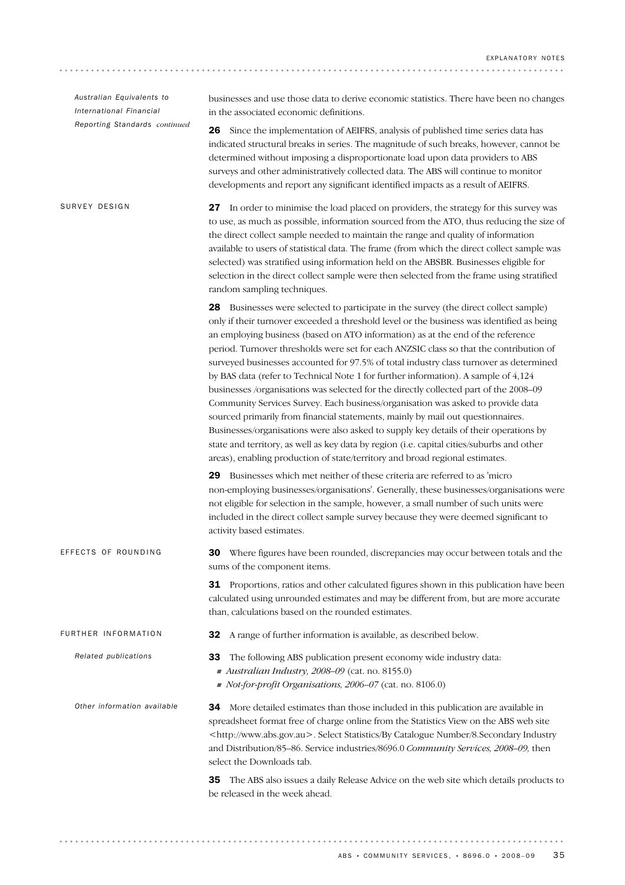*Australian Equivalents to International Financial Reporting Standards continued*

businesses and use those data to derive economic statistics. There have been no changes in the associated economic definitions.

**26** Since the implementation of AEIFRS, analysis of published time series data has indicated structural breaks in series. The magnitude of such breaks, however, cannot be determined without imposing a disproportionate load upon data providers to ABS surveys and other administratively collected data. The ABS will continue to monitor developments and report any significant identified impacts as a result of AEIFRS.

## SURVEY DESIGN

**27** In order to minimise the load placed on providers, the strategy for this survey was to use, as much as possible, information sourced from the ATO, thus reducing the size of the direct collect sample needed to maintain the range and quality of information available to users of statistical data. The frame (from which the direct collect sample was selected) was stratified using information held on the ABSBR. Businesses eligible for selection in the direct collect sample were then selected from the frame using stratified random sampling techniques.

**28** Businesses were selected to participate in the survey (the direct collect sample) only if their turnover exceeded a threshold level or the business was identified as being an employing business (based on ATO information) as at the end of the reference period. Turnover thresholds were set for each ANZSIC class so that the contribution of surveyed businesses accounted for 97.5% of total industry class turnover as determined by BAS data (refer to Technical Note 1 for further information). A sample of 4,124 businesses /organisations was selected for the directly collected part of the 2008–09 Community Services Survey. Each business/organisation was asked to provide data sourced primarily from financial statements, mainly by mail out questionnaires. Businesses/organisations were also asked to supply key details of their operations by state and territory, as well as key data by region (i.e. capital cities/suburbs and other areas), enabling production of state/territory and broad regional estimates.

**29** Businesses which met neither of these criteria are referred to as 'micro non-employing businesses/organisations'. Generally, these businesses/organisations were not eligible for selection in the sample, however, a small number of such units were included in the direct collect sample survey because they were deemed significant to activity based estimates.

## EFFECTS OF ROUNDING

**30** Where figures have been rounded, discrepancies may occur between totals and the sums of the component items.

**31** Proportions, ratios and other calculated figures shown in this publication have been calculated using unrounded estimates and may be different from, but are more accurate than, calculations based on the rounded estimates.

## FURTHER INFORMATION

**32** A range of further information is available, as described below.

*Related publications*

**33** The following ABS publication present economy wide industry data:

- *Australian Industry, 2008–09* (cat. no. 8155.0)
- *Not-for-profit Organisations, 2006–07* (cat. no. 8106.0)

*Other information available*

**34** More detailed estimates than those included in this publication are available in spreadsheet format free of charge online from the Statistics View on the ABS web site <http://www.abs.gov.au>. Select Statistics/By Catalogue Number/8.Secondary Industry and Distribution/85–86. Service industries/8696.0 *Community Services, 2008–09,* then select the Downloads tab.

**35** The ABS also issues a daily Release Advice on the web site which details products to be released in the week ahead.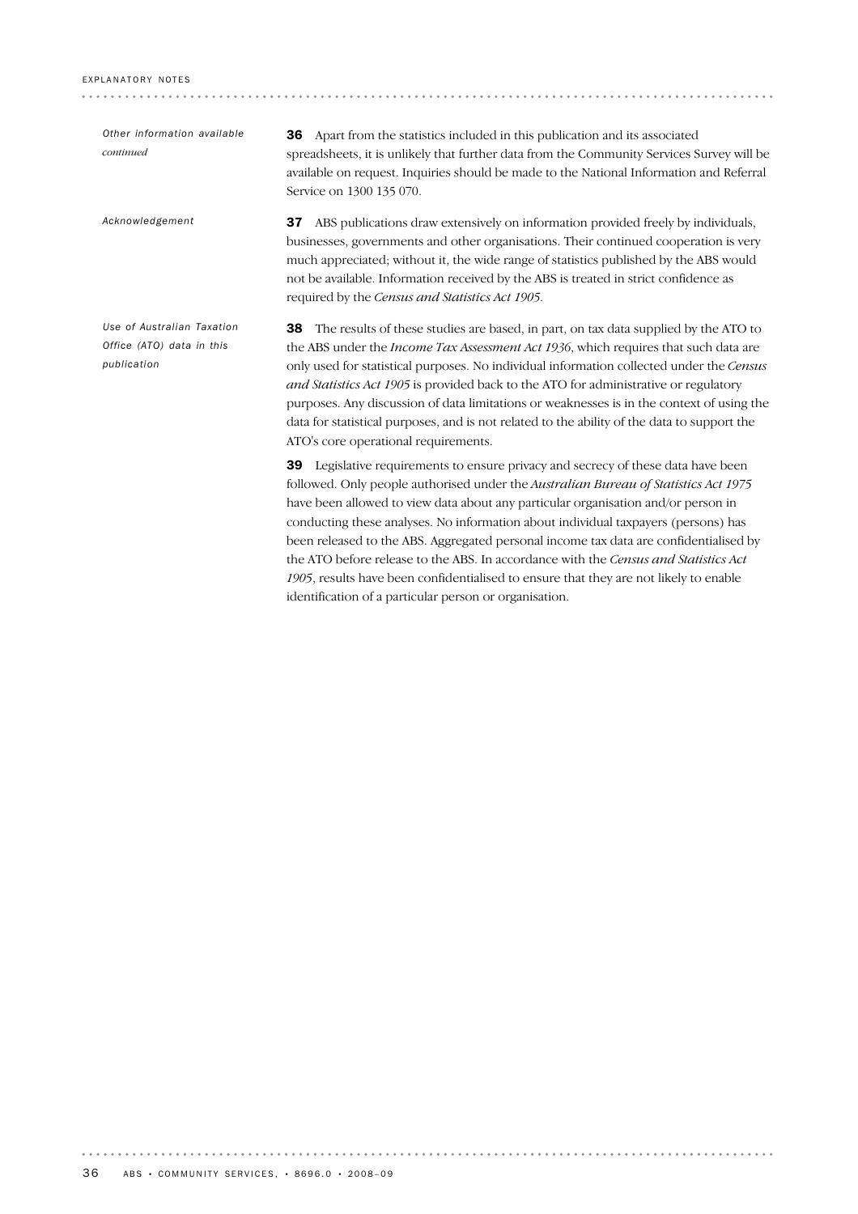*Other information available continued*

**36** Apart from the statistics included in this publication and its associated spreadsheets, it is unlikely that further data from the Community Services Survey will be available on request. Inquiries should be made to the National Information and Referral Service on 1300 135 070.

*Acknowledgement*

**37** ABS publications draw extensively on information provided freely by individuals, businesses, governments and other organisations. Their continued cooperation is very much appreciated; without it, the wide range of statistics published by the ABS would not be available. Information received by the ABS is treated in strict confidence as required by the *Census and Statistics Act 1905*.

*Use of Australian Taxation Office (ATO) data in this publication*

**38** The results of these studies are based, in part, on tax data supplied by the ATO to the ABS under the *Income Tax Assessment Act 1936*, which requires that such data are only used for statistical purposes. No individual information collected under the *Census and Statistics Act 1905* is provided back to the ATO for administrative or regulatory purposes. Any discussion of data limitations or weaknesses is in the context of using the data for statistical purposes, and is not related to the ability of the data to support the ATO's core operational requirements.

**39** Legislative requirements to ensure privacy and secrecy of these data have been followed. Only people authorised under the *Australian Bureau of Statistics Act 1975* have been allowed to view data about any particular organisation and/or person in conducting these analyses. No information about individual taxpayers (persons) has been released to the ABS. Aggregated personal income tax data are confidentialised by the ATO before release to the ABS. In accordance with the *Census and Statistics Act 1905*, results have been confidentialised to ensure that they are not likely to enable identification of a particular person or organisation.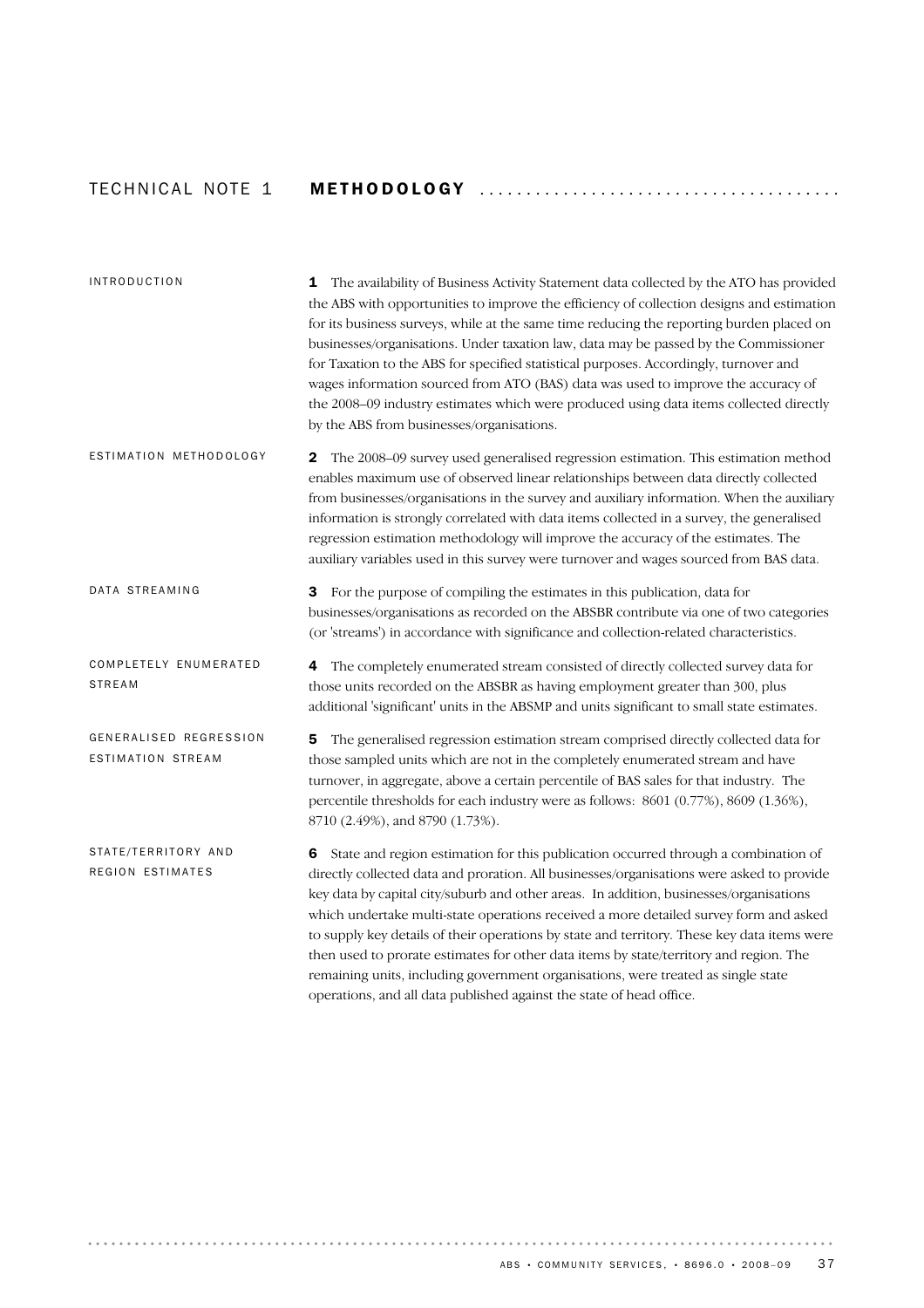# TECHNICAL NOTE 1 METHODOLOGY

## INTRODUCTION

**1** The availability of Business Activity Statement data collected by the ATO has provided the ABS with opportunities to improve the efficiency of collection designs and estimation for its business surveys, while at the same time reducing the reporting burden placed on businesses/organisations. Under taxation law, data may be passed by the Commissioner for Taxation to the ABS for specified statistical purposes. Accordingly, turnover and wages information sourced from ATO (BAS) data was used to improve the accuracy of the 2008–09 industry estimates which were produced using data items collected directly by the ABS from businesses/organisations.

## ESTIMATION METHODOLOGY

**2** The 2008–09 survey used generalised regression estimation. This estimation method enables maximum use of observed linear relationships between data directly collected from businesses/organisations in the survey and auxiliary information. When the auxiliary information is strongly correlated with data items collected in a survey, the generalised regression estimation methodology will improve the accuracy of the estimates. The auxiliary variables used in this survey were turnover and wages sourced from BAS data.

## DATA STREAMING

**3** For the purpose of compiling the estimates in this publication, data for businesses/organisations as recorded on the ABSBR contribute via one of two categories (or 'streams') in accordance with significance and collection-related characteristics.

## COMPLETELY ENUMERATED STREAM

**4** The completely enumerated stream consisted of directly collected survey data for those units recorded on the ABSBR as having employment greater than 300, plus additional 'significant' units in the ABSMP and units significant to small state estimates.

## GENERALISED REGRESSION ESTIMATION STREAM

**5** The generalised regression estimation stream comprised directly collected data for those sampled units which are not in the completely enumerated stream and have turnover, in aggregate, above a certain percentile of BAS sales for that industry. The percentile thresholds for each industry were as follows: 8601 (0.77%), 8609 (1.36%), 8710 (2.49%), and 8790 (1.73%).

## STATE/TERRITORY AND REGION ESTIMATES

**6** State and region estimation for this publication occurred through a combination of directly collected data and proration. All businesses/organisations were asked to provide key data by capital city/suburb and other areas. In addition, businesses/organisations which undertake multi-state operations received a more detailed survey form and asked to supply key details of their operations by state and territory. These key data items were then used to prorate estimates for other data items by state/territory and region. The remaining units, including government organisations, were treated as single state operations, and all data published against the state of head office.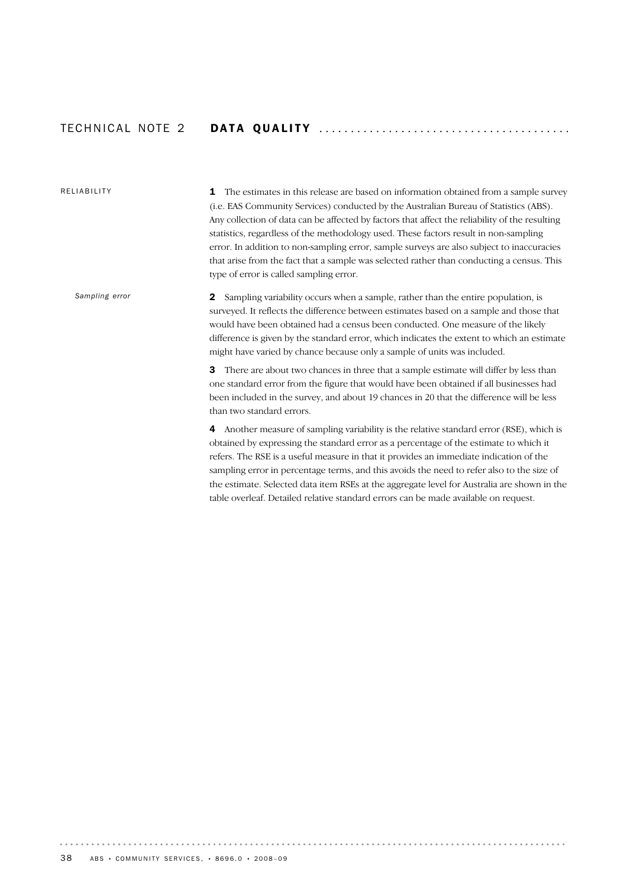# TECHNICAL NOTE 2 DATA QUALITY

## RELIABILITY

**1** The estimates in this release are based on information obtained from a sample survey (i.e. EAS Community Services) conducted by the Australian Bureau of Statistics (ABS). Any collection of data can be affected by factors that affect the reliability of the resulting statistics, regardless of the methodology used. These factors result in non-sampling error. In addition to non-sampling error, sample surveys are also subject to inaccuracies that arise from the fact that a sample was selected rather than conducting a census. This type of error is called sampling error.

### *Sampling error*

**2** Sampling variability occurs when a sample, rather than the entire population, is surveyed. It reflects the difference between estimates based on a sample and those that would have been obtained had a census been conducted. One measure of the likely difference is given by the standard error, which indicates the extent to which an estimate might have varied by chance because only a sample of units was included.

**3** There are about two chances in three that a sample estimate will differ by less than one standard error from the figure that would have been obtained if all businesses had been included in the survey, and about 19 chances in 20 that the difference will be less than two standard errors.

**4** Another measure of sampling variability is the relative standard error (RSE), which is obtained by expressing the standard error as a percentage of the estimate to which it refers. The RSE is a useful measure in that it provides an immediate indication of the sampling error in percentage terms, and this avoids the need to refer also to the size of the estimate. Selected data item RSEs at the aggregate level for Australia are shown in the table overleaf. Detailed relative standard errors can be made available on request.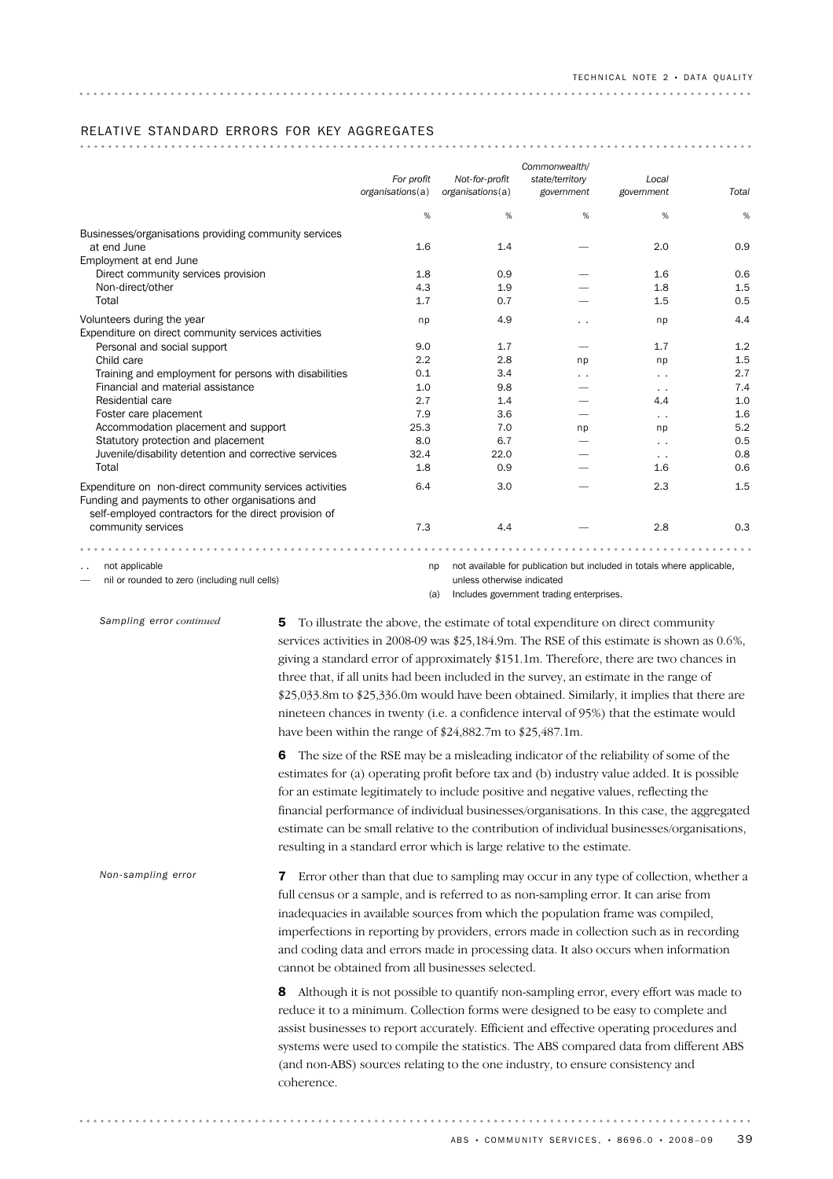## RELATIVE STANDARD ERRORS FOR KEY AGGREGATES

| | For profit organisations(a) | Not-for-profit organisations(a) | Commonwealth/ state/territory government | Local government | Total |
|---|---|---|---|---|---|
| | % | % | % | % | % |
| Businesses/organisations providing community services at end June | 1.6 | 1.4 | — | 2.0 | 0.9 |
| Employment at end June | | | | | |
| Direct community services provision | 1.8 | 0.9 | — | 1.6 | 0.6 |
| Non-direct/other | 4.3 | 1.9 | — | 1.8 | 1.5 |
| Total | 1.7 | 0.7 | — | 1.5 | 0.5 |
| Volunteers during the year | np | 4.9 | . . | np | 4.4 |
| Expenditure on direct community services activities | | | | | |
| Personal and social support | 9.0 | 1.7 | — | 1.7 | 1.2 |
| Child care | 2.2 | 2.8 | np | np | 1.5 |
| Training and employment for persons with disabilities | 0.1 | 3.4 | . . | . . | 2.7 |
| Financial and material assistance | 1.0 | 9.8 | — | . . | 7.4 |
| Residential care | 2.7 | 1.4 | — | 4.4 | 1.0 |
| Foster care placement | 7.9 | 3.6 | — | . . | 1.6 |
| Accommodation placement and support | 25.3 | 7.0 | np | np | 5.2 |
| Statutory protection and placement | 8.0 | 6.7 | — | . . | 0.5 |
| Juvenile/disability detention and corrective services | 32.4 | 22.0 | — | . . | 0.8 |
| Total | 1.8 | 0.9 | — | 1.6 | 0.6 |
| Expenditure on non-direct community services activities | 6.4 | 3.0 | — | 2.3 | 1.5 |
| Funding and payments to other organisations and self-employed contractors for the direct provision of community services | 7.3 | 4.4 | — | 2.8 | 0.3 |

. . not applicable

— nil or rounded to zero (including null cells)

np not available for publication but included in totals where applicable, unless otherwise indicated

(a) Includes government trading enterprises.

*Sampling error continued*

**5** To illustrate the above, the estimate of total expenditure on direct community services activities in 2008-09 was $25,184.9m. The RSE of this estimate is shown as 0.6%, giving a standard error of approximately $151.1m. Therefore, there are two chances in three that, if all units had been included in the survey, an estimate in the range of $25,033.8m to $25,336.0m would have been obtained. Similarly, it implies that there are nineteen chances in twenty (i.e. a confidence interval of 95%) that the estimate would have been within the range of $24,882.7m to $25,487.1m.

**6** The size of the RSE may be a misleading indicator of the reliability of some of the estimates for (a) operating profit before tax and (b) industry value added. It is possible for an estimate legitimately to include positive and negative values, reflecting the financial performance of individual businesses/organisations. In this case, the aggregated estimate can be small relative to the contribution of individual businesses/organisations, resulting in a standard error which is large relative to the estimate.

*Non-sampling error*

**7** Error other than that due to sampling may occur in any type of collection, whether a full census or a sample, and is referred to as non-sampling error. It can arise from inadequacies in available sources from which the population frame was compiled, imperfections in reporting by providers, errors made in collection such as in recording and coding data and errors made in processing data. It also occurs when information cannot be obtained from all businesses selected.

**8** Although it is not possible to quantify non-sampling error, every effort was made to reduce it to a minimum. Collection forms were designed to be easy to complete and assist businesses to report accurately. Efficient and effective operating procedures and systems were used to compile the statistics. The ABS compared data from different ABS (and non-ABS) sources relating to the one industry, to ensure consistency and coherence.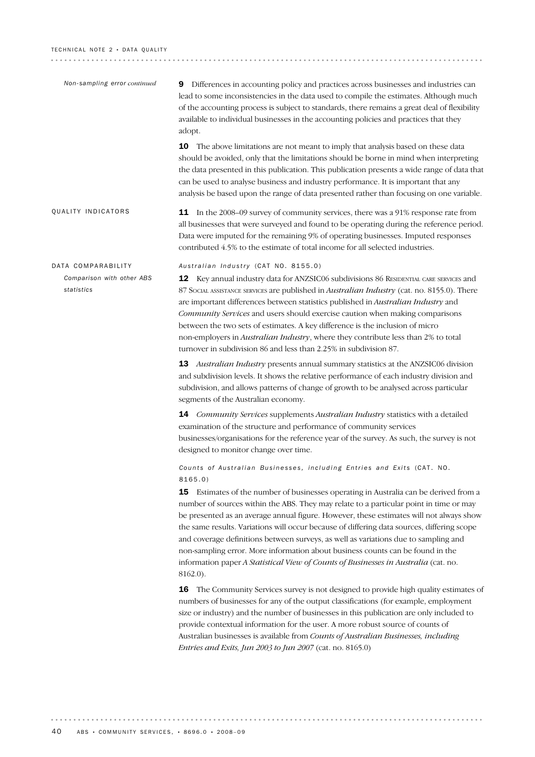*Non-sampling error continued*

**9** Differences in accounting policy and practices across businesses and industries can lead to some inconsistencies in the data used to compile the estimates. Although much of the accounting process is subject to standards, there remains a great deal of flexibility available to individual businesses in the accounting policies and practices that they adopt.

**10** The above limitations are not meant to imply that analysis based on these data should be avoided, only that the limitations should be borne in mind when interpreting the data presented in this publication. This publication presents a wide range of data that can be used to analyse business and industry performance. It is important that any analysis be based upon the range of data presented rather than focusing on one variable.

## QUALITY INDICATORS

**11** In the 2008–09 survey of community services, there was a 91% response rate from all businesses that were surveyed and found to be operating during the reference period. Data were imputed for the remaining 9% of operating businesses. Imputed responses contributed 4.5% to the estimate of total income for all selected industries.

## DATA COMPARABILITY

### Comparison with other ABS statistics

#### *Australian Industry* (CAT NO. 8155.0)

**12** Key annual industry data for ANZSIC06 subdivisions 86 Residential care services and 87 Social assistance services are published in *Australian Industry* (cat. no. 8155.0). There are important differences between statistics published in *Australian Industry* and *Community Services* and users should exercise caution when making comparisons between the two sets of estimates. A key difference is the inclusion of micro non-employers in *Australian Industry*, where they contribute less than 2% to total turnover in subdivision 86 and less than 2.25% in subdivision 87.

**13** *Australian Industry* presents annual summary statistics at the ANZSIC06 division and subdivision levels. It shows the relative performance of each industry division and subdivision, and allows patterns of change of growth to be analysed across particular segments of the Australian economy.

**14** *Community Services* supplements *Australian Industry* statistics with a detailed examination of the structure and performance of community services businesses/organisations for the reference year of the survey. As such, the survey is not designed to monitor change over time.

#### *Counts of Australian Businesses, including Entries and Exits* (CAT. NO. 8165.0)

**15** Estimates of the number of businesses operating in Australia can be derived from a number of sources within the ABS. They may relate to a particular point in time or may be presented as an average annual figure. However, these estimates will not always show the same results. Variations will occur because of differing data sources, differing scope and coverage definitions between surveys, as well as variations due to sampling and non-sampling error. More information about business counts can be found in the information paper *A Statistical View of Counts of Businesses in Australia* (cat. no. 8162.0).

**16** The Community Services survey is not designed to provide high quality estimates of numbers of businesses for any of the output classifications (for example, employment size or industry) and the number of businesses in this publication are only included to provide contextual information for the user. A more robust source of counts of Australian businesses is available from *Counts of Australian Businesses, including Entries and Exits, Jun 2003 to Jun 2007* (cat. no. 8165.0)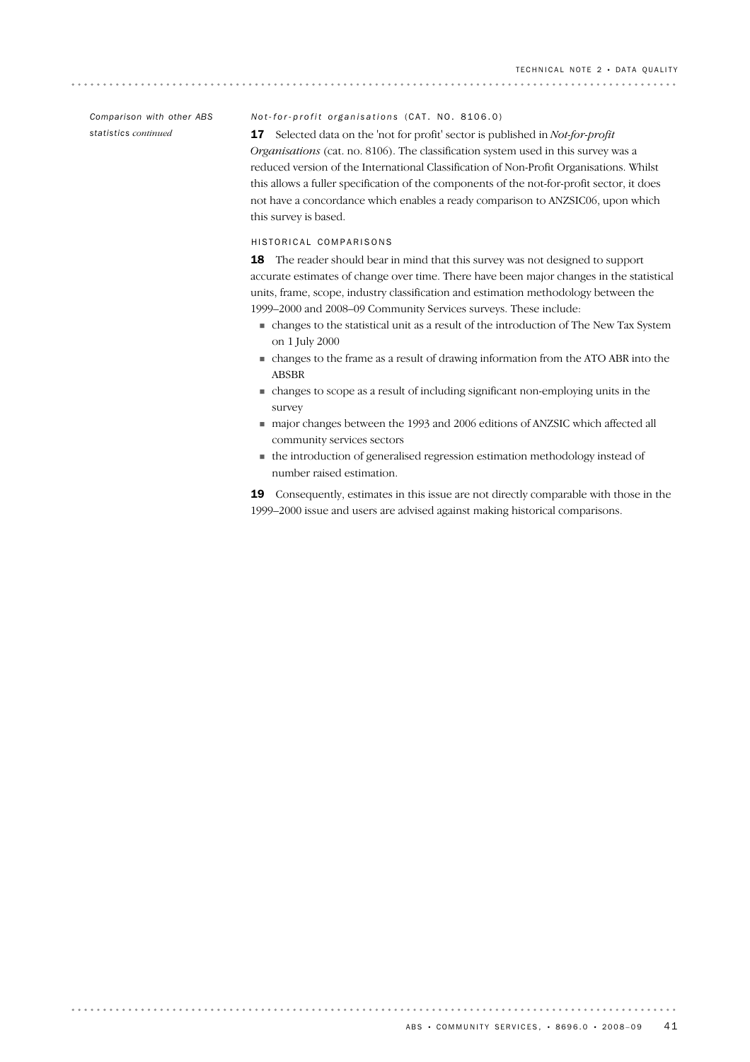*Comparison with other ABS statistics continued*

*Not-for-profit organisations* (CAT. NO. 8106.0)

**17** Selected data on the 'not for profit' sector is published in *Not-for-profit Organisations* (cat. no. 8106). The classification system used in this survey was a reduced version of the International Classification of Non-Profit Organisations. Whilst this allows a fuller specification of the components of the not-for-profit sector, it does not have a concordance which enables a ready comparison to ANZSIC06, upon which this survey is based.

HISTORICAL COMPARISONS

**18** The reader should bear in mind that this survey was not designed to support accurate estimates of change over time. There have been major changes in the statistical units, frame, scope, industry classification and estimation methodology between the 1999–2000 and 2008–09 Community Services surveys. These include:

- changes to the statistical unit as a result of the introduction of The New Tax System on 1 July 2000
- changes to the frame as a result of drawing information from the ATO ABR into the ABSBR
- changes to scope as a result of including significant non-employing units in the survey
- major changes between the 1993 and 2006 editions of ANZSIC which affected all community services sectors
- the introduction of generalised regression estimation methodology instead of number raised estimation.

**19** Consequently, estimates in this issue are not directly comparable with those in the 1999–2000 issue and users are advised against making historical comparisons.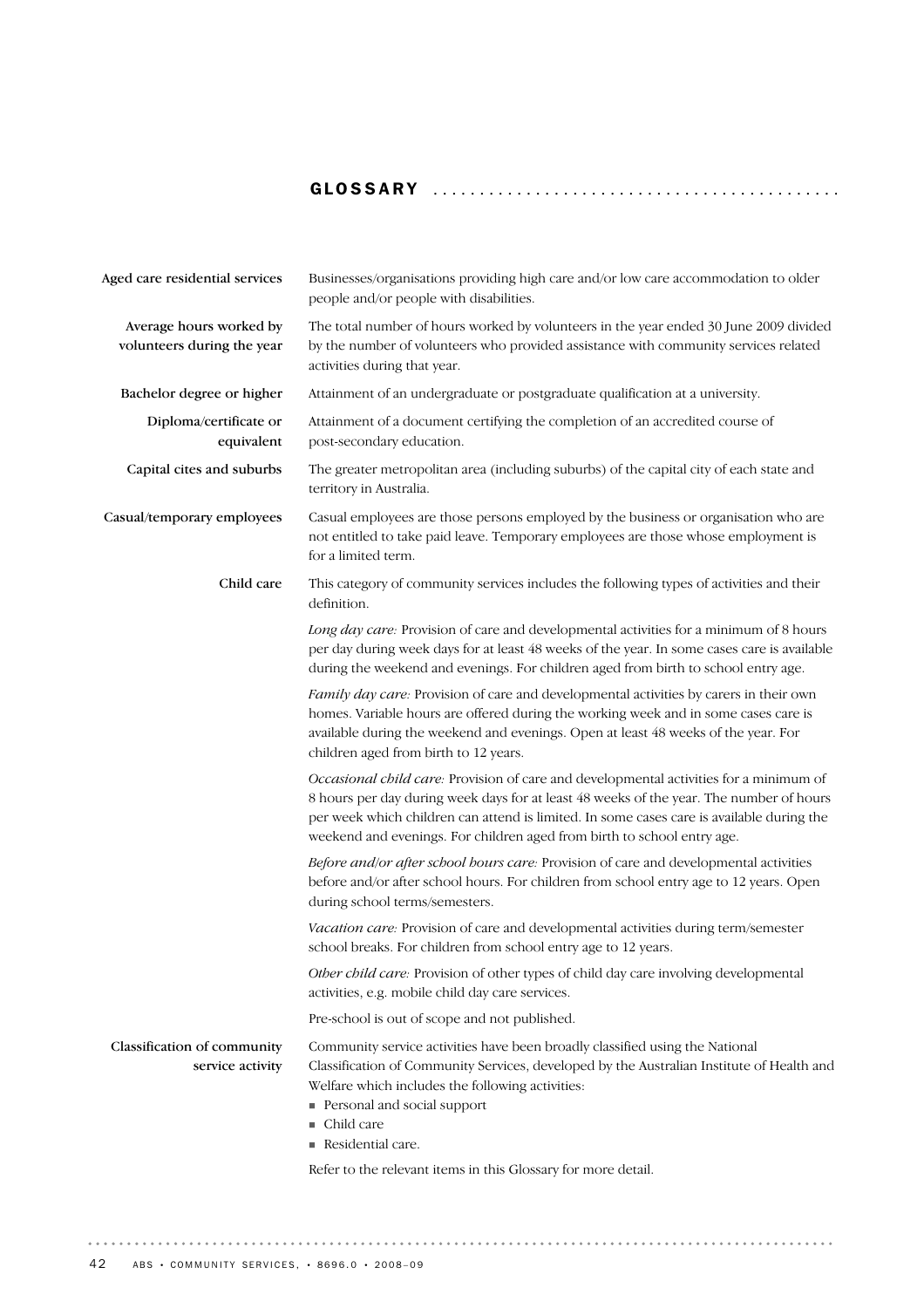# GLOSSARY

**Aged care residential services**
Businesses/organisations providing high care and/or low care accommodation to older people and/or people with disabilities.

**Average hours worked by volunteers during the year**
The total number of hours worked by volunteers in the year ended 30 June 2009 divided by the number of volunteers who provided assistance with community services related activities during that year.

**Bachelor degree or higher**
Attainment of an undergraduate or postgraduate qualification at a university.

**Diploma/certificate or equivalent**
Attainment of a document certifying the completion of an accredited course of post-secondary education.

**Capital cites and suburbs**
The greater metropolitan area (including suburbs) of the capital city of each state and territory in Australia.

**Casual/temporary employees**
Casual employees are those persons employed by the business or organisation who are not entitled to take paid leave. Temporary employees are those whose employment is for a limited term.

**Child care**
This category of community services includes the following types of activities and their definition.

*Long day care:* Provision of care and developmental activities for a minimum of 8 hours per day during week days for at least 48 weeks of the year. In some cases care is available during the weekend and evenings. For children aged from birth to school entry age.

*Family day care:* Provision of care and developmental activities by carers in their own homes. Variable hours are offered during the working week and in some cases care is available during the weekend and evenings. Open at least 48 weeks of the year. For children aged from birth to 12 years.

*Occasional child care:* Provision of care and developmental activities for a minimum of 8 hours per day during week days for at least 48 weeks of the year. The number of hours per week which children can attend is limited. In some cases care is available during the weekend and evenings. For children aged from birth to school entry age.

*Before and/or after school hours care:* Provision of care and developmental activities before and/or after school hours. For children from school entry age to 12 years. Open during school terms/semesters.

*Vacation care:* Provision of care and developmental activities during term/semester school breaks. For children from school entry age to 12 years.

*Other child care:* Provision of other types of child day care involving developmental activities, e.g. mobile child day care services.

Pre-school is out of scope and not published.

**Classification of community service activity**
Community service activities have been broadly classified using the National Classification of Community Services, developed by the Australian Institute of Health and Welfare which includes the following activities:

- Personal and social support
- Child care
- Residential care.

Refer to the relevant items in this Glossary for more detail.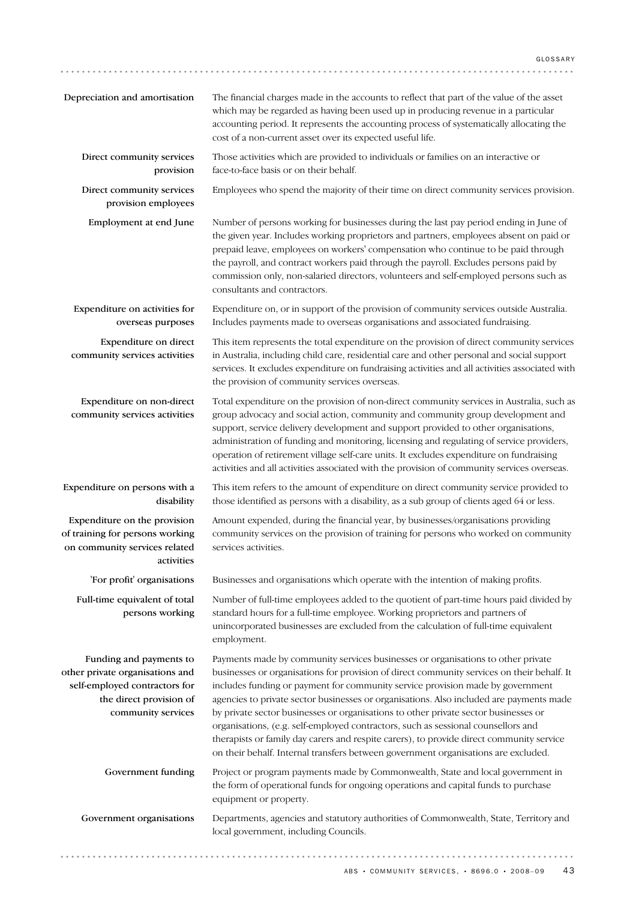**Depreciation and amortisation**
The financial charges made in the accounts to reflect that part of the value of the asset which may be regarded as having been used up in producing revenue in a particular accounting period. It represents the accounting process of systematically allocating the cost of a non-current asset over its expected useful life.

**Direct community services provision**
Those activities which are provided to individuals or families on an interactive or face-to-face basis or on their behalf.

**Direct community services provision employees**
Employees who spend the majority of their time on direct community services provision.

**Employment at end June**
Number of persons working for businesses during the last pay period ending in June of the given year. Includes working proprietors and partners, employees absent on paid or prepaid leave, employees on workers' compensation who continue to be paid through the payroll, and contract workers paid through the payroll. Excludes persons paid by commission only, non-salaried directors, volunteers and self-employed persons such as consultants and contractors.

**Expenditure on activities for overseas purposes**
Expenditure on, or in support of the provision of community services outside Australia. Includes payments made to overseas organisations and associated fundraising.

**Expenditure on direct community services activities**
This item represents the total expenditure on the provision of direct community services in Australia, including child care, residential care and other personal and social support services. It excludes expenditure on fundraising activities and all activities associated with the provision of community services overseas.

**Expenditure on non-direct community services activities**
Total expenditure on the provision of non-direct community services in Australia, such as group advocacy and social action, community and community group development and support, service delivery development and support provided to other organisations, administration of funding and monitoring, licensing and regulating of service providers, operation of retirement village self-care units. It excludes expenditure on fundraising activities and all activities associated with the provision of community services overseas.

**Expenditure on persons with a disability**
This item refers to the amount of expenditure on direct community service provided to those identified as persons with a disability, as a sub group of clients aged 64 or less.

**Expenditure on the provision of training for persons working on community services related activities**
Amount expended, during the financial year, by businesses/organisations providing community services on the provision of training for persons who worked on community services activities.

**'For profit' organisations**
Businesses and organisations which operate with the intention of making profits.

**Full-time equivalent of total persons working**
Number of full-time employees added to the quotient of part-time hours paid divided by standard hours for a full-time employee. Working proprietors and partners of unincorporated businesses are excluded from the calculation of full-time equivalent employment.

**Funding and payments to other private organisations and self-employed contractors for the direct provision of community services**
Payments made by community services businesses or organisations to other private businesses or organisations for provision of direct community services on their behalf. It includes funding or payment for community service provision made by government agencies to private sector businesses or organisations. Also included are payments made by private sector businesses or organisations to other private sector businesses or organisations, (e.g. self-employed contractors, such as sessional counsellors and therapists or family day carers and respite carers), to provide direct community service on their behalf. Internal transfers between government organisations are excluded.

**Government funding**
Project or program payments made by Commonwealth, State and local government in the form of operational funds for ongoing operations and capital funds to purchase equipment or property.

**Government organisations**
Departments, agencies and statutory authorities of Commonwealth, State, Territory and local government, including Councils.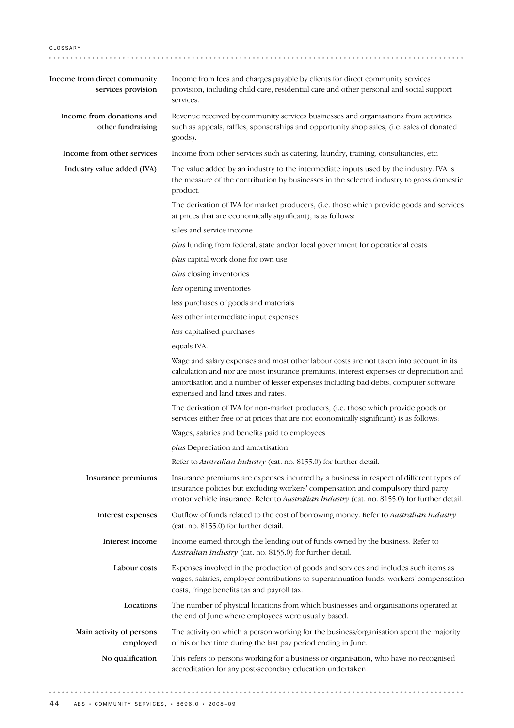**Income from direct community services provision**

Income from fees and charges payable by clients for direct community services provision, including child care, residential care and other personal and social support services.

**Income from donations and other fundraising**

Revenue received by community services businesses and organisations from activities such as appeals, raffles, sponsorships and opportunity shop sales, (i.e. sales of donated goods).

**Income from other services**

Income from other services such as catering, laundry, training, consultancies, etc.

**Industry value added (IVA)**

The value added by an industry to the intermediate inputs used by the industry. IVA is the measure of the contribution by businesses in the selected industry to gross domestic product.

The derivation of IVA for market producers, (i.e. those which provide goods and services at prices that are economically significant), is as follows:

sales and service income

*plus* funding from federal, state and/or local government for operational costs

*plus* capital work done for own use

*plus* closing inventories

*less* opening inventories

*less* purchases of goods and materials

*less* other intermediate input expenses

*less* capitalised purchases

equals IVA.

Wage and salary expenses and most other labour costs are not taken into account in its calculation and nor are most insurance premiums, interest expenses or depreciation and amortisation and a number of lesser expenses including bad debts, computer software expensed and land taxes and rates.

The derivation of IVA for non-market producers, (i.e. those which provide goods or services either free or at prices that are not economically significant) is as follows:

Wages, salaries and benefits paid to employees

*plus* Depreciation and amortisation.

Refer to *Australian Industry* (cat. no. 8155.0) for further detail.

**Insurance premiums**

Insurance premiums are expenses incurred by a business in respect of different types of insurance policies but excluding workers' compensation and compulsory third party motor vehicle insurance. Refer to *Australian Industry* (cat. no. 8155.0) for further detail.

**Interest expenses**

Outflow of funds related to the cost of borrowing money. Refer to *Australian Industry* (cat. no. 8155.0) for further detail.

**Interest income**

Income earned through the lending out of funds owned by the business. Refer to *Australian Industry* (cat. no. 8155.0) for further detail.

**Labour costs**

Expenses involved in the production of goods and services and includes such items as wages, salaries, employer contributions to superannuation funds, workers' compensation costs, fringe benefits tax and payroll tax.

**Locations**

The number of physical locations from which businesses and organisations operated at the end of June where employees were usually based.

**Main activity of persons employed**

The activity on which a person working for the business/organisation spent the majority of his or her time during the last pay period ending in June.

**No qualification**

This refers to persons working for a business or organisation, who have no recognised accreditation for any post-secondary education undertaken.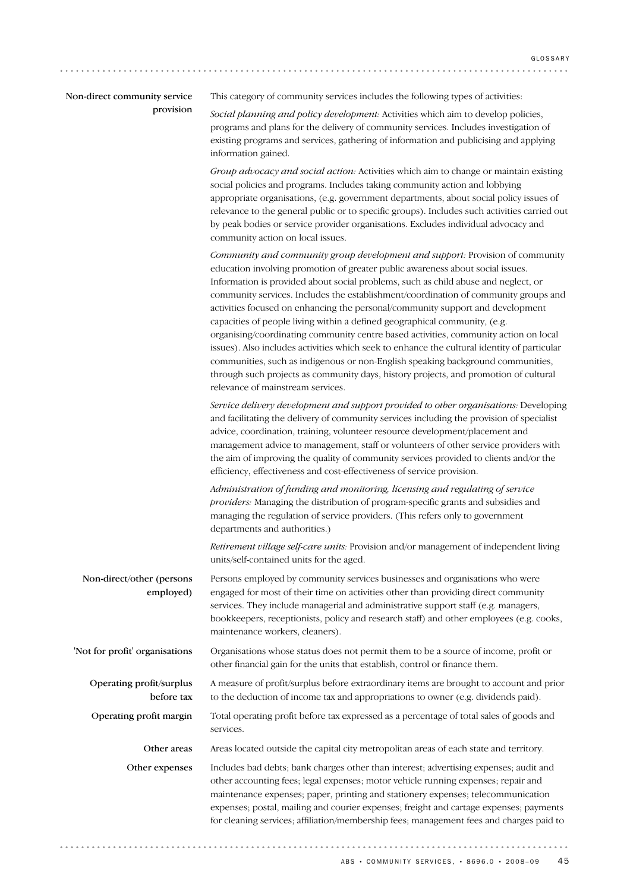**Non-direct community service provision**

This category of community services includes the following types of activities:

*Social planning and policy development:* Activities which aim to develop policies, programs and plans for the delivery of community services. Includes investigation of existing programs and services, gathering of information and publicising and applying information gained.

*Group advocacy and social action:* Activities which aim to change or maintain existing social policies and programs. Includes taking community action and lobbying appropriate organisations, (e.g. government departments, about social policy issues of relevance to the general public or to specific groups). Includes such activities carried out by peak bodies or service provider organisations. Excludes individual advocacy and community action on local issues.

*Community and community group development and support:* Provision of community education involving promotion of greater public awareness about social issues. Information is provided about social problems, such as child abuse and neglect, or community services. Includes the establishment/coordination of community groups and activities focused on enhancing the personal/community support and development capacities of people living within a defined geographical community, (e.g. organising/coordinating community centre based activities, community action on local issues). Also includes activities which seek to enhance the cultural identity of particular communities, such as indigenous or non-English speaking background communities, through such projects as community days, history projects, and promotion of cultural relevance of mainstream services.

*Service delivery development and support provided to other organisations:* Developing and facilitating the delivery of community services including the provision of specialist advice, coordination, training, volunteer resource development/placement and management advice to management, staff or volunteers of other service providers with the aim of improving the quality of community services provided to clients and/or the efficiency, effectiveness and cost-effectiveness of service provision.

*Administration of funding and monitoring, licensing and regulating of service providers:* Managing the distribution of program-specific grants and subsidies and managing the regulation of service providers. (This refers only to government departments and authorities.)

*Retirement village self-care units:* Provision and/or management of independent living units/self-contained units for the aged.

**Non-direct/other (persons employed)**

Persons employed by community services businesses and organisations who were engaged for most of their time on activities other than providing direct community services. They include managerial and administrative support staff (e.g. managers, bookkeepers, receptionists, policy and research staff) and other employees (e.g. cooks, maintenance workers, cleaners).

**'Not for profit' organisations**

Organisations whose status does not permit them to be a source of income, profit or other financial gain for the units that establish, control or finance them.

**Operating profit/surplus before tax**

A measure of profit/surplus before extraordinary items are brought to account and prior to the deduction of income tax and appropriations to owner (e.g. dividends paid).

**Operating profit margin**

Total operating profit before tax expressed as a percentage of total sales of goods and services.

**Other areas**

Areas located outside the capital city metropolitan areas of each state and territory.

**Other expenses**

Includes bad debts; bank charges other than interest; advertising expenses; audit and other accounting fees; legal expenses; motor vehicle running expenses; repair and maintenance expenses; paper, printing and stationery expenses; telecommunication expenses; postal, mailing and courier expenses; freight and cartage expenses; payments for cleaning services; affiliation/membership fees; management fees and charges paid to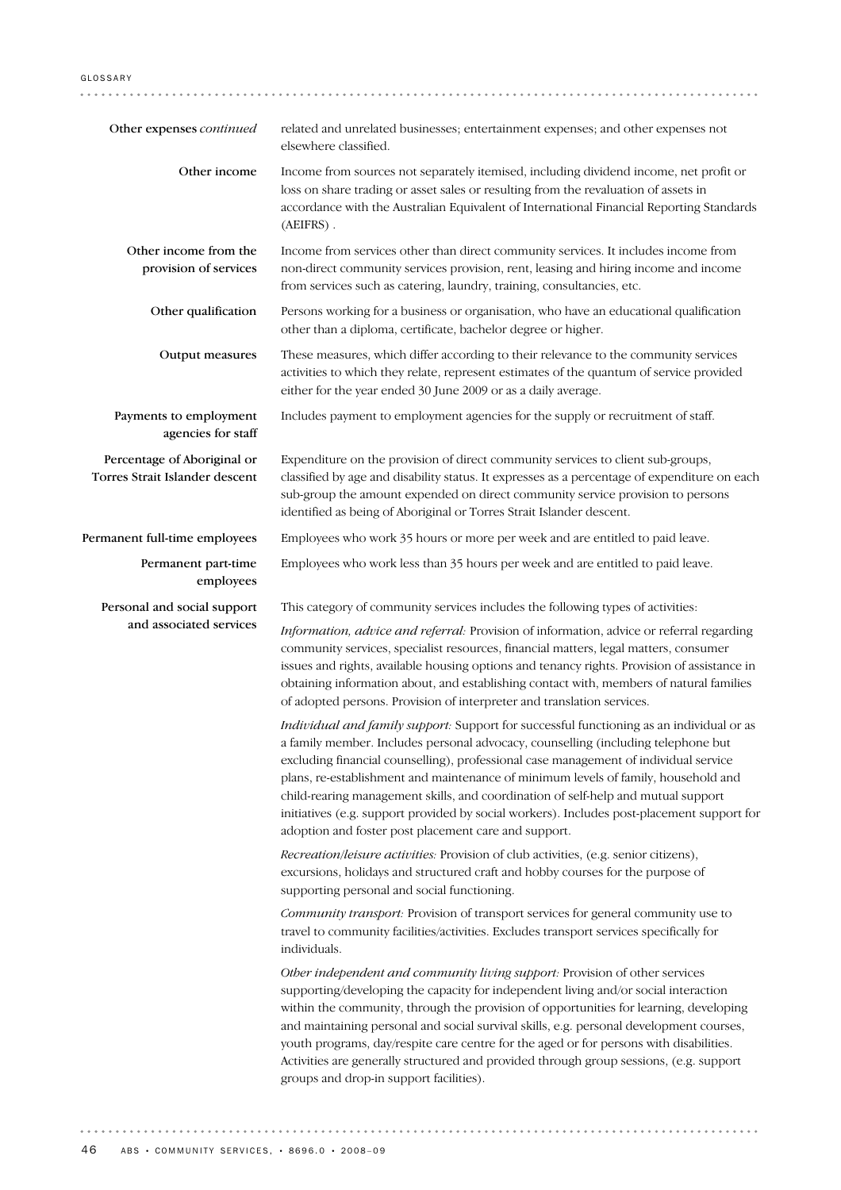**Other expenses** *continued*

related and unrelated businesses; entertainment expenses; and other expenses not elsewhere classified.

**Other income**

Income from sources not separately itemised, including dividend income, net profit or loss on share trading or asset sales or resulting from the revaluation of assets in accordance with the Australian Equivalent of International Financial Reporting Standards (AEIFRS) .

**Other income from the provision of services**

Income from services other than direct community services. It includes income from non-direct community services provision, rent, leasing and hiring income and income from services such as catering, laundry, training, consultancies, etc.

**Other qualification**

Persons working for a business or organisation, who have an educational qualification other than a diploma, certificate, bachelor degree or higher.

**Output measures**

These measures, which differ according to their relevance to the community services activities to which they relate, represent estimates of the quantum of service provided either for the year ended 30 June 2009 or as a daily average.

**Payments to employment agencies for staff**

Includes payment to employment agencies for the supply or recruitment of staff.

**Percentage of Aboriginal or Torres Strait Islander descent**

Expenditure on the provision of direct community services to client sub-groups, classified by age and disability status. It expresses as a percentage of expenditure on each sub-group the amount expended on direct community service provision to persons identified as being of Aboriginal or Torres Strait Islander descent.

**Permanent full-time employees**

Employees who work 35 hours or more per week and are entitled to paid leave.

**Permanent part-time employees**

Employees who work less than 35 hours per week and are entitled to paid leave.

**Personal and social support and associated services**

This category of community services includes the following types of activities:

*Information, advice and referral:* Provision of information, advice or referral regarding community services, specialist resources, financial matters, legal matters, consumer issues and rights, available housing options and tenancy rights. Provision of assistance in obtaining information about, and establishing contact with, members of natural families of adopted persons. Provision of interpreter and translation services.

*Individual and family support:* Support for successful functioning as an individual or as a family member. Includes personal advocacy, counselling (including telephone but excluding financial counselling), professional case management of individual service plans, re-establishment and maintenance of minimum levels of family, household and child-rearing management skills, and coordination of self-help and mutual support initiatives (e.g. support provided by social workers). Includes post-placement support for adoption and foster post placement care and support.

*Recreation/leisure activities:* Provision of club activities, (e.g. senior citizens), excursions, holidays and structured craft and hobby courses for the purpose of supporting personal and social functioning.

*Community transport:* Provision of transport services for general community use to travel to community facilities/activities. Excludes transport services specifically for individuals.

*Other independent and community living support:* Provision of other services supporting/developing the capacity for independent living and/or social interaction within the community, through the provision of opportunities for learning, developing and maintaining personal and social survival skills, e.g. personal development courses, youth programs, day/respite care centre for the aged or for persons with disabilities. Activities are generally structured and provided through group sessions, (e.g. support groups and drop-in support facilities).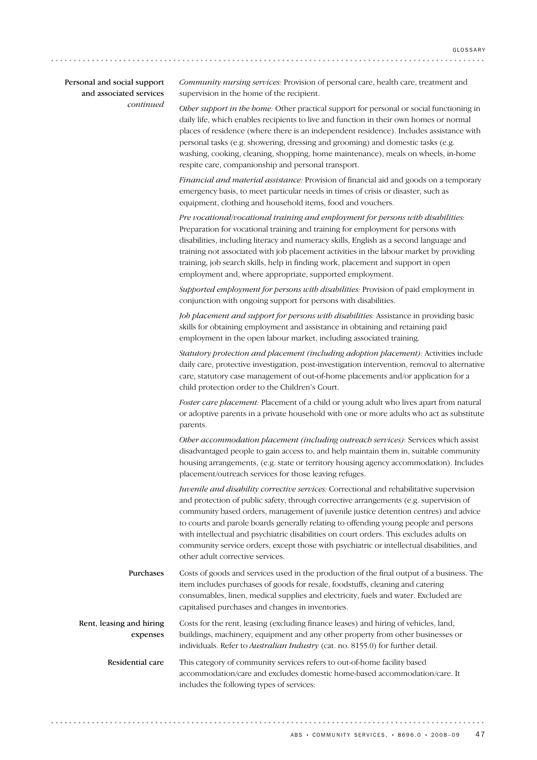**Personal and social support and associated services** *continued*

*Community nursing services:* Provision of personal care, health care, treatment and supervision in the home of the recipient.

*Other support in the home:* Other practical support for personal or social functioning in daily life, which enables recipients to live and function in their own homes or normal places of residence (where there is an independent residence). Includes assistance with personal tasks (e.g. showering, dressing and grooming) and domestic tasks (e.g. washing, cooking, cleaning, shopping, home maintenance), meals on wheels, in-home respite care, companionship and personal transport.

*Financial and material assistance:* Provision of financial aid and goods on a temporary emergency basis, to meet particular needs in times of crisis or disaster, such as equipment, clothing and household items, food and vouchers.

*Pre vocational/vocational training and employment for persons with disabilities:* Preparation for vocational training and training for employment for persons with disabilities, including literacy and numeracy skills, English as a second language and training not associated with job placement activities in the labour market by providing training, job search skills, help in finding work, placement and support in open employment and, where appropriate, supported employment.

*Supported employment for persons with disabilities:* Provision of paid employment in conjunction with ongoing support for persons with disabilities.

*Job placement and support for persons with disabilities:* Assistance in providing basic skills for obtaining employment and assistance in obtaining and retaining paid employment in the open labour market, including associated training.

*Statutory protection and placement (including adoption placement):* Activities include daily care, protective investigation, post-investigation intervention, removal to alternative care, statutory case management of out-of-home placements and/or application for a child protection order to the Children's Court.

*Foster care placement:* Placement of a child or young adult who lives apart from natural or adoptive parents in a private household with one or more adults who act as substitute parents.

*Other accommodation placement (including outreach services)*: Services which assist disadvantaged people to gain access to, and help maintain them in, suitable community housing arrangements, (e.g. state or territory housing agency accommodation). Includes placement/outreach services for those leaving refuges.

*Juvenile and disability corrective services:* Correctional and rehabilitative supervision and protection of public safety, through corrective arrangements (e.g. supervision of community based orders, management of juvenile justice detention centres) and advice to courts and parole boards generally relating to offending young people and persons with intellectual and psychiatric disabilities on court orders. This excludes adults on community service orders, except those with psychiatric or intellectual disabilities, and other adult corrective services.

**Purchases**

Costs of goods and services used in the production of the final output of a business. The item includes purchases of goods for resale, foodstuffs, cleaning and catering consumables, linen, medical supplies and electricity, fuels and water. Excluded are capitalised purchases and changes in inventories.

**Rent, leasing and hiring expenses**

Costs for the rent, leasing (excluding finance leases) and hiring of vehicles, land, buildings, machinery, equipment and any other property from other businesses or individuals. Refer to *Australian Industry* (cat. no. 8155.0) for further detail.

**Residential care**

This category of community services refers to out-of-home facility based accommodation/care and excludes domestic home-based accommodation/care. It includes the following types of services: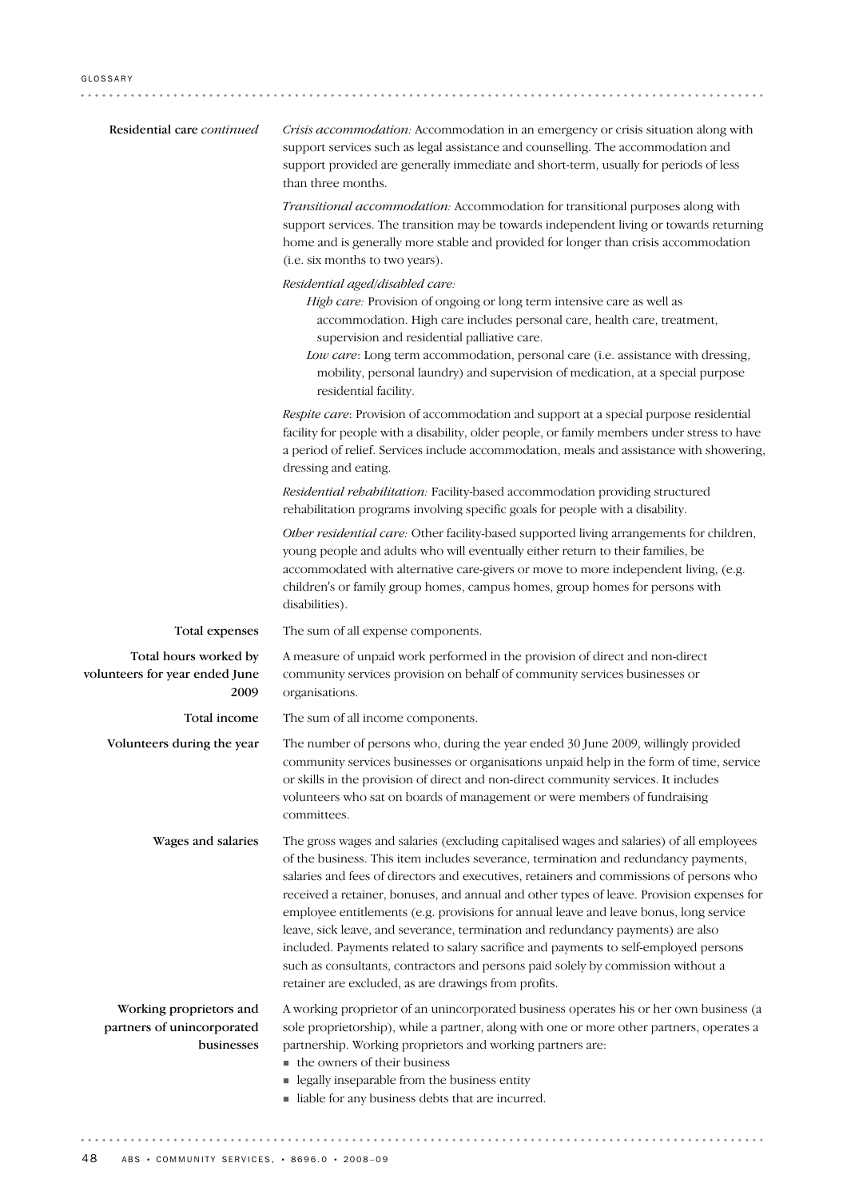**Residential care** *continued*

*Crisis accommodation:* Accommodation in an emergency or crisis situation along with support services such as legal assistance and counselling. The accommodation and support provided are generally immediate and short-term, usually for periods of less than three months.

*Transitional accommodation:* Accommodation for transitional purposes along with support services. The transition may be towards independent living or towards returning home and is generally more stable and provided for longer than crisis accommodation (i.e. six months to two years).

*Residential aged/disabled care:*

- *High care:* Provision of ongoing or long term intensive care as well as accommodation. High care includes personal care, health care, treatment, supervision and residential palliative care.
- *Low care*: Long term accommodation, personal care (i.e. assistance with dressing, mobility, personal laundry) and supervision of medication, at a special purpose residential facility.

*Respite care*: Provision of accommodation and support at a special purpose residential facility for people with a disability, older people, or family members under stress to have a period of relief. Services include accommodation, meals and assistance with showering, dressing and eating.

*Residential rehabilitation:* Facility-based accommodation providing structured rehabilitation programs involving specific goals for people with a disability.

*Other residential care:* Other facility-based supported living arrangements for children, young people and adults who will eventually either return to their families, be accommodated with alternative care-givers or move to more independent living, (e.g. children's or family group homes, campus homes, group homes for persons with disabilities).

**Total expenses**

The sum of all expense components.

**Total hours worked by volunteers for year ended June 2009**

A measure of unpaid work performed in the provision of direct and non-direct community services provision on behalf of community services businesses or organisations.

**Total income**

The sum of all income components.

**Volunteers during the year**

The number of persons who, during the year ended 30 June 2009, willingly provided community services businesses or organisations unpaid help in the form of time, service or skills in the provision of direct and non-direct community services. It includes volunteers who sat on boards of management or were members of fundraising committees.

**Wages and salaries**

The gross wages and salaries (excluding capitalised wages and salaries) of all employees of the business. This item includes severance, termination and redundancy payments, salaries and fees of directors and executives, retainers and commissions of persons who received a retainer, bonuses, and annual and other types of leave. Provision expenses for employee entitlements (e.g. provisions for annual leave and leave bonus, long service leave, sick leave, and severance, termination and redundancy payments) are also included. Payments related to salary sacrifice and payments to self-employed persons such as consultants, contractors and persons paid solely by commission without a retainer are excluded, as are drawings from profits.

**Working proprietors and partners of unincorporated businesses**

A working proprietor of an unincorporated business operates his or her own business (a sole proprietorship), while a partner, along with one or more other partners, operates a partnership. Working proprietors and working partners are:

- the owners of their business
- legally inseparable from the business entity
- liable for any business debts that are incurred.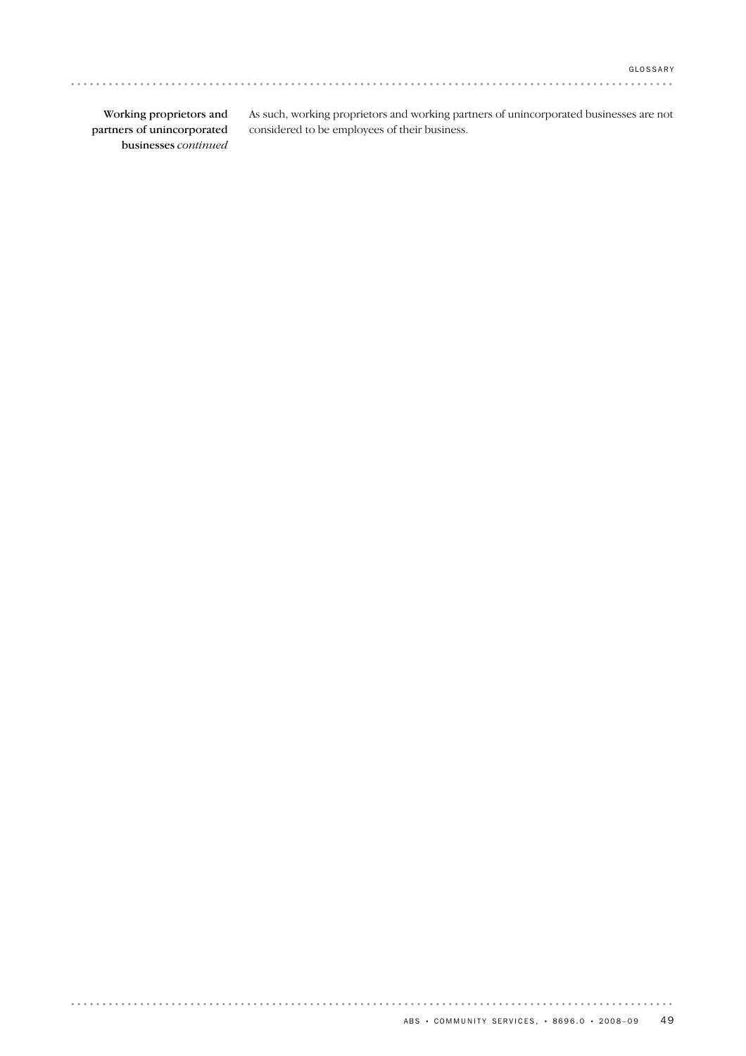**Working proprietors and partners of unincorporated businesses** *continued*

As such, working proprietors and working partners of unincorporated businesses are not considered to be employees of their business.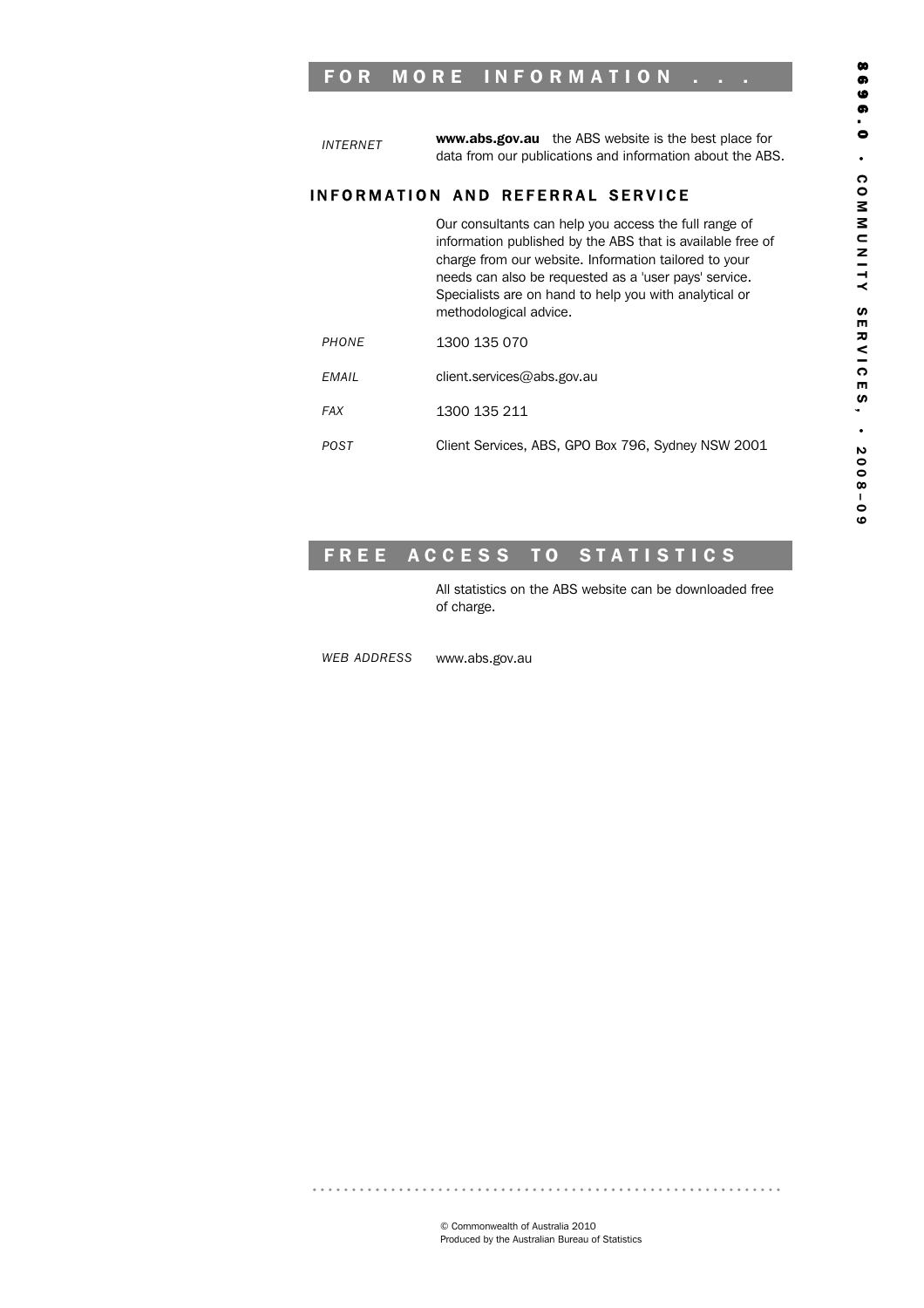## FOR MORE INFORMATION . . .

*INTERNET* **www.abs.gov.au** the ABS website is the best place for data from our publications and information about the ABS.

### INFORMATION AND REFERRAL SERVICE

Our consultants can help you access the full range of information published by the ABS that is available free of charge from our website. Information tailored to your needs can also be requested as a 'user pays' service. Specialists are on hand to help you with analytical or methodological advice.

*PHONE* 1300 135 070

*EMAIL* client.services@abs.gov.au

*FAX* 1300 135 211

*POST* Client Services, ABS, GPO Box 796, Sydney NSW 2001

## FREE ACCESS TO STATISTICS

All statistics on the ABS website can be downloaded free of charge.

*WEB ADDRESS* www.abs.gov.au

© Commonwealth of Australia 2010
Produced by the Australian Bureau of Statistics